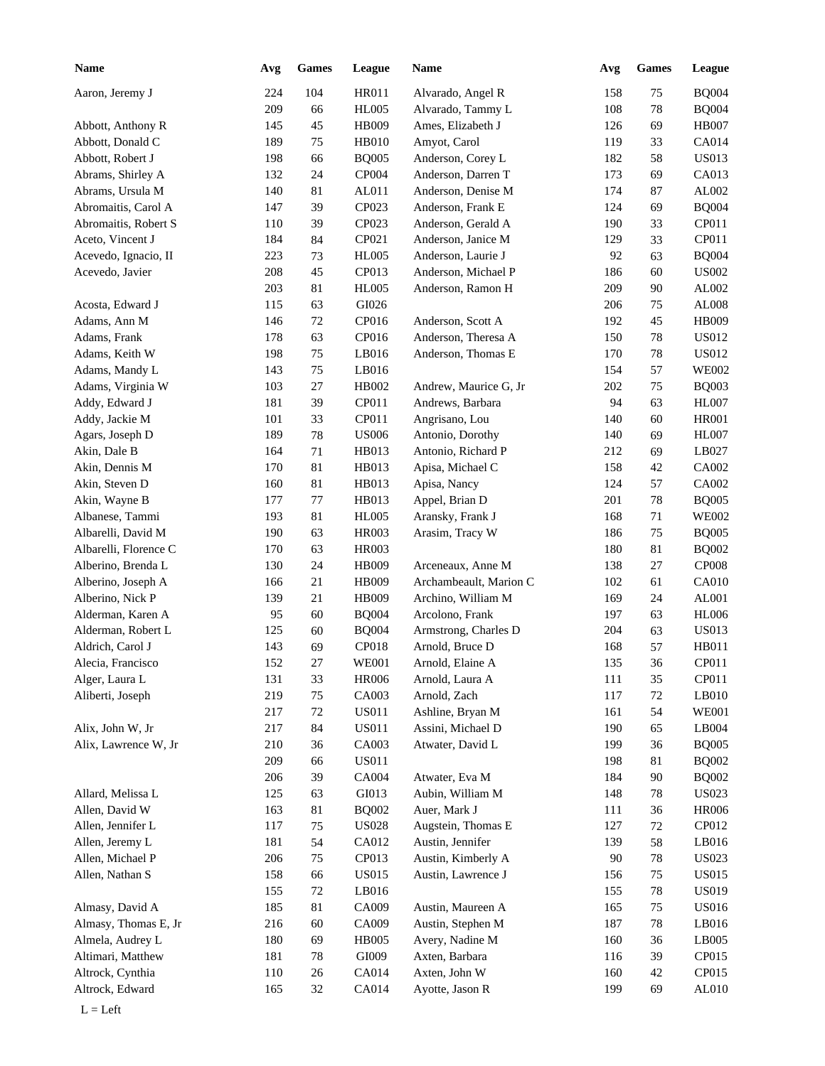| Name | Avg | Games | League | Name | Avg | Games | League |
|---|---|---|---|---|---|---|---|
| Aaron, Jeremy J | 224 | 104 | HR011 | Alvarado, Angel R | 158 | 75 | BQ004 |
| | 209 | 66 | HL005 | Alvarado, Tammy L | 108 | 78 | BQ004 |
| Abbott, Anthony R | 145 | 45 | HB009 | Ames, Elizabeth J | 126 | 69 | HB007 |
| Abbott, Donald C | 189 | 75 | HB010 | Amyot, Carol | 119 | 33 | CA014 |
| Abbott, Robert J | 198 | 66 | BQ005 | Anderson, Corey L | 182 | 58 | US013 |
| Abrams, Shirley A | 132 | 24 | CP004 | Anderson, Darren T | 173 | 69 | CA013 |
| Abrams, Ursula M | 140 | 81 | AL011 | Anderson, Denise M | 174 | 87 | AL002 |
| Abromaitis, Carol A | 147 | 39 | CP023 | Anderson, Frank E | 124 | 69 | BQ004 |
| Abromaitis, Robert S | 110 | 39 | CP023 | Anderson, Gerald A | 190 | 33 | CP011 |
| Aceto, Vincent J | 184 | 84 | CP021 | Anderson, Janice M | 129 | 33 | CP011 |
| Acevedo, Ignacio, II | 223 | 73 | HL005 | Anderson, Laurie J | 92 | 63 | BQ004 |
| Acevedo, Javier | 208 | 45 | CP013 | Anderson, Michael P | 186 | 60 | US002 |
| | 203 | 81 | HL005 | Anderson, Ramon H | 209 | 90 | AL002 |
| Acosta, Edward J | 115 | 63 | GI026 | | 206 | 75 | AL008 |
| Adams, Ann M | 146 | 72 | CP016 | Anderson, Scott A | 192 | 45 | HB009 |
| Adams, Frank | 178 | 63 | CP016 | Anderson, Theresa A | 150 | 78 | US012 |
| Adams, Keith W | 198 | 75 | LB016 | Anderson, Thomas E | 170 | 78 | US012 |
| Adams, Mandy L | 143 | 75 | LB016 | | 154 | 57 | WE002 |
| Adams, Virginia W | 103 | 27 | HB002 | Andrew, Maurice G, Jr | 202 | 75 | BQ003 |
| Addy, Edward J | 181 | 39 | CP011 | Andrews, Barbara | 94 | 63 | HL007 |
| Addy, Jackie M | 101 | 33 | CP011 | Angrisano, Lou | 140 | 60 | HR001 |
| Agars, Joseph D | 189 | 78 | US006 | Antonio, Dorothy | 140 | 69 | HL007 |
| Akin, Dale B | 164 | 71 | HB013 | Antonio, Richard P | 212 | 69 | LB027 |
| Akin, Dennis M | 170 | 81 | HB013 | Apisa, Michael C | 158 | 42 | CA002 |
| Akin, Steven D | 160 | 81 | HB013 | Apisa, Nancy | 124 | 57 | CA002 |
| Akin, Wayne B | 177 | 77 | HB013 | Appel, Brian D | 201 | 78 | BQ005 |
| Albanese, Tammi | 193 | 81 | HL005 | Aransky, Frank J | 168 | 71 | WE002 |
| Albarelli, David M | 190 | 63 | HR003 | Arasim, Tracy W | 186 | 75 | BQ005 |
| Albarelli, Florence C | 170 | 63 | HR003 | | 180 | 81 | BQ002 |
| Alberino, Brenda L | 130 | 24 | HB009 | Arceneaux, Anne M | 138 | 27 | CP008 |
| Alberino, Joseph A | 166 | 21 | HB009 | Archambeault, Marion C | 102 | 61 | CA010 |
| Alberino, Nick P | 139 | 21 | HB009 | Archino, William M | 169 | 24 | AL001 |
| Alderman, Karen A | 95 | 60 | BQ004 | Arcolono, Frank | 197 | 63 | HL006 |
| Alderman, Robert L | 125 | 60 | BQ004 | Armstrong, Charles D | 204 | 63 | US013 |
| Aldrich, Carol J | 143 | 69 | CP018 | Arnold, Bruce D | 168 | 57 | HB011 |
| Alecia, Francisco | 152 | 27 | WE001 | Arnold, Elaine A | 135 | 36 | CP011 |
| Alger, Laura L | 131 | 33 | HR006 | Arnold, Laura A | 111 | 35 | CP011 |
| Aliberti, Joseph | 219 | 75 | CA003 | Arnold, Zach | 117 | 72 | LB010 |
| | 217 | 72 | US011 | Ashline, Bryan M | 161 | 54 | WE001 |
| Alix, John W, Jr | 217 | 84 | US011 | Assini, Michael D | 190 | 65 | LB004 |
| Alix, Lawrence W, Jr | 210 | 36 | CA003 | Atwater, David L | 199 | 36 | BQ005 |
| | 209 | 66 | US011 | | 198 | 81 | BQ002 |
| | 206 | 39 | CA004 | Atwater, Eva M | 184 | 90 | BQ002 |
| Allard, Melissa L | 125 | 63 | GI013 | Aubin, William M | 148 | 78 | US023 |
| Allen, David W | 163 | 81 | BQ002 | Auer, Mark J | 111 | 36 | HR006 |
| Allen, Jennifer L | 117 | 75 | US028 | Augstein, Thomas E | 127 | 72 | CP012 |
| Allen, Jeremy L | 181 | 54 | CA012 | Austin, Jennifer | 139 | 58 | LB016 |
| Allen, Michael P | 206 | 75 | CP013 | Austin, Kimberly A | 90 | 78 | US023 |
| Allen, Nathan S | 158 | 66 | US015 | Austin, Lawrence J | 156 | 75 | US015 |
| | 155 | 72 | LB016 | | 155 | 78 | US019 |
| Almasy, David A | 185 | 81 | CA009 | Austin, Maureen A | 165 | 75 | US016 |
| Almasy, Thomas E, Jr | 216 | 60 | CA009 | Austin, Stephen M | 187 | 78 | LB016 |
| Almela, Audrey L | 180 | 69 | HB005 | Avery, Nadine M | 160 | 36 | LB005 |
| Altimari, Matthew | 181 | 78 | GI009 | Axten, Barbara | 116 | 39 | CP015 |
| Altrock, Cynthia | 110 | 26 | CA014 | Axten, John W | 160 | 42 | CP015 |
| Altrock, Edward | 165 | 32 | CA014 | Ayotte, Jason R | 199 | 69 | AL010 |

L = Left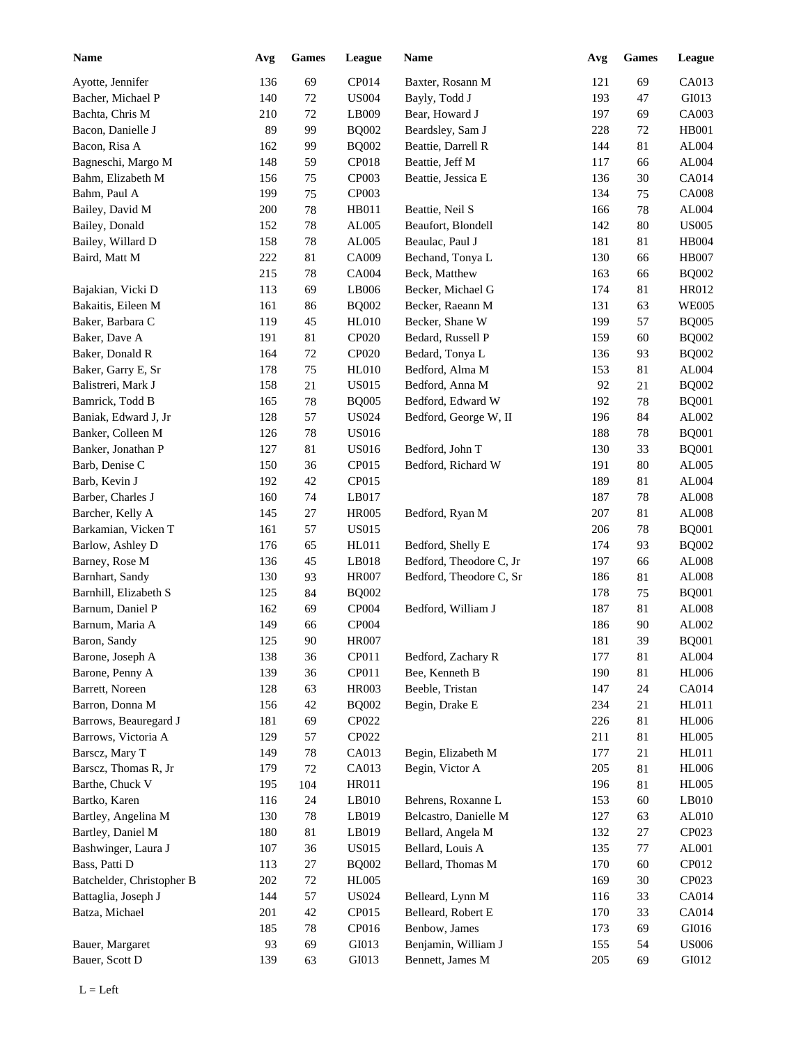| Name | Avg | Games | League | Name | Avg | Games | League |
|---|---|---|---|---|---|---|---|
| Ayotte, Jennifer | 136 | 69 | CP014 | Baxter, Rosann M | 121 | 69 | CA013 |
| Bacher, Michael P | 140 | 72 | US004 | Bayly, Todd J | 193 | 47 | GI013 |
| Bachta, Chris M | 210 | 72 | LB009 | Bear, Howard J | 197 | 69 | CA003 |
| Bacon, Danielle J | 89 | 99 | BQ002 | Beardsley, Sam J | 228 | 72 | HB001 |
| Bacon, Risa A | 162 | 99 | BQ002 | Beattie, Darrell R | 144 | 81 | AL004 |
| Bagneschi, Margo M | 148 | 59 | CP018 | Beattie, Jeff M | 117 | 66 | AL004 |
| Bahm, Elizabeth M | 156 | 75 | CP003 | Beattie, Jessica E | 136 | 30 | CA014 |
| Bahm, Paul A | 199 | 75 | CP003 | | 134 | 75 | CA008 |
| Bailey, David M | 200 | 78 | HB011 | Beattie, Neil S | 166 | 78 | AL004 |
| Bailey, Donald | 152 | 78 | AL005 | Beaufort, Blondell | 142 | 80 | US005 |
| Bailey, Willard D | 158 | 78 | AL005 | Beaulac, Paul J | 181 | 81 | HB004 |
| Baird, Matt M | 222 | 81 | CA009 | Bechand, Tonya L | 130 | 66 | HB007 |
| | 215 | 78 | CA004 | Beck, Matthew | 163 | 66 | BQ002 |
| Bajakian, Vicki D | 113 | 69 | LB006 | Becker, Michael G | 174 | 81 | HR012 |
| Bakaitis, Eileen M | 161 | 86 | BQ002 | Becker, Raeann M | 131 | 63 | WE005 |
| Baker, Barbara C | 119 | 45 | HL010 | Becker, Shane W | 199 | 57 | BQ005 |
| Baker, Dave A | 191 | 81 | CP020 | Bedard, Russell P | 159 | 60 | BQ002 |
| Baker, Donald R | 164 | 72 | CP020 | Bedard, Tonya L | 136 | 93 | BQ002 |
| Baker, Garry E, Sr | 178 | 75 | HL010 | Bedford, Alma M | 153 | 81 | AL004 |
| Balistreri, Mark J | 158 | 21 | US015 | Bedford, Anna M | 92 | 21 | BQ002 |
| Bamrick, Todd B | 165 | 78 | BQ005 | Bedford, Edward W | 192 | 78 | BQ001 |
| Baniak, Edward J, Jr | 128 | 57 | US024 | Bedford, George W, II | 196 | 84 | AL002 |
| Banker, Colleen M | 126 | 78 | US016 | | 188 | 78 | BQ001 |
| Banker, Jonathan P | 127 | 81 | US016 | Bedford, John T | 130 | 33 | BQ001 |
| Barb, Denise C | 150 | 36 | CP015 | Bedford, Richard W | 191 | 80 | AL005 |
| Barb, Kevin J | 192 | 42 | CP015 | | 189 | 81 | AL004 |
| Barber, Charles J | 160 | 74 | LB017 | | 187 | 78 | AL008 |
| Barcher, Kelly A | 145 | 27 | HR005 | Bedford, Ryan M | 207 | 81 | AL008 |
| Barkamian, Vicken T | 161 | 57 | US015 | | 206 | 78 | BQ001 |
| Barlow, Ashley D | 176 | 65 | HL011 | Bedford, Shelly E | 174 | 93 | BQ002 |
| Barney, Rose M | 136 | 45 | LB018 | Bedford, Theodore C, Jr | 197 | 66 | AL008 |
| Barnhart, Sandy | 130 | 93 | HR007 | Bedford, Theodore C, Sr | 186 | 81 | AL008 |
| Barnhill, Elizabeth S | 125 | 84 | BQ002 | | 178 | 75 | BQ001 |
| Barnum, Daniel P | 162 | 69 | CP004 | Bedford, William J | 187 | 81 | AL008 |
| Barnum, Maria A | 149 | 66 | CP004 | | 186 | 90 | AL002 |
| Baron, Sandy | 125 | 90 | HR007 | | 181 | 39 | BQ001 |
| Barone, Joseph A | 138 | 36 | CP011 | Bedford, Zachary R | 177 | 81 | AL004 |
| Barone, Penny A | 139 | 36 | CP011 | Bee, Kenneth B | 190 | 81 | HL006 |
| Barrett, Noreen | 128 | 63 | HR003 | Beeble, Tristan | 147 | 24 | CA014 |
| Barron, Donna M | 156 | 42 | BQ002 | Begin, Drake E | 234 | 21 | HL011 |
| Barrows, Beauregard J | 181 | 69 | CP022 | | 226 | 81 | HL006 |
| Barrows, Victoria A | 129 | 57 | CP022 | | 211 | 81 | HL005 |
| Barscz, Mary T | 149 | 78 | CA013 | Begin, Elizabeth M | 177 | 21 | HL011 |
| Barscz, Thomas R, Jr | 179 | 72 | CA013 | Begin, Victor A | 205 | 81 | HL006 |
| Barthe, Chuck V | 195 | 104 | HR011 | | 196 | 81 | HL005 |
| Bartko, Karen | 116 | 24 | LB010 | Behrens, Roxanne L | 153 | 60 | LB010 |
| Bartley, Angelina M | 130 | 78 | LB019 | Belcastro, Danielle M | 127 | 63 | AL010 |
| Bartley, Daniel M | 180 | 81 | LB019 | Bellard, Angela M | 132 | 27 | CP023 |
| Bashwinger, Laura J | 107 | 36 | US015 | Bellard, Louis A | 135 | 77 | AL001 |
| Bass, Patti D | 113 | 27 | BQ002 | Bellard, Thomas M | 170 | 60 | CP012 |
| Batchelder, Christopher B | 202 | 72 | HL005 | | 169 | 30 | CP023 |
| Battaglia, Joseph J | 144 | 57 | US024 | Belleard, Lynn M | 116 | 33 | CA014 |
| Batza, Michael | 201 | 42 | CP015 | Belleard, Robert E | 170 | 33 | CA014 |
| | 185 | 78 | CP016 | Benbow, James | 173 | 69 | GI016 |
| Bauer, Margaret | 93 | 69 | GI013 | Benjamin, William J | 155 | 54 | US006 |
| Bauer, Scott D | 139 | 63 | GI013 | Bennett, James M | 205 | 69 | GI012 |

L = Left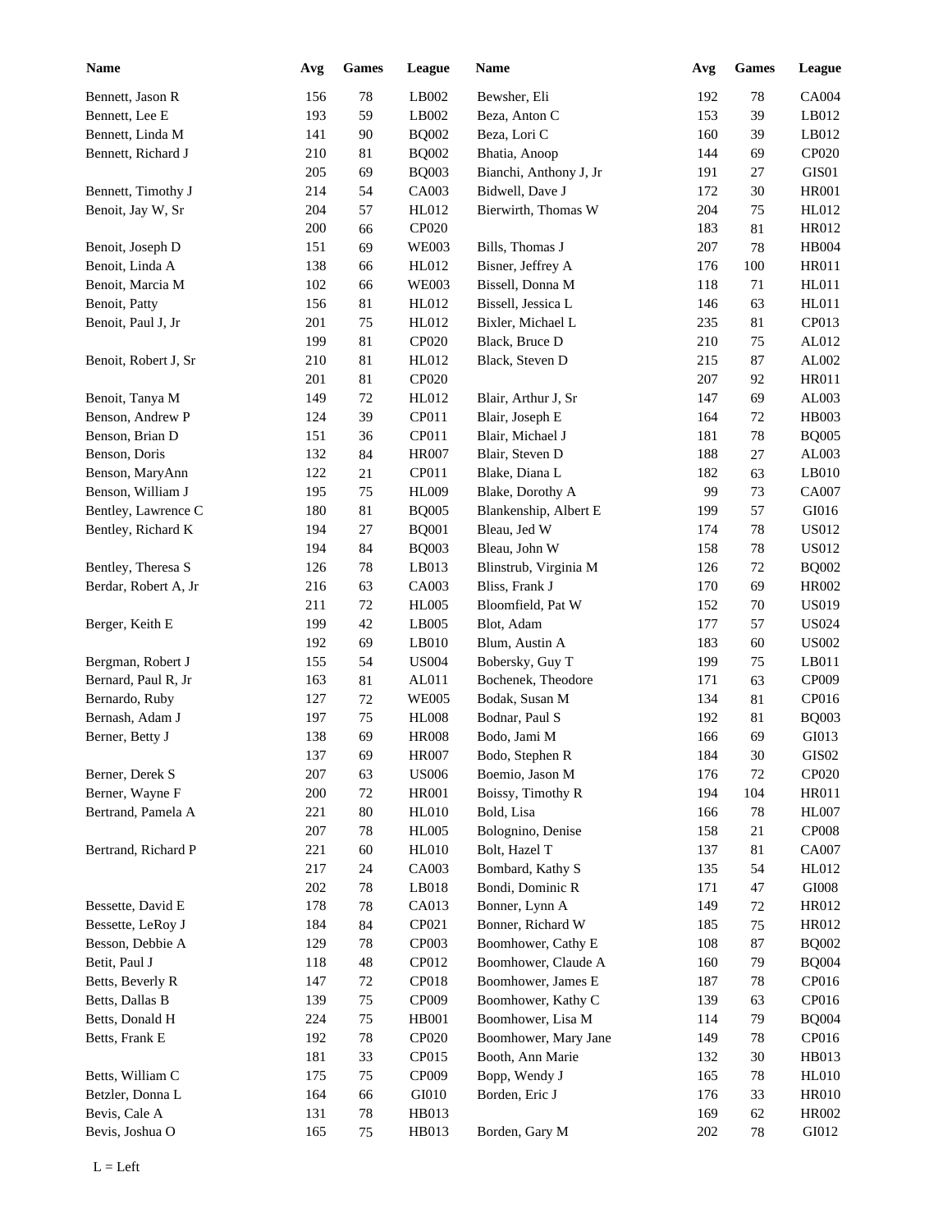| Name | Avg | Games | League | Name | Avg | Games | League |
|---|---|---|---|---|---|---|---|
| Bennett, Jason R | 156 | 78 | LB002 | Bewsher, Eli | 192 | 78 | CA004 |
| Bennett, Lee E | 193 | 59 | LB002 | Beza, Anton C | 153 | 39 | LB012 |
| Bennett, Linda M | 141 | 90 | BQ002 | Beza, Lori C | 160 | 39 | LB012 |
| Bennett, Richard J | 210 | 81 | BQ002 | Bhatia, Anoop | 144 | 69 | CP020 |
| | 205 | 69 | BQ003 | Bianchi, Anthony J, Jr | 191 | 27 | GIS01 |
| Bennett, Timothy J | 214 | 54 | CA003 | Bidwell, Dave J | 172 | 30 | HR001 |
| Benoit, Jay W, Sr | 204 | 57 | HL012 | Bierwirth, Thomas W | 204 | 75 | HL012 |
| | 200 | 66 | CP020 | | 183 | 81 | HR012 |
| Benoit, Joseph D | 151 | 69 | WE003 | Bills, Thomas J | 207 | 78 | HB004 |
| Benoit, Linda A | 138 | 66 | HL012 | Bisner, Jeffrey A | 176 | 100 | HR011 |
| Benoit, Marcia M | 102 | 66 | WE003 | Bissell, Donna M | 118 | 71 | HL011 |
| Benoit, Patty | 156 | 81 | HL012 | Bissell, Jessica L | 146 | 63 | HL011 |
| Benoit, Paul J, Jr | 201 | 75 | HL012 | Bixler, Michael L | 235 | 81 | CP013 |
| | 199 | 81 | CP020 | Black, Bruce D | 210 | 75 | AL012 |
| Benoit, Robert J, Sr | 210 | 81 | HL012 | Black, Steven D | 215 | 87 | AL002 |
| | 201 | 81 | CP020 | | 207 | 92 | HR011 |
| Benoit, Tanya M | 149 | 72 | HL012 | Blair, Arthur J, Sr | 147 | 69 | AL003 |
| Benson, Andrew P | 124 | 39 | CP011 | Blair, Joseph E | 164 | 72 | HB003 |
| Benson, Brian D | 151 | 36 | CP011 | Blair, Michael J | 181 | 78 | BQ005 |
| Benson, Doris | 132 | 84 | HR007 | Blair, Steven D | 188 | 27 | AL003 |
| Benson, MaryAnn | 122 | 21 | CP011 | Blake, Diana L | 182 | 63 | LB010 |
| Benson, William J | 195 | 75 | HL009 | Blake, Dorothy A | 99 | 73 | CA007 |
| Bentley, Lawrence C | 180 | 81 | BQ005 | Blankenship, Albert E | 199 | 57 | GI016 |
| Bentley, Richard K | 194 | 27 | BQ001 | Bleau, Jed W | 174 | 78 | US012 |
| | 194 | 84 | BQ003 | Bleau, John W | 158 | 78 | US012 |
| Bentley, Theresa S | 126 | 78 | LB013 | Blinstrub, Virginia M | 126 | 72 | BQ002 |
| Berdar, Robert A, Jr | 216 | 63 | CA003 | Bliss, Frank J | 170 | 69 | HR002 |
| | 211 | 72 | HL005 | Bloomfield, Pat W | 152 | 70 | US019 |
| Berger, Keith E | 199 | 42 | LB005 | Blot, Adam | 177 | 57 | US024 |
| | 192 | 69 | LB010 | Blum, Austin A | 183 | 60 | US002 |
| Bergman, Robert J | 155 | 54 | US004 | Bobersky, Guy T | 199 | 75 | LB011 |
| Bernard, Paul R, Jr | 163 | 81 | AL011 | Bochenek, Theodore | 171 | 63 | CP009 |
| Bernardo, Ruby | 127 | 72 | WE005 | Bodak, Susan M | 134 | 81 | CP016 |
| Bernash, Adam J | 197 | 75 | HL008 | Bodnar, Paul S | 192 | 81 | BQ003 |
| Berner, Betty J | 138 | 69 | HR008 | Bodo, Jami M | 166 | 69 | GI013 |
| | 137 | 69 | HR007 | Bodo, Stephen R | 184 | 30 | GIS02 |
| Berner, Derek S | 207 | 63 | US006 | Boemio, Jason M | 176 | 72 | CP020 |
| Berner, Wayne F | 200 | 72 | HR001 | Boissy, Timothy R | 194 | 104 | HR011 |
| Bertrand, Pamela A | 221 | 80 | HL010 | Bold, Lisa | 166 | 78 | HL007 |
| | 207 | 78 | HL005 | Bolognino, Denise | 158 | 21 | CP008 |
| Bertrand, Richard P | 221 | 60 | HL010 | Bolt, Hazel T | 137 | 81 | CA007 |
| | 217 | 24 | CA003 | Bombard, Kathy S | 135 | 54 | HL012 |
| | 202 | 78 | LB018 | Bondi, Dominic R | 171 | 47 | GI008 |
| Bessette, David E | 178 | 78 | CA013 | Bonner, Lynn A | 149 | 72 | HR012 |
| Bessette, LeRoy J | 184 | 84 | CP021 | Bonner, Richard W | 185 | 75 | HR012 |
| Besson, Debbie A | 129 | 78 | CP003 | Boomhower, Cathy E | 108 | 87 | BQ002 |
| Betit, Paul J | 118 | 48 | CP012 | Boomhower, Claude A | 160 | 79 | BQ004 |
| Betts, Beverly R | 147 | 72 | CP018 | Boomhower, James E | 187 | 78 | CP016 |
| Betts, Dallas B | 139 | 75 | CP009 | Boomhower, Kathy C | 139 | 63 | CP016 |
| Betts, Donald H | 224 | 75 | HB001 | Boomhower, Lisa M | 114 | 79 | BQ004 |
| Betts, Frank E | 192 | 78 | CP020 | Boomhower, Mary Jane | 149 | 78 | CP016 |
| | 181 | 33 | CP015 | Booth, Ann Marie | 132 | 30 | HB013 |
| Betts, William C | 175 | 75 | CP009 | Bopp, Wendy J | 165 | 78 | HL010 |
| Betzler, Donna L | 164 | 66 | GI010 | Borden, Eric J | 176 | 33 | HR010 |
| Bevis, Cale A | 131 | 78 | HB013 | | 169 | 62 | HR002 |
| Bevis, Joshua O | 165 | 75 | HB013 | Borden, Gary M | 202 | 78 | GI012 |

L = Left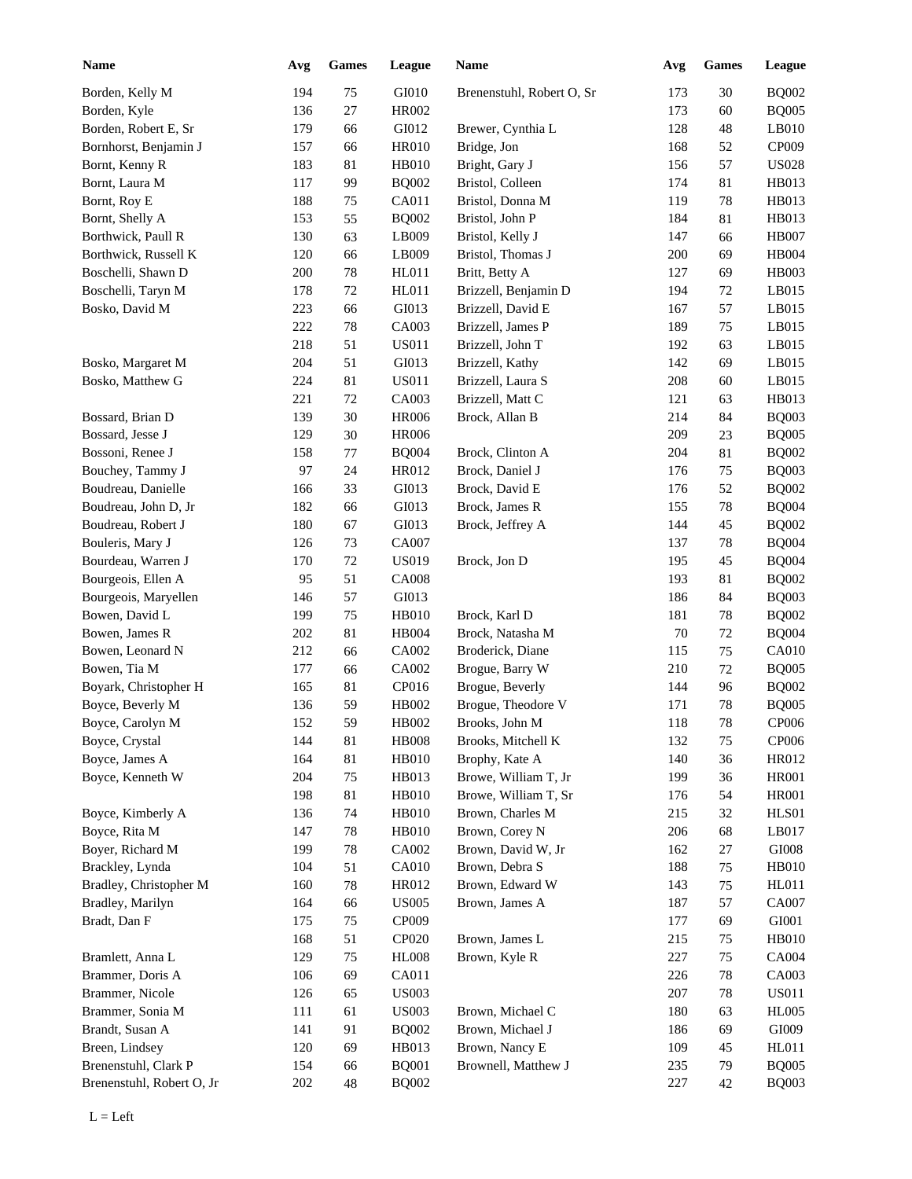| Name | Avg | Games | League |
|---|---|---|---|
| Borden, Kelly M | 194 | 75 | GI010 |
| Borden, Kyle | 136 | 27 | HR002 |
| Borden, Robert E, Sr | 179 | 66 | GI012 |
| Bornhorst, Benjamin J | 157 | 66 | HR010 |
| Bornt, Kenny R | 183 | 81 | HB010 |
| Bornt, Laura M | 117 | 99 | BQ002 |
| Bornt, Roy E | 188 | 75 | CA011 |
| Bornt, Shelly A | 153 | 55 | BQ002 |
| Borthwick, Paull R | 130 | 63 | LB009 |
| Borthwick, Russell K | 120 | 66 | LB009 |
| Boschelli, Shawn D | 200 | 78 | HL011 |
| Boschelli, Taryn M | 178 | 72 | HL011 |
| Bosko, David M | 223 | 66 | GI013 |
| | 222 | 78 | CA003 |
| | 218 | 51 | US011 |
| Bosko, Margaret M | 204 | 51 | GI013 |
| Bosko, Matthew G | 224 | 81 | US011 |
| | 221 | 72 | CA003 |
| Bossard, Brian D | 139 | 30 | HR006 |
| Bossard, Jesse J | 129 | 30 | HR006 |
| Bossoni, Renee J | 158 | 77 | BQ004 |
| Bouchey, Tammy J | 97 | 24 | HR012 |
| Boudreau, Danielle | 166 | 33 | GI013 |
| Boudreau, John D, Jr | 182 | 66 | GI013 |
| Boudreau, Robert J | 180 | 67 | GI013 |
| Bouleris, Mary J | 126 | 73 | CA007 |
| Bourdeau, Warren J | 170 | 72 | US019 |
| Bourgeois, Ellen A | 95 | 51 | CA008 |
| Bourgeois, Maryellen | 146 | 57 | GI013 |
| Bowen, David L | 199 | 75 | HB010 |
| Bowen, James R | 202 | 81 | HB004 |
| Bowen, Leonard N | 212 | 66 | CA002 |
| Bowen, Tia M | 177 | 66 | CA002 |
| Boyark, Christopher H | 165 | 81 | CP016 |
| Boyce, Beverly M | 136 | 59 | HB002 |
| Boyce, Carolyn M | 152 | 59 | HB002 |
| Boyce, Crystal | 144 | 81 | HB008 |
| Boyce, James A | 164 | 81 | HB010 |
| Boyce, Kenneth W | 204 | 75 | HB013 |
| | 198 | 81 | HB010 |
| Boyce, Kimberly A | 136 | 74 | HB010 |
| Boyce, Rita M | 147 | 78 | HB010 |
| Boyer, Richard M | 199 | 78 | CA002 |
| Brackley, Lynda | 104 | 51 | CA010 |
| Bradley, Christopher M | 160 | 78 | HR012 |
| Bradley, Marilyn | 164 | 66 | US005 |
| Bradt, Dan F | 175 | 75 | CP009 |
| | 168 | 51 | CP020 |
| Bramlett, Anna L | 129 | 75 | HL008 |
| Brammer, Doris A | 106 | 69 | CA011 |
| Brammer, Nicole | 126 | 65 | US003 |
| Brammer, Sonia M | 111 | 61 | US003 |
| Brandt, Susan A | 141 | 91 | BQ002 |
| Breen, Lindsey | 120 | 69 | HB013 |
| Brenenstuhl, Clark P | 154 | 66 | BQ001 |
| Brenenstuhl, Robert O, Jr | 202 | 48 | BQ002 |
| Brenenstuhl, Robert O, Sr | 173 | 30 | BQ002 |
| | 173 | 60 | BQ005 |
| Brewer, Cynthia L | 128 | 48 | LB010 |
| Bridge, Jon | 168 | 52 | CP009 |
| Bright, Gary J | 156 | 57 | US028 |
| Bristol, Colleen | 174 | 81 | HB013 |
| Bristol, Donna M | 119 | 78 | HB013 |
| Bristol, John P | 184 | 81 | HB013 |
| Bristol, Kelly J | 147 | 66 | HB007 |
| Bristol, Thomas J | 200 | 69 | HB004 |
| Britt, Betty A | 127 | 69 | HB003 |
| Brizzell, Benjamin D | 194 | 72 | LB015 |
| Brizzell, David E | 167 | 57 | LB015 |
| Brizzell, James P | 189 | 75 | LB015 |
| Brizzell, John T | 192 | 63 | LB015 |
| Brizzell, Kathy | 142 | 69 | LB015 |
| Brizzell, Laura S | 208 | 60 | LB015 |
| Brizzell, Matt C | 121 | 63 | HB013 |
| Brock, Allan B | 214 | 84 | BQ003 |
| | 209 | 23 | BQ005 |
| Brock, Clinton A | 204 | 81 | BQ002 |
| Brock, Daniel J | 176 | 75 | BQ003 |
| Brock, David E | 176 | 52 | BQ002 |
| Brock, James R | 155 | 78 | BQ004 |
| Brock, Jeffrey A | 144 | 45 | BQ002 |
| | 137 | 78 | BQ004 |
| Brock, Jon D | 195 | 45 | BQ004 |
| | 193 | 81 | BQ002 |
| | 186 | 84 | BQ003 |
| Brock, Karl D | 181 | 78 | BQ002 |
| Brock, Natasha M | 70 | 72 | BQ004 |
| Broderick, Diane | 115 | 75 | CA010 |
| Brogue, Barry W | 210 | 72 | BQ005 |
| Brogue, Beverly | 144 | 96 | BQ002 |
| Brogue, Theodore V | 171 | 78 | BQ005 |
| Brooks, John M | 118 | 78 | CP006 |
| Brooks, Mitchell K | 132 | 75 | CP006 |
| Brophy, Kate A | 140 | 36 | HR012 |
| Browe, William T, Jr | 199 | 36 | HR001 |
| Browe, William T, Sr | 176 | 54 | HR001 |
| Brown, Charles M | 215 | 32 | HLS01 |
| Brown, Corey N | 206 | 68 | LB017 |
| Brown, David W, Jr | 162 | 27 | GI008 |
| Brown, Debra S | 188 | 75 | HB010 |
| Brown, Edward W | 143 | 75 | HL011 |
| Brown, James A | 187 | 57 | CA007 |
| | 177 | 69 | GI001 |
| Brown, James L | 215 | 75 | HB010 |
| Brown, Kyle R | 227 | 75 | CA004 |
| | 226 | 78 | CA003 |
| | 207 | 78 | US011 |
| Brown, Michael C | 180 | 63 | HL005 |
| Brown, Michael J | 186 | 69 | GI009 |
| Brown, Nancy E | 109 | 45 | HL011 |
| Brownell, Matthew J | 235 | 79 | BQ005 |
| | 227 | 42 | BQ003 |

L = Left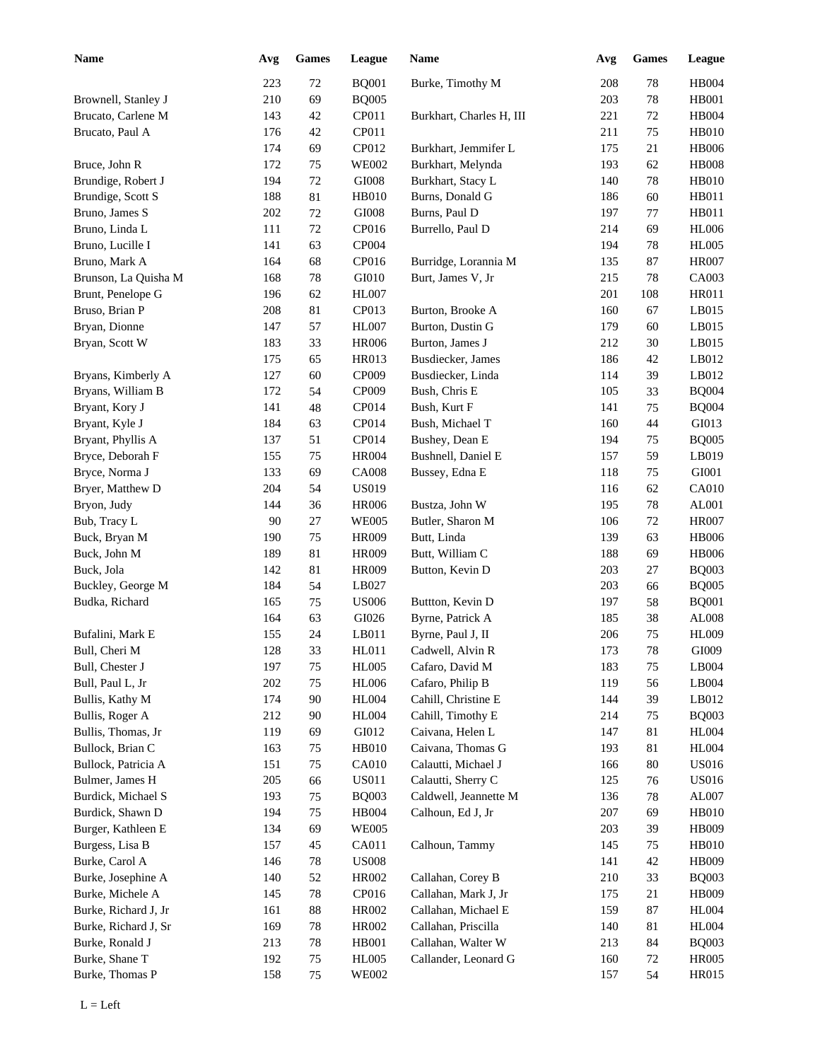| Name | Avg | Games | League | Name | Avg | Games | League |
|---|---|---|---|---|---|---|---|
| | 223 | 72 | BQ001 | Burke, Timothy M | 208 | 78 | HB004 |
| Brownell, Stanley J | 210 | 69 | BQ005 | | 203 | 78 | HB001 |
| Brucato, Carlene M | 143 | 42 | CP011 | Burkhart, Charles H, III | 221 | 72 | HB004 |
| Brucato, Paul A | 176 | 42 | CP011 | | 211 | 75 | HB010 |
| | 174 | 69 | CP012 | Burkhart, Jemmifer L | 175 | 21 | HB006 |
| Bruce, John R | 172 | 75 | WE002 | Burkhart, Melynda | 193 | 62 | HB008 |
| Brundige, Robert J | 194 | 72 | GI008 | Burkhart, Stacy L | 140 | 78 | HB010 |
| Brundige, Scott S | 188 | 81 | HB010 | Burns, Donald G | 186 | 60 | HB011 |
| Bruno, James S | 202 | 72 | GI008 | Burns, Paul D | 197 | 77 | HB011 |
| Bruno, Linda L | 111 | 72 | CP016 | Burrello, Paul D | 214 | 69 | HL006 |
| Bruno, Lucille I | 141 | 63 | CP004 | | 194 | 78 | HL005 |
| Bruno, Mark A | 164 | 68 | CP016 | Burridge, Lorannia M | 135 | 87 | HR007 |
| Brunson, La Quisha M | 168 | 78 | GI010 | Burt, James V, Jr | 215 | 78 | CA003 |
| Brunt, Penelope G | 196 | 62 | HL007 | | 201 | 108 | HR011 |
| Bruso, Brian P | 208 | 81 | CP013 | Burton, Brooke A | 160 | 67 | LB015 |
| Bryan, Dionne | 147 | 57 | HL007 | Burton, Dustin G | 179 | 60 | LB015 |
| Bryan, Scott W | 183 | 33 | HR006 | Burton, James J | 212 | 30 | LB015 |
| | 175 | 65 | HR013 | Busdiecker, James | 186 | 42 | LB012 |
| Bryans, Kimberly A | 127 | 60 | CP009 | Busdiecker, Linda | 114 | 39 | LB012 |
| Bryans, William B | 172 | 54 | CP009 | Bush, Chris E | 105 | 33 | BQ004 |
| Bryant, Kory J | 141 | 48 | CP014 | Bush, Kurt F | 141 | 75 | BQ004 |
| Bryant, Kyle J | 184 | 63 | CP014 | Bush, Michael T | 160 | 44 | GI013 |
| Bryant, Phyllis A | 137 | 51 | CP014 | Bushey, Dean E | 194 | 75 | BQ005 |
| Bryce, Deborah F | 155 | 75 | HR004 | Bushnell, Daniel E | 157 | 59 | LB019 |
| Bryce, Norma J | 133 | 69 | CA008 | Bussey, Edna E | 118 | 75 | GI001 |
| Bryer, Matthew D | 204 | 54 | US019 | | 116 | 62 | CA010 |
| Bryon, Judy | 144 | 36 | HR006 | Bustza, John W | 195 | 78 | AL001 |
| Bub, Tracy L | 90 | 27 | WE005 | Butler, Sharon M | 106 | 72 | HR007 |
| Buck, Bryan M | 190 | 75 | HR009 | Butt, Linda | 139 | 63 | HB006 |
| Buck, John M | 189 | 81 | HR009 | Butt, William C | 188 | 69 | HB006 |
| Buck, Jola | 142 | 81 | HR009 | Button, Kevin D | 203 | 27 | BQ003 |
| Buckley, George M | 184 | 54 | LB027 | | 203 | 66 | BQ005 |
| Budka, Richard | 165 | 75 | US006 | Buttton, Kevin D | 197 | 58 | BQ001 |
| | 164 | 63 | GI026 | Byrne, Patrick A | 185 | 38 | AL008 |
| Bufalini, Mark E | 155 | 24 | LB011 | Byrne, Paul J, II | 206 | 75 | HL009 |
| Bull, Cheri M | 128 | 33 | HL011 | Cadwell, Alvin R | 173 | 78 | GI009 |
| Bull, Chester J | 197 | 75 | HL005 | Cafaro, David M | 183 | 75 | LB004 |
| Bull, Paul L, Jr | 202 | 75 | HL006 | Cafaro, Philip B | 119 | 56 | LB004 |
| Bullis, Kathy M | 174 | 90 | HL004 | Cahill, Christine E | 144 | 39 | LB012 |
| Bullis, Roger A | 212 | 90 | HL004 | Cahill, Timothy E | 214 | 75 | BQ003 |
| Bullis, Thomas, Jr | 119 | 69 | GI012 | Caivana, Helen L | 147 | 81 | HL004 |
| Bullock, Brian C | 163 | 75 | HB010 | Caivana, Thomas G | 193 | 81 | HL004 |
| Bullock, Patricia A | 151 | 75 | CA010 | Calautti, Michael J | 166 | 80 | US016 |
| Bulmer, James H | 205 | 66 | US011 | Calautti, Sherry C | 125 | 76 | US016 |
| Burdick, Michael S | 193 | 75 | BQ003 | Caldwell, Jeannette M | 136 | 78 | AL007 |
| Burdick, Shawn D | 194 | 75 | HB004 | Calhoun, Ed J, Jr | 207 | 69 | HB010 |
| Burger, Kathleen E | 134 | 69 | WE005 | | 203 | 39 | HB009 |
| Burgess, Lisa B | 157 | 45 | CA011 | Calhoun, Tammy | 145 | 75 | HB010 |
| Burke, Carol A | 146 | 78 | US008 | | 141 | 42 | HB009 |
| Burke, Josephine A | 140 | 52 | HR002 | Callahan, Corey B | 210 | 33 | BQ003 |
| Burke, Michele A | 145 | 78 | CP016 | Callahan, Mark J, Jr | 175 | 21 | HB009 |
| Burke, Richard J, Jr | 161 | 88 | HR002 | Callahan, Michael E | 159 | 87 | HL004 |
| Burke, Richard J, Sr | 169 | 78 | HR002 | Callahan, Priscilla | 140 | 81 | HL004 |
| Burke, Ronald J | 213 | 78 | HB001 | Callahan, Walter W | 213 | 84 | BQ003 |
| Burke, Shane T | 192 | 75 | HL005 | Callander, Leonard G | 160 | 72 | HR005 |
| Burke, Thomas P | 158 | 75 | WE002 | | 157 | 54 | HR015 |

L = Left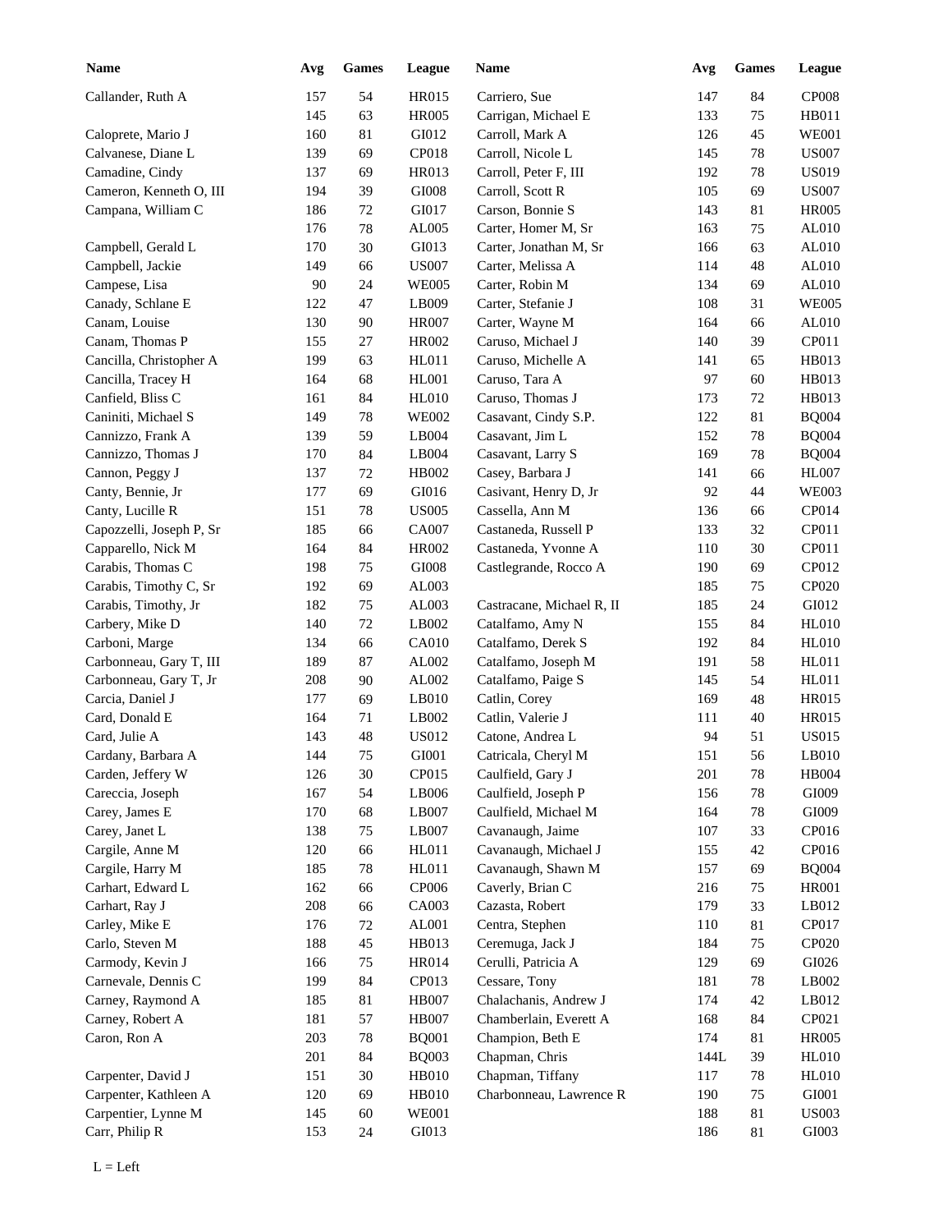| Name | Avg | Games | League |
|---|---|---|---|
| Callander, Ruth A | 157 | 54 | HR015 |
| | 145 | 63 | HR005 |
| Caloprete, Mario J | 160 | 81 | GI012 |
| Calvanese, Diane L | 139 | 69 | CP018 |
| Camadine, Cindy | 137 | 69 | HR013 |
| Cameron, Kenneth O, III | 194 | 39 | GI008 |
| Campana, William C | 186 | 72 | GI017 |
| | 176 | 78 | AL005 |
| Campbell, Gerald L | 170 | 30 | GI013 |
| Campbell, Jackie | 149 | 66 | US007 |
| Campese, Lisa | 90 | 24 | WE005 |
| Canady, Schlane E | 122 | 47 | LB009 |
| Canam, Louise | 130 | 90 | HR007 |
| Canam, Thomas P | 155 | 27 | HR002 |
| Cancilla, Christopher A | 199 | 63 | HL011 |
| Cancilla, Tracey H | 164 | 68 | HL001 |
| Canfield, Bliss C | 161 | 84 | HL010 |
| Caniniti, Michael S | 149 | 78 | WE002 |
| Cannizzo, Frank A | 139 | 59 | LB004 |
| Cannizzo, Thomas J | 170 | 84 | LB004 |
| Cannon, Peggy J | 137 | 72 | HB002 |
| Canty, Bennie, Jr | 177 | 69 | GI016 |
| Canty, Lucille R | 151 | 78 | US005 |
| Capozzelli, Joseph P, Sr | 185 | 66 | CA007 |
| Capparello, Nick M | 164 | 84 | HR002 |
| Carabis, Thomas C | 198 | 75 | GI008 |
| Carabis, Timothy C, Sr | 192 | 69 | AL003 |
| Carabis, Timothy, Jr | 182 | 75 | AL003 |
| Carbery, Mike D | 140 | 72 | LB002 |
| Carboni, Marge | 134 | 66 | CA010 |
| Carbonneau, Gary T, III | 189 | 87 | AL002 |
| Carbonneau, Gary T, Jr | 208 | 90 | AL002 |
| Carcia, Daniel J | 177 | 69 | LB010 |
| Card, Donald E | 164 | 71 | LB002 |
| Card, Julie A | 143 | 48 | US012 |
| Cardany, Barbara A | 144 | 75 | GI001 |
| Carden, Jeffery W | 126 | 30 | CP015 |
| Careccia, Joseph | 167 | 54 | LB006 |
| Carey, James E | 170 | 68 | LB007 |
| Carey, Janet L | 138 | 75 | LB007 |
| Cargile, Anne M | 120 | 66 | HL011 |
| Cargile, Harry M | 185 | 78 | HL011 |
| Carhart, Edward L | 162 | 66 | CP006 |
| Carhart, Ray J | 208 | 66 | CA003 |
| Carley, Mike E | 176 | 72 | AL001 |
| Carlo, Steven M | 188 | 45 | HB013 |
| Carmody, Kevin J | 166 | 75 | HR014 |
| Carnevale, Dennis C | 199 | 84 | CP013 |
| Carney, Raymond A | 185 | 81 | HB007 |
| Carney, Robert A | 181 | 57 | HB007 |
| Caron, Ron A | 203 | 78 | BQ001 |
| | 201 | 84 | BQ003 |
| Carpenter, David J | 151 | 30 | HB010 |
| Carpenter, Kathleen A | 120 | 69 | HB010 |
| Carpentier, Lynne M | 145 | 60 | WE001 |
| Carr, Philip R | 153 | 24 | GI013 |
| Carriero, Sue | 147 | 84 | CP008 |
| Carrigan, Michael E | 133 | 75 | HB011 |
| Carroll, Mark A | 126 | 45 | WE001 |
| Carroll, Nicole L | 145 | 78 | US007 |
| Carroll, Peter F, III | 192 | 78 | US019 |
| Carroll, Scott R | 105 | 69 | US007 |
| Carson, Bonnie S | 143 | 81 | HR005 |
| Carter, Homer M, Sr | 163 | 75 | AL010 |
| Carter, Jonathan M, Sr | 166 | 63 | AL010 |
| Carter, Melissa A | 114 | 48 | AL010 |
| Carter, Robin M | 134 | 69 | AL010 |
| Carter, Stefanie J | 108 | 31 | WE005 |
| Carter, Wayne M | 164 | 66 | AL010 |
| Caruso, Michael J | 140 | 39 | CP011 |
| Caruso, Michelle A | 141 | 65 | HB013 |
| Caruso, Tara A | 97 | 60 | HB013 |
| Caruso, Thomas J | 173 | 72 | HB013 |
| Casavant, Cindy S.P. | 122 | 81 | BQ004 |
| Casavant, Jim L | 152 | 78 | BQ004 |
| Casavant, Larry S | 169 | 78 | BQ004 |
| Casey, Barbara J | 141 | 66 | HL007 |
| Casivant, Henry D, Jr | 92 | 44 | WE003 |
| Cassella, Ann M | 136 | 66 | CP014 |
| Castaneda, Russell P | 133 | 32 | CP011 |
| Castaneda, Yvonne A | 110 | 30 | CP011 |
| Castlegrande, Rocco A | 190 | 69 | CP012 |
| | 185 | 75 | CP020 |
| Castracane, Michael R, II | 185 | 24 | GI012 |
| Catalfamo, Amy N | 155 | 84 | HL010 |
| Catalfamo, Derek S | 192 | 84 | HL010 |
| Catalfamo, Joseph M | 191 | 58 | HL011 |
| Catalfamo, Paige S | 145 | 54 | HL011 |
| Catlin, Corey | 169 | 48 | HR015 |
| Catlin, Valerie J | 111 | 40 | HR015 |
| Catone, Andrea L | 94 | 51 | US015 |
| Catricala, Cheryl M | 151 | 56 | LB010 |
| Caulfield, Gary J | 201 | 78 | HB004 |
| Caulfield, Joseph P | 156 | 78 | GI009 |
| Caulfield, Michael M | 164 | 78 | GI009 |
| Cavanaugh, Jaime | 107 | 33 | CP016 |
| Cavanaugh, Michael J | 155 | 42 | CP016 |
| Cavanaugh, Shawn M | 157 | 69 | BQ004 |
| Caverly, Brian C | 216 | 75 | HR001 |
| Cazasta, Robert | 179 | 33 | LB012 |
| Centra, Stephen | 110 | 81 | CP017 |
| Ceremuga, Jack J | 184 | 75 | CP020 |
| Cerulli, Patricia A | 129 | 69 | GI026 |
| Cessare, Tony | 181 | 78 | LB002 |
| Chalachanis, Andrew J | 174 | 42 | LB012 |
| Chamberlain, Everett A | 168 | 84 | CP021 |
| Champion, Beth E | 174 | 81 | HR005 |
| Chapman, Chris | 144L | 39 | HL010 |
| Chapman, Tiffany | 117 | 78 | HL010 |
| Charbonneau, Lawrence R | 190 | 75 | GI001 |
| | 188 | 81 | US003 |
| | 186 | 81 | GI003 |

L = Left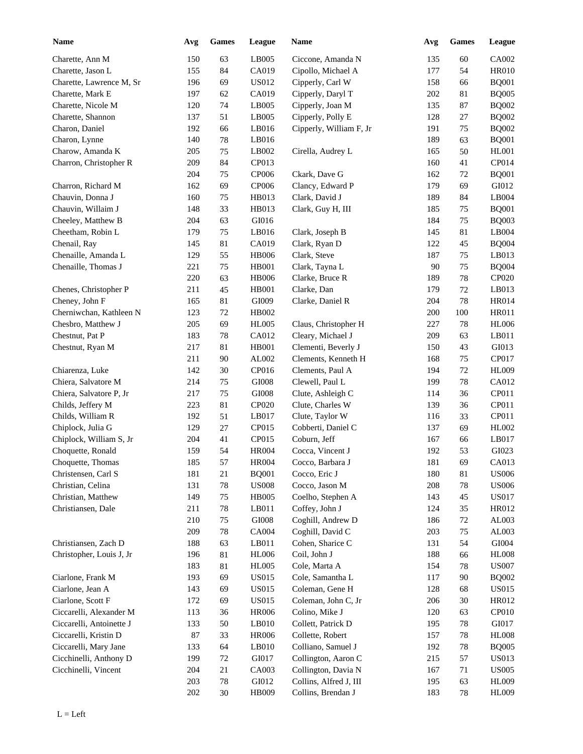| Name | Avg | Games | League | Name | Avg | Games | League |
|---|---|---|---|---|---|---|---|
| Charette, Ann M | 150 | 63 | LB005 | Ciccone, Amanda N | 135 | 60 | CA002 |
| Charette, Jason L | 155 | 84 | CA019 | Cipollo, Michael A | 177 | 54 | HR010 |
| Charette, Lawrence M, Sr | 196 | 69 | US012 | Cipperly, Carl W | 158 | 66 | BQ001 |
| Charette, Mark E | 197 | 62 | CA019 | Cipperly, Daryl T | 202 | 81 | BQ005 |
| Charette, Nicole M | 120 | 74 | LB005 | Cipperly, Joan M | 135 | 87 | BQ002 |
| Charette, Shannon | 137 | 51 | LB005 | Cipperly, Polly E | 128 | 27 | BQ002 |
| Charon, Daniel | 192 | 66 | LB016 | Cipperly, William F, Jr | 191 | 75 | BQ002 |
| Charon, Lynne | 140 | 78 | LB016 | | 189 | 63 | BQ001 |
| Charow, Amanda K | 205 | 75 | LB002 | Cirella, Audrey L | 165 | 50 | HL001 |
| Charron, Christopher R | 209 | 84 | CP013 | | 160 | 41 | CP014 |
| | 204 | 75 | CP006 | Ckark, Dave G | 162 | 72 | BQ001 |
| Charron, Richard M | 162 | 69 | CP006 | Clancy, Edward P | 179 | 69 | GI012 |
| Chauvin, Donna J | 160 | 75 | HB013 | Clark, David J | 189 | 84 | LB004 |
| Chauvin, Willaim J | 148 | 33 | HB013 | Clark, Guy H, III | 185 | 75 | BQ001 |
| Cheeley, Matthew B | 204 | 63 | GI016 | | 184 | 75 | BQ003 |
| Cheetham, Robin L | 179 | 75 | LB016 | Clark, Joseph B | 145 | 81 | LB004 |
| Chenail, Ray | 145 | 81 | CA019 | Clark, Ryan D | 122 | 45 | BQ004 |
| Chenaille, Amanda L | 129 | 55 | HB006 | Clark, Steve | 187 | 75 | LB013 |
| Chenaille, Thomas J | 221 | 75 | HB001 | Clark, Tayna L | 90 | 75 | BQ004 |
| | 220 | 63 | HB006 | Clarke, Bruce R | 189 | 78 | CP020 |
| Chenes, Christopher P | 211 | 45 | HB001 | Clarke, Dan | 179 | 72 | LB013 |
| Cheney, John F | 165 | 81 | GI009 | Clarke, Daniel R | 204 | 78 | HR014 |
| Cherniwchan, Kathleen N | 123 | 72 | HB002 | | 200 | 100 | HR011 |
| Chesbro, Matthew J | 205 | 69 | HL005 | Claus, Christopher H | 227 | 78 | HL006 |
| Chestnut, Pat P | 183 | 78 | CA012 | Cleary, Michael J | 209 | 63 | LB011 |
| Chestnut, Ryan M | 217 | 81 | HB001 | Clementi, Beverly J | 150 | 43 | GI013 |
| | 211 | 90 | AL002 | Clements, Kenneth H | 168 | 75 | CP017 |
| Chiarenza, Luke | 142 | 30 | CP016 | Clements, Paul A | 194 | 72 | HL009 |
| Chiera, Salvatore M | 214 | 75 | GI008 | Clewell, Paul L | 199 | 78 | CA012 |
| Chiera, Salvatore P, Jr | 217 | 75 | GI008 | Clute, Ashleigh C | 114 | 36 | CP011 |
| Childs, Jeffery M | 223 | 81 | CP020 | Clute, Charles W | 139 | 36 | CP011 |
| Childs, William R | 192 | 51 | LB017 | Clute, Taylor W | 116 | 33 | CP011 |
| Chiplock, Julia G | 129 | 27 | CP015 | Cobberti, Daniel C | 137 | 69 | HL002 |
| Chiplock, William S, Jr | 204 | 41 | CP015 | Coburn, Jeff | 167 | 66 | LB017 |
| Choquette, Ronald | 159 | 54 | HR004 | Cocca, Vincent J | 192 | 53 | GI023 |
| Choquette, Thomas | 185 | 57 | HR004 | Cocco, Barbara J | 181 | 69 | CA013 |
| Christensen, Carl S | 181 | 21 | BQ001 | Cocco, Eric J | 180 | 81 | US006 |
| Christian, Celina | 131 | 78 | US008 | Cocco, Jason M | 208 | 78 | US006 |
| Christian, Matthew | 149 | 75 | HB005 | Coelho, Stephen A | 143 | 45 | US017 |
| Christiansen, Dale | 211 | 78 | LB011 | Coffey, John J | 124 | 35 | HR012 |
| | 210 | 75 | GI008 | Coghill, Andrew D | 186 | 72 | AL003 |
| | 209 | 78 | CA004 | Coghill, David C | 203 | 75 | AL003 |
| Christiansen, Zach D | 188 | 63 | LB011 | Cohen, Sharice C | 131 | 54 | GI004 |
| Christopher, Louis J, Jr | 196 | 81 | HL006 | Coil, John J | 188 | 66 | HL008 |
| | 183 | 81 | HL005 | Cole, Marta A | 154 | 78 | US007 |
| Ciarlone, Frank M | 193 | 69 | US015 | Cole, Samantha L | 117 | 90 | BQ002 |
| Ciarlone, Jean A | 143 | 69 | US015 | Coleman, Gene H | 128 | 68 | US015 |
| Ciarlone, Scott F | 172 | 69 | US015 | Coleman, John C, Jr | 206 | 30 | HR012 |
| Ciccarelli, Alexander M | 113 | 36 | HR006 | Colino, Mike J | 120 | 63 | CP010 |
| Ciccarelli, Antoinette J | 133 | 50 | LB010 | Collett, Patrick D | 195 | 78 | GI017 |
| Ciccarelli, Kristin D | 87 | 33 | HR006 | Collette, Robert | 157 | 78 | HL008 |
| Ciccarelli, Mary Jane | 133 | 64 | LB010 | Colliano, Samuel J | 192 | 78 | BQ005 |
| Cicchinelli, Anthony D | 199 | 72 | GI017 | Collington, Aaron C | 215 | 57 | US013 |
| Cicchinelli, Vincent | 204 | 21 | CA003 | Collington, Davia N | 167 | 71 | US005 |
| | 203 | 78 | GI012 | Collins, Alfred J, III | 195 | 63 | HL009 |
| | 202 | 30 | HB009 | Collins, Brendan J | 183 | 78 | HL009 |

L = Left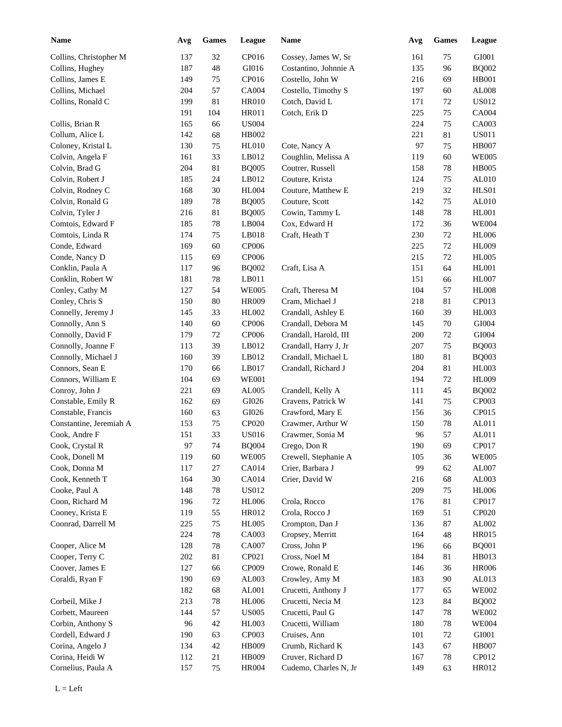| Name | Avg | Games | League |
|---|---|---|---|
| Collins, Christopher M | 137 | 32 | CP016 |
| Collins, Hughey | 187 | 48 | GI016 |
| Collins, James E | 149 | 75 | CP016 |
| Collins, Michael | 204 | 57 | CA004 |
| Collins, Ronald C | 199 | 81 | HR010 |
| | 191 | 104 | HR011 |
| Collis, Brian R | 165 | 66 | US004 |
| Collum, Alice L | 142 | 68 | HB002 |
| Coloney, Kristal L | 130 | 75 | HL010 |
| Colvin, Angela F | 161 | 33 | LB012 |
| Colvin, Brad G | 204 | 81 | BQ005 |
| Colvin, Robert J | 185 | 24 | LB012 |
| Colvin, Rodney C | 168 | 30 | HL004 |
| Colvin, Ronald G | 189 | 78 | BQ005 |
| Colvin, Tyler J | 216 | 81 | BQ005 |
| Comtois, Edward F | 185 | 78 | LB004 |
| Comtois, Linda R | 174 | 75 | LB018 |
| Conde, Edward | 169 | 60 | CP006 |
| Conde, Nancy D | 115 | 69 | CP006 |
| Conklin, Paula A | 117 | 96 | BQ002 |
| Conklin, Robert W | 181 | 78 | LB011 |
| Conley, Cathy M | 127 | 54 | WE005 |
| Conley, Chris S | 150 | 80 | HR009 |
| Connelly, Jeremy J | 145 | 33 | HL002 |
| Connolly, Ann S | 140 | 60 | CP006 |
| Connolly, David F | 179 | 72 | CP006 |
| Connolly, Joanne F | 113 | 39 | LB012 |
| Connolly, Michael J | 160 | 39 | LB012 |
| Connors, Sean E | 170 | 66 | LB017 |
| Connors, William E | 104 | 69 | WE001 |
| Conroy, John J | 221 | 69 | AL005 |
| Constable, Emily R | 162 | 69 | GI026 |
| Constable, Francis | 160 | 63 | GI026 |
| Constantine, Jeremiah A | 153 | 75 | CP020 |
| Cook, Andre F | 151 | 33 | US016 |
| Cook, Crystal R | 97 | 74 | BQ004 |
| Cook, Donell M | 119 | 60 | WE005 |
| Cook, Donna M | 117 | 27 | CA014 |
| Cook, Kenneth T | 164 | 30 | CA014 |
| Cooke, Paul A | 148 | 78 | US012 |
| Coon, Richard M | 196 | 72 | HL006 |
| Cooney, Krista E | 119 | 55 | HR012 |
| Coonrad, Darrell M | 225 | 75 | HL005 |
| | 224 | 78 | CA003 |
| Cooper, Alice M | 128 | 78 | CA007 |
| Cooper, Terry C | 202 | 81 | CP021 |
| Coover, James E | 127 | 66 | CP009 |
| Coraldi, Ryan F | 190 | 69 | AL003 |
| | 182 | 68 | AL001 |
| Corbeil, Mike J | 213 | 78 | HL006 |
| Corbett, Maureen | 144 | 57 | US005 |
| Corbin, Anthony S | 96 | 42 | HL003 |
| Cordell, Edward J | 190 | 63 | CP003 |
| Corina, Angelo J | 134 | 42 | HB009 |
| Corina, Heidi W | 112 | 21 | HB009 |
| Cornelius, Paula A | 157 | 75 | HR004 |
| Cossey, James W, Sr | 161 | 75 | GI001 |
| Costantino, Johnnie A | 135 | 96 | BQ002 |
| Costello, John W | 216 | 69 | HB001 |
| Costello, Timothy S | 197 | 60 | AL008 |
| Cotch, David L | 171 | 72 | US012 |
| Cotch, Erik D | 225 | 75 | CA004 |
| | 224 | 75 | CA003 |
| | 221 | 81 | US011 |
| Cote, Nancy A | 97 | 75 | HB007 |
| Coughlin, Melissa A | 119 | 60 | WE005 |
| Coutrer, Russell | 158 | 78 | HB005 |
| Couture, Krista | 124 | 75 | AL010 |
| Couture, Matthew E | 219 | 32 | HLS01 |
| Couture, Scott | 142 | 75 | AL010 |
| Cowin, Tammy L | 148 | 78 | HL001 |
| Cox, Edward H | 172 | 36 | WE004 |
| Craft, Heath T | 230 | 72 | HL006 |
| | 225 | 72 | HL009 |
| | 215 | 72 | HL005 |
| Craft, Lisa A | 151 | 64 | HL001 |
| | 151 | 66 | HL007 |
| Craft, Theresa M | 104 | 57 | HL008 |
| Cram, Michael J | 218 | 81 | CP013 |
| Crandall, Ashley E | 160 | 39 | HL003 |
| Crandall, Debora M | 145 | 70 | GI004 |
| Crandall, Harold, III | 200 | 72 | GI004 |
| Crandall, Harry J, Jr | 207 | 75 | BQ003 |
| Crandall, Michael L | 180 | 81 | BQ003 |
| Crandall, Richard J | 204 | 81 | HL003 |
| | 194 | 72 | HL009 |
| Crandell, Kelly A | 111 | 45 | BQ002 |
| Cravens, Patrick W | 141 | 75 | CP003 |
| Crawford, Mary E | 156 | 36 | CP015 |
| Crawmer, Arthur W | 150 | 78 | AL011 |
| Crawmer, Sonia M | 96 | 57 | AL011 |
| Crego, Don R | 190 | 69 | CP017 |
| Crewell, Stephanie A | 105 | 36 | WE005 |
| Crier, Barbara J | 99 | 62 | AL007 |
| Crier, David W | 216 | 68 | AL003 |
| | 209 | 75 | HL006 |
| Crola, Rocco | 176 | 81 | CP017 |
| Crola, Rocco J | 169 | 51 | CP020 |
| Crompton, Dan J | 136 | 87 | AL002 |
| Cropsey, Merritt | 164 | 48 | HR015 |
| Cross, John P | 196 | 66 | BQ001 |
| Cross, Noel M | 184 | 81 | HB013 |
| Crowe, Ronald E | 146 | 36 | HR006 |
| Crowley, Amy M | 183 | 90 | AL013 |
| Crucetti, Anthony J | 177 | 65 | WE002 |
| Crucetti, Necia M | 123 | 84 | BQ002 |
| Crucetti, Paul G | 147 | 78 | WE002 |
| Crucetti, William | 180 | 78 | WE004 |
| Cruises, Ann | 101 | 72 | GI001 |
| Crumb, Richard K | 143 | 67 | HB007 |
| Cruver, Richard D | 167 | 78 | CP012 |
| Cudemo, Charles N, Jr | 149 | 63 | HR012 |

L = Left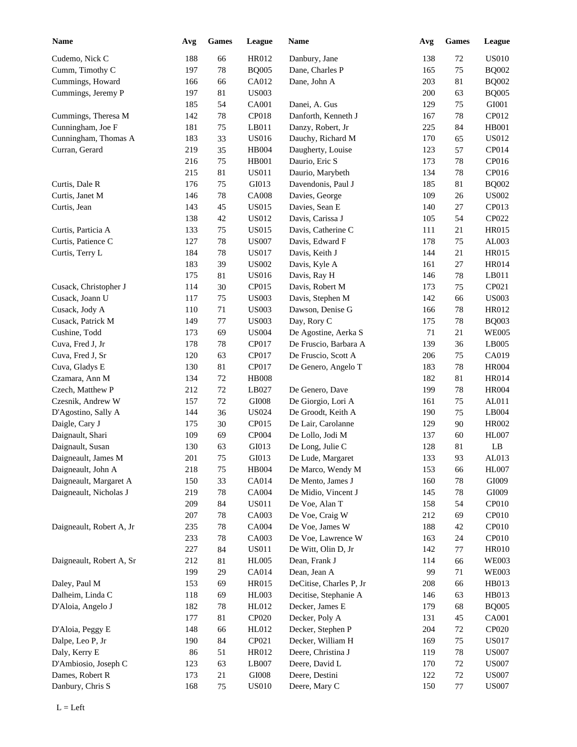| Name | Avg | Games | League | Name | Avg | Games | League |
|---|---|---|---|---|---|---|---|
| Cudemo, Nick C | 188 | 66 | HR012 | Danbury, Jane | 138 | 72 | US010 |
| Cumm, Timothy C | 197 | 78 | BQ005 | Dane, Charles P | 165 | 75 | BQ002 |
| Cummings, Howard | 166 | 66 | CA012 | Dane, John A | 203 | 81 | BQ002 |
| Cummings, Jeremy P | 197 | 81 | US003 | | 200 | 63 | BQ005 |
| | 185 | 54 | CA001 | Danei, A. Gus | 129 | 75 | GI001 |
| Cummings, Theresa M | 142 | 78 | CP018 | Danforth, Kenneth J | 167 | 78 | CP012 |
| Cunningham, Joe F | 181 | 75 | LB011 | Danzy, Robert, Jr | 225 | 84 | HB001 |
| Cunningham, Thomas A | 183 | 33 | US016 | Dauchy, Richard M | 170 | 65 | US012 |
| Curran, Gerard | 219 | 35 | HB004 | Daugherty, Louise | 123 | 57 | CP014 |
| | 216 | 75 | HB001 | Daurio, Eric S | 173 | 78 | CP016 |
| | 215 | 81 | US011 | Daurio, Marybeth | 134 | 78 | CP016 |
| Curtis, Dale R | 176 | 75 | GI013 | Davendonis, Paul J | 185 | 81 | BQ002 |
| Curtis, Janet M | 146 | 78 | CA008 | Davies, George | 109 | 26 | US002 |
| Curtis, Jean | 143 | 45 | US015 | Davies, Sean E | 140 | 27 | CP013 |
| | 138 | 42 | US012 | Davis, Carissa J | 105 | 54 | CP022 |
| Curtis, Particia A | 133 | 75 | US015 | Davis, Catherine C | 111 | 21 | HR015 |
| Curtis, Patience C | 127 | 78 | US007 | Davis, Edward F | 178 | 75 | AL003 |
| Curtis, Terry L | 184 | 78 | US017 | Davis, Keith J | 144 | 21 | HR015 |
| | 183 | 39 | US002 | Davis, Kyle A | 161 | 27 | HR014 |
| | 175 | 81 | US016 | Davis, Ray H | 146 | 78 | LB011 |
| Cusack, Christopher J | 114 | 30 | CP015 | Davis, Robert M | 173 | 75 | CP021 |
| Cusack, Joann U | 117 | 75 | US003 | Davis, Stephen M | 142 | 66 | US003 |
| Cusack, Jody A | 110 | 71 | US003 | Dawson, Denise G | 166 | 78 | HR012 |
| Cusack, Patrick M | 149 | 77 | US003 | Day, Rory C | 175 | 78 | BQ003 |
| Cushine, Todd | 173 | 69 | US004 | De Agostine, Aerka S | 71 | 21 | WE005 |
| Cuva, Fred J, Jr | 178 | 78 | CP017 | De Fruscio, Barbara A | 139 | 36 | LB005 |
| Cuva, Fred J, Sr | 120 | 63 | CP017 | De Fruscio, Scott A | 206 | 75 | CA019 |
| Cuva, Gladys E | 130 | 81 | CP017 | De Genero, Angelo T | 183 | 78 | HR004 |
| Czamara, Ann M | 134 | 72 | HB008 | | 182 | 81 | HR014 |
| Czech, Matthew P | 212 | 72 | LB027 | De Genero, Dave | 199 | 78 | HR004 |
| Czesnik, Andrew W | 157 | 72 | GI008 | De Giorgio, Lori A | 161 | 75 | AL011 |
| D'Agostino, Sally A | 144 | 36 | US024 | De Groodt, Keith A | 190 | 75 | LB004 |
| Daigle, Cary J | 175 | 30 | CP015 | De Lair, Carolanne | 129 | 90 | HR002 |
| Daignault, Shari | 109 | 69 | CP004 | De Lollo, Jodi M | 137 | 60 | HL007 |
| Daignault, Susan | 130 | 63 | GI013 | De Long, Julie C | 128 | 81 | LB |
| Daigneault, James M | 201 | 75 | GI013 | De Lude, Margaret | 133 | 93 | AL013 |
| Daigneault, John A | 218 | 75 | HB004 | De Marco, Wendy M | 153 | 66 | HL007 |
| Daigneault, Margaret A | 150 | 33 | CA014 | De Mento, James J | 160 | 78 | GI009 |
| Daigneault, Nicholas J | 219 | 78 | CA004 | De Midio, Vincent J | 145 | 78 | GI009 |
| | 209 | 84 | US011 | De Voe, Alan T | 158 | 54 | CP010 |
| | 207 | 78 | CA003 | De Voe, Craig W | 212 | 69 | CP010 |
| Daigneault, Robert A, Jr | 235 | 78 | CA004 | De Voe, James W | 188 | 42 | CP010 |
| | 233 | 78 | CA003 | De Voe, Lawrence W | 163 | 24 | CP010 |
| | 227 | 84 | US011 | De Witt, Olin D, Jr | 142 | 77 | HR010 |
| Daigneault, Robert A, Sr | 212 | 81 | HL005 | Dean, Frank J | 114 | 66 | WE003 |
| | 199 | 29 | CA014 | Dean, Jean A | 99 | 71 | WE003 |
| Daley, Paul M | 153 | 69 | HR015 | DeCitise, Charles P, Jr | 208 | 66 | HB013 |
| Dalheim, Linda C | 118 | 69 | HL003 | Decitise, Stephanie A | 146 | 63 | HB013 |
| D'Aloia, Angelo J | 182 | 78 | HL012 | Decker, James E | 179 | 68 | BQ005 |
| | 177 | 81 | CP020 | Decker, Poly A | 131 | 45 | CA001 |
| D'Aloia, Peggy E | 148 | 66 | HL012 | Decker, Stephen P | 204 | 72 | CP020 |
| Dalpe, Leo P, Jr | 190 | 84 | CP021 | Decker, William H | 169 | 75 | US017 |
| Daly, Kerry E | 86 | 51 | HR012 | Deere, Christina J | 119 | 78 | US007 |
| D'Ambiosio, Joseph C | 123 | 63 | LB007 | Deere, David L | 170 | 72 | US007 |
| Dames, Robert R | 173 | 21 | GI008 | Deere, Destini | 122 | 72 | US007 |
| Danbury, Chris S | 168 | 75 | US010 | Deere, Mary C | 150 | 77 | US007 |

L = Left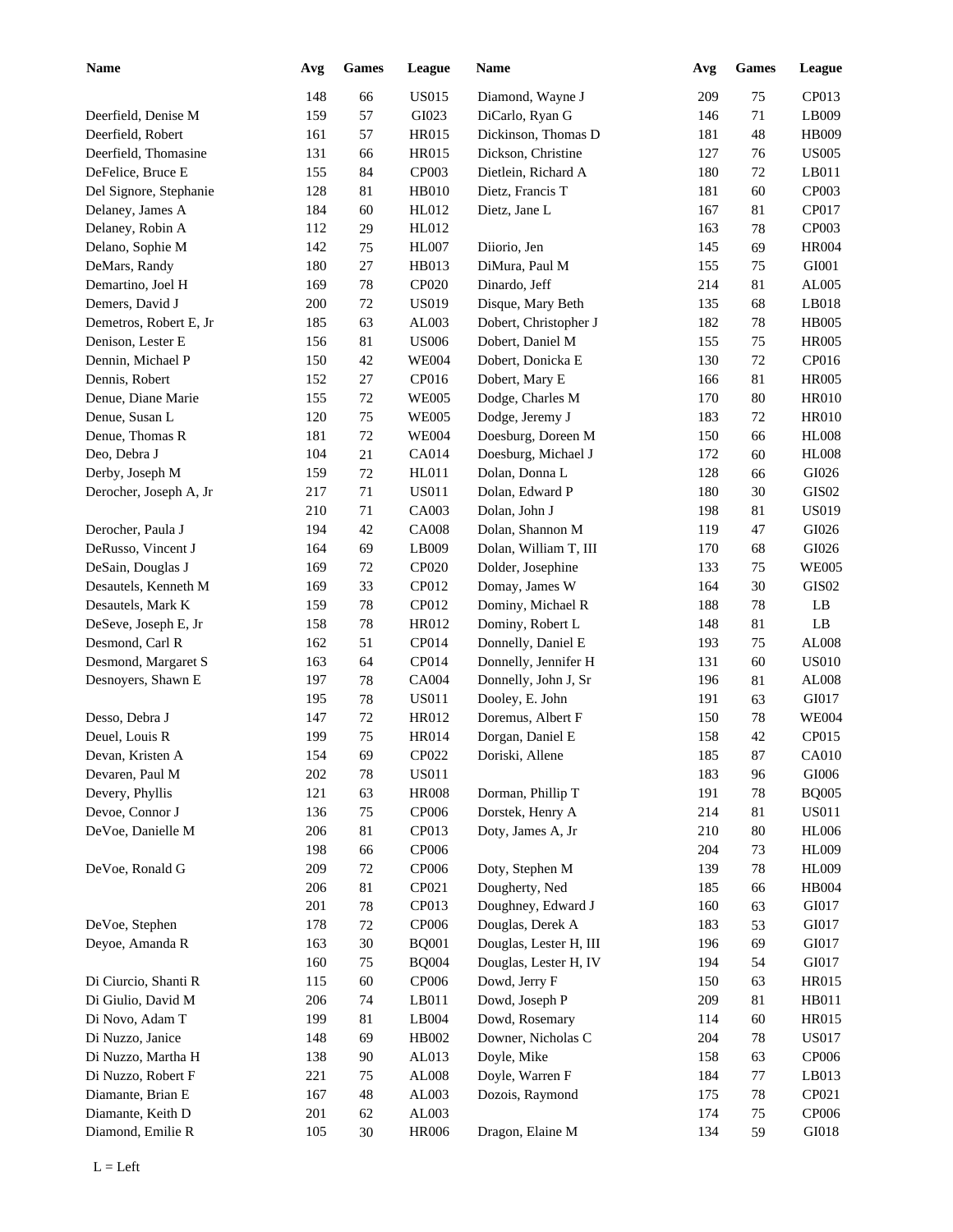| Name | Avg | Games | League | Name | Avg | Games | League |
|---|---|---|---|---|---|---|---|
| | 148 | 66 | US015 | Diamond, Wayne J | 209 | 75 | CP013 |
| Deerfield, Denise M | 159 | 57 | GI023 | DiCarlo, Ryan G | 146 | 71 | LB009 |
| Deerfield, Robert | 161 | 57 | HR015 | Dickinson, Thomas D | 181 | 48 | HB009 |
| Deerfield, Thomasine | 131 | 66 | HR015 | Dickson, Christine | 127 | 76 | US005 |
| DeFelice, Bruce E | 155 | 84 | CP003 | Dietlein, Richard A | 180 | 72 | LB011 |
| Del Signore, Stephanie | 128 | 81 | HB010 | Dietz, Francis T | 181 | 60 | CP003 |
| Delaney, James A | 184 | 60 | HL012 | Dietz, Jane L | 167 | 81 | CP017 |
| Delaney, Robin A | 112 | 29 | HL012 | | 163 | 78 | CP003 |
| Delano, Sophie M | 142 | 75 | HL007 | Diiorio, Jen | 145 | 69 | HR004 |
| DeMars, Randy | 180 | 27 | HB013 | DiMura, Paul M | 155 | 75 | GI001 |
| Demartino, Joel H | 169 | 78 | CP020 | Dinardo, Jeff | 214 | 81 | AL005 |
| Demers, David J | 200 | 72 | US019 | Disque, Mary Beth | 135 | 68 | LB018 |
| Demetros, Robert E, Jr | 185 | 63 | AL003 | Dobert, Christopher J | 182 | 78 | HB005 |
| Denison, Lester E | 156 | 81 | US006 | Dobert, Daniel M | 155 | 75 | HR005 |
| Dennin, Michael P | 150 | 42 | WE004 | Dobert, Donicka E | 130 | 72 | CP016 |
| Dennis, Robert | 152 | 27 | CP016 | Dobert, Mary E | 166 | 81 | HR005 |
| Denue, Diane Marie | 155 | 72 | WE005 | Dodge, Charles M | 170 | 80 | HR010 |
| Denue, Susan L | 120 | 75 | WE005 | Dodge, Jeremy J | 183 | 72 | HR010 |
| Denue, Thomas R | 181 | 72 | WE004 | Doesburg, Doreen M | 150 | 66 | HL008 |
| Deo, Debra J | 104 | 21 | CA014 | Doesburg, Michael J | 172 | 60 | HL008 |
| Derby, Joseph M | 159 | 72 | HL011 | Dolan, Donna L | 128 | 66 | GI026 |
| Derocher, Joseph A, Jr | 217 | 71 | US011 | Dolan, Edward P | 180 | 30 | GIS02 |
| | 210 | 71 | CA003 | Dolan, John J | 198 | 81 | US019 |
| Derocher, Paula J | 194 | 42 | CA008 | Dolan, Shannon M | 119 | 47 | GI026 |
| DeRusso, Vincent J | 164 | 69 | LB009 | Dolan, William T, III | 170 | 68 | GI026 |
| DeSain, Douglas J | 169 | 72 | CP020 | Dolder, Josephine | 133 | 75 | WE005 |
| Desautels, Kenneth M | 169 | 33 | CP012 | Domay, James W | 164 | 30 | GIS02 |
| Desautels, Mark K | 159 | 78 | CP012 | Dominy, Michael R | 188 | 78 | LB |
| DeSeve, Joseph E, Jr | 158 | 78 | HR012 | Dominy, Robert L | 148 | 81 | LB |
| Desmond, Carl R | 162 | 51 | CP014 | Donnelly, Daniel E | 193 | 75 | AL008 |
| Desmond, Margaret S | 163 | 64 | CP014 | Donnelly, Jennifer H | 131 | 60 | US010 |
| Desnoyers, Shawn E | 197 | 78 | CA004 | Donnelly, John J, Sr | 196 | 81 | AL008 |
| | 195 | 78 | US011 | Dooley, E. John | 191 | 63 | GI017 |
| Desso, Debra J | 147 | 72 | HR012 | Doremus, Albert F | 150 | 78 | WE004 |
| Deuel, Louis R | 199 | 75 | HR014 | Dorgan, Daniel E | 158 | 42 | CP015 |
| Devan, Kristen A | 154 | 69 | CP022 | Doriski, Allene | 185 | 87 | CA010 |
| Devaren, Paul M | 202 | 78 | US011 | | 183 | 96 | GI006 |
| Devery, Phyllis | 121 | 63 | HR008 | Dorman, Phillip T | 191 | 78 | BQ005 |
| Devoe, Connor J | 136 | 75 | CP006 | Dorstek, Henry A | 214 | 81 | US011 |
| DeVoe, Danielle M | 206 | 81 | CP013 | Doty, James A, Jr | 210 | 80 | HL006 |
| | 198 | 66 | CP006 | | 204 | 73 | HL009 |
| DeVoe, Ronald G | 209 | 72 | CP006 | Doty, Stephen M | 139 | 78 | HL009 |
| | 206 | 81 | CP021 | Dougherty, Ned | 185 | 66 | HB004 |
| | 201 | 78 | CP013 | Doughney, Edward J | 160 | 63 | GI017 |
| DeVoe, Stephen | 178 | 72 | CP006 | Douglas, Derek A | 183 | 53 | GI017 |
| Deyoe, Amanda R | 163 | 30 | BQ001 | Douglas, Lester H, III | 196 | 69 | GI017 |
| | 160 | 75 | BQ004 | Douglas, Lester H, IV | 194 | 54 | GI017 |
| Di Ciurcio, Shanti R | 115 | 60 | CP006 | Dowd, Jerry F | 150 | 63 | HR015 |
| Di Giulio, David M | 206 | 74 | LB011 | Dowd, Joseph P | 209 | 81 | HB011 |
| Di Novo, Adam T | 199 | 81 | LB004 | Dowd, Rosemary | 114 | 60 | HR015 |
| Di Nuzzo, Janice | 148 | 69 | HB002 | Downer, Nicholas C | 204 | 78 | US017 |
| Di Nuzzo, Martha H | 138 | 90 | AL013 | Doyle, Mike | 158 | 63 | CP006 |
| Di Nuzzo, Robert F | 221 | 75 | AL008 | Doyle, Warren F | 184 | 77 | LB013 |
| Diamante, Brian E | 167 | 48 | AL003 | Dozois, Raymond | 175 | 78 | CP021 |
| Diamante, Keith D | 201 | 62 | AL003 | | 174 | 75 | CP006 |
| Diamond, Emilie R | 105 | 30 | HR006 | Dragon, Elaine M | 134 | 59 | GI018 |

L = Left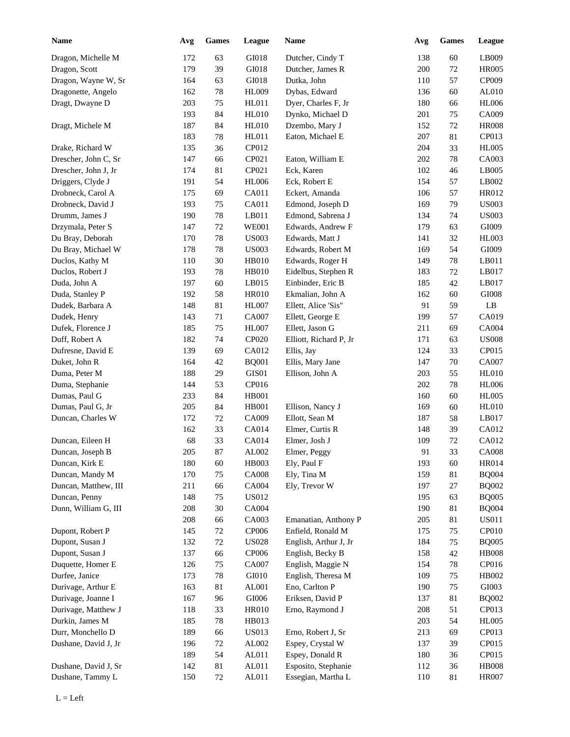| Name | Avg | Games | League | Name | Avg | Games | League |
|---|---|---|---|---|---|---|---|
| Dragon, Michelle M | 172 | 63 | GI018 | Dutcher, Cindy T | 138 | 60 | LB009 |
| Dragon, Scott | 179 | 39 | GI018 | Dutcher, James R | 200 | 72 | HR005 |
| Dragon, Wayne W, Sr | 164 | 63 | GI018 | Dutka, John | 110 | 57 | CP009 |
| Dragonette, Angelo | 162 | 78 | HL009 | Dybas, Edward | 136 | 60 | AL010 |
| Dragt, Dwayne D | 203 | 75 | HL011 | Dyer, Charles F, Jr | 180 | 66 | HL006 |
| | 193 | 84 | HL010 | Dynko, Michael D | 201 | 75 | CA009 |
| Dragt, Michele M | 187 | 84 | HL010 | Dzembo, Mary J | 152 | 72 | HR008 |
| | 183 | 78 | HL011 | Eaton, Michael E | 207 | 81 | CP013 |
| Drake, Richard W | 135 | 36 | CP012 | | 204 | 33 | HL005 |
| Drescher, John C, Sr | 147 | 66 | CP021 | Eaton, William E | 202 | 78 | CA003 |
| Drescher, John J, Jr | 174 | 81 | CP021 | Eck, Karen | 102 | 46 | LB005 |
| Driggers, Clyde J | 191 | 54 | HL006 | Eck, Robert E | 154 | 57 | LB002 |
| Drobneck, Carol A | 175 | 69 | CA011 | Eckert, Amanda | 106 | 57 | HR012 |
| Drobneck, David J | 193 | 75 | CA011 | Edmond, Joseph D | 169 | 79 | US003 |
| Drumm, James J | 190 | 78 | LB011 | Edmond, Sabrena J | 134 | 74 | US003 |
| Drzymala, Peter S | 147 | 72 | WE001 | Edwards, Andrew F | 179 | 63 | GI009 |
| Du Bray, Deborah | 170 | 78 | US003 | Edwards, Matt J | 141 | 32 | HL003 |
| Du Bray, Michael W | 178 | 78 | US003 | Edwards, Robert M | 169 | 54 | GI009 |
| Duclos, Kathy M | 110 | 30 | HB010 | Edwards, Roger H | 149 | 78 | LB011 |
| Duclos, Robert J | 193 | 78 | HB010 | Eidelbus, Stephen R | 183 | 72 | LB017 |
| Duda, John A | 197 | 60 | LB015 | Einbinder, Eric B | 185 | 42 | LB017 |
| Duda, Stanley P | 192 | 58 | HR010 | Ekmalian, John A | 162 | 60 | GI008 |
| Dudek, Barbara A | 148 | 81 | HL007 | Ellett, Alice 'Sis" | 91 | 59 | LB |
| Dudek, Henry | 143 | 71 | CA007 | Ellett, George E | 199 | 57 | CA019 |
| Dufek, Florence J | 185 | 75 | HL007 | Ellett, Jason G | 211 | 69 | CA004 |
| Duff, Robert A | 182 | 74 | CP020 | Elliott, Richard P, Jr | 171 | 63 | US008 |
| Dufresne, David E | 139 | 69 | CA012 | Ellis, Jay | 124 | 33 | CP015 |
| Duket, John R | 164 | 42 | BQ001 | Ellis, Mary Jane | 147 | 70 | CA007 |
| Duma, Peter M | 188 | 29 | GIS01 | Ellison, John A | 203 | 55 | HL010 |
| Duma, Stephanie | 144 | 53 | CP016 | | 202 | 78 | HL006 |
| Dumas, Paul G | 233 | 84 | HB001 | | 160 | 60 | HL005 |
| Dumas, Paul G, Jr | 205 | 84 | HB001 | Ellison, Nancy J | 169 | 60 | HL010 |
| Duncan, Charles W | 172 | 72 | CA009 | Ellott, Sean M | 187 | 58 | LB017 |
| | 162 | 33 | CA014 | Elmer, Curtis R | 148 | 39 | CA012 |
| Duncan, Eileen H | 68 | 33 | CA014 | Elmer, Josh J | 109 | 72 | CA012 |
| Duncan, Joseph B | 205 | 87 | AL002 | Elmer, Peggy | 91 | 33 | CA008 |
| Duncan, Kirk E | 180 | 60 | HB003 | Ely, Paul F | 193 | 60 | HR014 |
| Duncan, Mandy M | 170 | 75 | CA008 | Ely, Tina M | 159 | 81 | BQ004 |
| Duncan, Matthew, III | 211 | 66 | CA004 | Ely, Trevor W | 197 | 27 | BQ002 |
| Duncan, Penny | 148 | 75 | US012 | | 195 | 63 | BQ005 |
| Dunn, William G, III | 208 | 30 | CA004 | | 190 | 81 | BQ004 |
| | 208 | 66 | CA003 | Emanatian, Anthony P | 205 | 81 | US011 |
| Dupont, Robert P | 145 | 72 | CP006 | Enfield, Ronald M | 175 | 75 | CP010 |
| Dupont, Susan J | 132 | 72 | US028 | English, Arthur J, Jr | 184 | 75 | BQ005 |
| Dupont, Susan J | 137 | 66 | CP006 | English, Becky B | 158 | 42 | HB008 |
| Duquette, Homer E | 126 | 75 | CA007 | English, Maggie N | 154 | 78 | CP016 |
| Durfee, Janice | 173 | 78 | GI010 | English, Theresa M | 109 | 75 | HB002 |
| Durivage, Arthur E | 163 | 81 | AL001 | Eno, Carlton P | 190 | 75 | GI003 |
| Durivage, Joanne I | 167 | 96 | GI006 | Eriksen, David P | 137 | 81 | BQ002 |
| Durivage, Matthew J | 118 | 33 | HR010 | Erno, Raymond J | 208 | 51 | CP013 |
| Durkin, James M | 185 | 78 | HB013 | | 203 | 54 | HL005 |
| Durr, Monchello D | 189 | 66 | US013 | Erno, Robert J, Sr | 213 | 69 | CP013 |
| Dushane, David J, Jr | 196 | 72 | AL002 | Espey, Crystal W | 137 | 39 | CP015 |
| | 189 | 54 | AL011 | Espey, Donald R | 180 | 36 | CP015 |
| Dushane, David J, Sr | 142 | 81 | AL011 | Esposito, Stephanie | 112 | 36 | HB008 |
| Dushane, Tammy L | 150 | 72 | AL011 | Essegian, Martha L | 110 | 81 | HR007 |

L = Left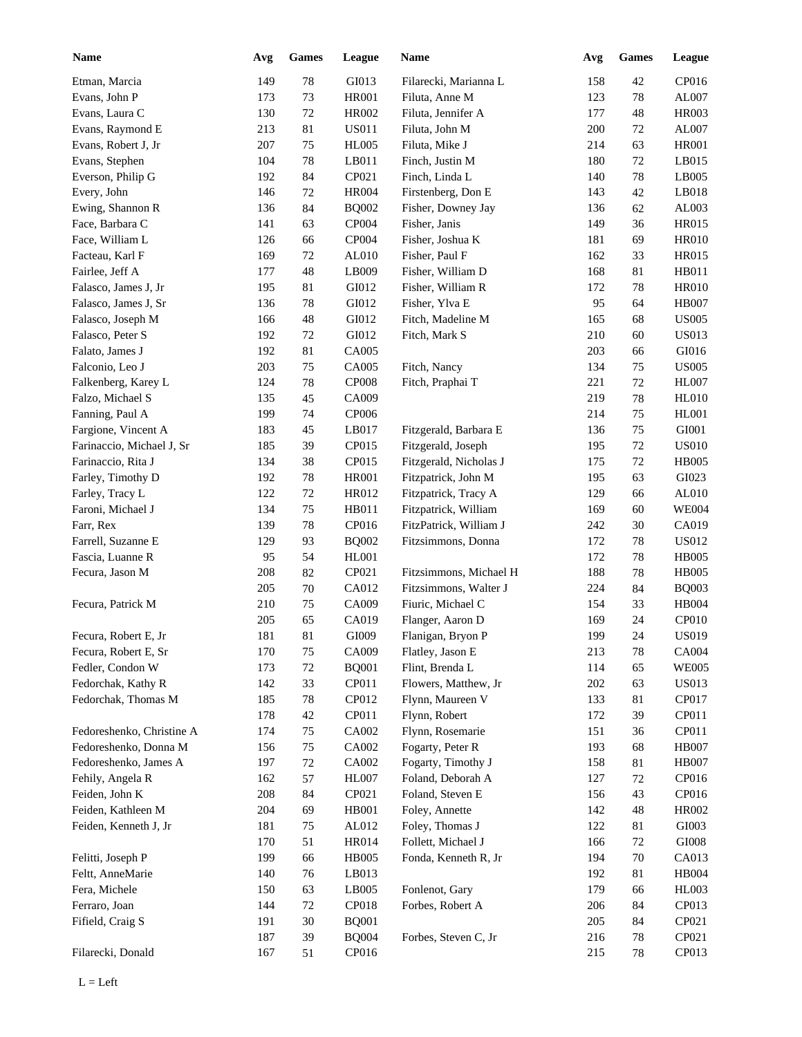| Name | Avg | Games | League | Name | Avg | Games | League |
|---|---|---|---|---|---|---|---|
| Etman, Marcia | 149 | 78 | GI013 | Filarecki, Marianna L | 158 | 42 | CP016 |
| Evans, John P | 173 | 73 | HR001 | Filuta, Anne M | 123 | 78 | AL007 |
| Evans, Laura C | 130 | 72 | HR002 | Filuta, Jennifer A | 177 | 48 | HR003 |
| Evans, Raymond E | 213 | 81 | US011 | Filuta, John M | 200 | 72 | AL007 |
| Evans, Robert J, Jr | 207 | 75 | HL005 | Filuta, Mike J | 214 | 63 | HR001 |
| Evans, Stephen | 104 | 78 | LB011 | Finch, Justin M | 180 | 72 | LB015 |
| Everson, Philip G | 192 | 84 | CP021 | Finch, Linda L | 140 | 78 | LB005 |
| Every, John | 146 | 72 | HR004 | Firstenberg, Don E | 143 | 42 | LB018 |
| Ewing, Shannon R | 136 | 84 | BQ002 | Fisher, Downey Jay | 136 | 62 | AL003 |
| Face, Barbara C | 141 | 63 | CP004 | Fisher, Janis | 149 | 36 | HR015 |
| Face, William L | 126 | 66 | CP004 | Fisher, Joshua K | 181 | 69 | HR010 |
| Facteau, Karl F | 169 | 72 | AL010 | Fisher, Paul F | 162 | 33 | HR015 |
| Fairlee, Jeff A | 177 | 48 | LB009 | Fisher, William D | 168 | 81 | HB011 |
| Falasco, James J, Jr | 195 | 81 | GI012 | Fisher, William R | 172 | 78 | HR010 |
| Falasco, James J, Sr | 136 | 78 | GI012 | Fisher, Ylva E | 95 | 64 | HB007 |
| Falasco, Joseph M | 166 | 48 | GI012 | Fitch, Madeline M | 165 | 68 | US005 |
| Falasco, Peter S | 192 | 72 | GI012 | Fitch, Mark S | 210 | 60 | US013 |
| Falato, James J | 192 | 81 | CA005 | | 203 | 66 | GI016 |
| Falconio, Leo J | 203 | 75 | CA005 | Fitch, Nancy | 134 | 75 | US005 |
| Falkenberg, Karey L | 124 | 78 | CP008 | Fitch, Praphai T | 221 | 72 | HL007 |
| Falzo, Michael S | 135 | 45 | CA009 | | 219 | 78 | HL010 |
| Fanning, Paul A | 199 | 74 | CP006 | | 214 | 75 | HL001 |
| Fargione, Vincent A | 183 | 45 | LB017 | Fitzgerald, Barbara E | 136 | 75 | GI001 |
| Farinaccio, Michael J, Sr | 185 | 39 | CP015 | Fitzgerald, Joseph | 195 | 72 | US010 |
| Farinaccio, Rita J | 134 | 38 | CP015 | Fitzgerald, Nicholas J | 175 | 72 | HB005 |
| Farley, Timothy D | 192 | 78 | HR001 | Fitzpatrick, John M | 195 | 63 | GI023 |
| Farley, Tracy L | 122 | 72 | HR012 | Fitzpatrick, Tracy A | 129 | 66 | AL010 |
| Faroni, Michael J | 134 | 75 | HB011 | Fitzpatrick, William | 169 | 60 | WE004 |
| Farr, Rex | 139 | 78 | CP016 | FitzPatrick, William J | 242 | 30 | CA019 |
| Farrell, Suzanne E | 129 | 93 | BQ002 | Fitzsimmons, Donna | 172 | 78 | US012 |
| Fascia, Luanne R | 95 | 54 | HL001 | | 172 | 78 | HB005 |
| Fecura, Jason M | 208 | 82 | CP021 | Fitzsimmons, Michael H | 188 | 78 | HB005 |
| | 205 | 70 | CA012 | Fitzsimmons, Walter J | 224 | 84 | BQ003 |
| Fecura, Patrick M | 210 | 75 | CA009 | Fiuric, Michael C | 154 | 33 | HB004 |
| | 205 | 65 | CA019 | Flanger, Aaron D | 169 | 24 | CP010 |
| Fecura, Robert E, Jr | 181 | 81 | GI009 | Flanigan, Bryon P | 199 | 24 | US019 |
| Fecura, Robert E, Sr | 170 | 75 | CA009 | Flatley, Jason E | 213 | 78 | CA004 |
| Fedler, Condon W | 173 | 72 | BQ001 | Flint, Brenda L | 114 | 65 | WE005 |
| Fedorchak, Kathy R | 142 | 33 | CP011 | Flowers, Matthew, Jr | 202 | 63 | US013 |
| Fedorchak, Thomas M | 185 | 78 | CP012 | Flynn, Maureen V | 133 | 81 | CP017 |
| | 178 | 42 | CP011 | Flynn, Robert | 172 | 39 | CP011 |
| Fedoreshenko, Christine A | 174 | 75 | CA002 | Flynn, Rosemarie | 151 | 36 | CP011 |
| Fedoreshenko, Donna M | 156 | 75 | CA002 | Fogarty, Peter R | 193 | 68 | HB007 |
| Fedoreshenko, James A | 197 | 72 | CA002 | Fogarty, Timothy J | 158 | 81 | HB007 |
| Fehily, Angela R | 162 | 57 | HL007 | Foland, Deborah A | 127 | 72 | CP016 |
| Feiden, John K | 208 | 84 | CP021 | Foland, Steven E | 156 | 43 | CP016 |
| Feiden, Kathleen M | 204 | 69 | HB001 | Foley, Annette | 142 | 48 | HR002 |
| Feiden, Kenneth J, Jr | 181 | 75 | AL012 | Foley, Thomas J | 122 | 81 | GI003 |
| | 170 | 51 | HR014 | Follett, Michael J | 166 | 72 | GI008 |
| Felitti, Joseph P | 199 | 66 | HB005 | Fonda, Kenneth R, Jr | 194 | 70 | CA013 |
| Feltt, AnneMarie | 140 | 76 | LB013 | | 192 | 81 | HB004 |
| Fera, Michele | 150 | 63 | LB005 | Fonlenot, Gary | 179 | 66 | HL003 |
| Ferraro, Joan | 144 | 72 | CP018 | Forbes, Robert A | 206 | 84 | CP013 |
| Fifield, Craig S | 191 | 30 | BQ001 | | 205 | 84 | CP021 |
| | 187 | 39 | BQ004 | Forbes, Steven C, Jr | 216 | 78 | CP021 |
| Filarecki, Donald | 167 | 51 | CP016 | | 215 | 78 | CP013 |

L = Left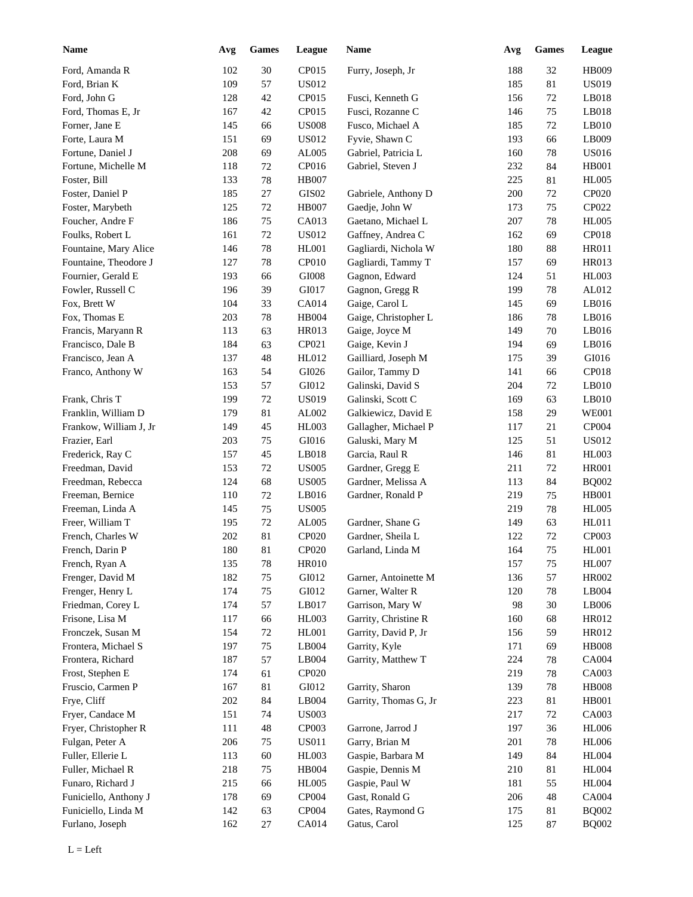| Name | Avg | Games | League | Name | Avg | Games | League |
|---|---|---|---|---|---|---|---|
| Ford, Amanda R | 102 | 30 | CP015 | Furry, Joseph, Jr | 188 | 32 | HB009 |
| Ford, Brian K | 109 | 57 | US012 | | 185 | 81 | US019 |
| Ford, John G | 128 | 42 | CP015 | Fusci, Kenneth G | 156 | 72 | LB018 |
| Ford, Thomas E, Jr | 167 | 42 | CP015 | Fusci, Rozanne C | 146 | 75 | LB018 |
| Forner, Jane E | 145 | 66 | US008 | Fusco, Michael A | 185 | 72 | LB010 |
| Forte, Laura M | 151 | 69 | US012 | Fyvie, Shawn C | 193 | 66 | LB009 |
| Fortune, Daniel J | 208 | 69 | AL005 | Gabriel, Patricia L | 160 | 78 | US016 |
| Fortune, Michelle M | 118 | 72 | CP016 | Gabriel, Steven J | 232 | 84 | HB001 |
| Foster, Bill | 133 | 78 | HB007 | | 225 | 81 | HL005 |
| Foster, Daniel P | 185 | 27 | GIS02 | Gabriele, Anthony D | 200 | 72 | CP020 |
| Foster, Marybeth | 125 | 72 | HB007 | Gaedje, John W | 173 | 75 | CP022 |
| Foucher, Andre F | 186 | 75 | CA013 | Gaetano, Michael L | 207 | 78 | HL005 |
| Foulks, Robert L | 161 | 72 | US012 | Gaffney, Andrea C | 162 | 69 | CP018 |
| Fountaine, Mary Alice | 146 | 78 | HL001 | Gagliardi, Nichola W | 180 | 88 | HR011 |
| Fountaine, Theodore J | 127 | 78 | CP010 | Gagliardi, Tammy T | 157 | 69 | HR013 |
| Fournier, Gerald E | 193 | 66 | GI008 | Gagnon, Edward | 124 | 51 | HL003 |
| Fowler, Russell C | 196 | 39 | GI017 | Gagnon, Gregg R | 199 | 78 | AL012 |
| Fox, Brett W | 104 | 33 | CA014 | Gaige, Carol L | 145 | 69 | LB016 |
| Fox, Thomas E | 203 | 78 | HB004 | Gaige, Christopher L | 186 | 78 | LB016 |
| Francis, Maryann R | 113 | 63 | HR013 | Gaige, Joyce M | 149 | 70 | LB016 |
| Francisco, Dale B | 184 | 63 | CP021 | Gaige, Kevin J | 194 | 69 | LB016 |
| Francisco, Jean A | 137 | 48 | HL012 | Gailliard, Joseph M | 175 | 39 | GI016 |
| Franco, Anthony W | 163 | 54 | GI026 | Gailor, Tammy D | 141 | 66 | CP018 |
| | 153 | 57 | GI012 | Galinski, David S | 204 | 72 | LB010 |
| Frank, Chris T | 199 | 72 | US019 | Galinski, Scott C | 169 | 63 | LB010 |
| Franklin, William D | 179 | 81 | AL002 | Galkiewicz, David E | 158 | 29 | WE001 |
| Frankow, William J, Jr | 149 | 45 | HL003 | Gallagher, Michael P | 117 | 21 | CP004 |
| Frazier, Earl | 203 | 75 | GI016 | Galuski, Mary M | 125 | 51 | US012 |
| Frederick, Ray C | 157 | 45 | LB018 | Garcia, Raul R | 146 | 81 | HL003 |
| Freedman, David | 153 | 72 | US005 | Gardner, Gregg E | 211 | 72 | HR001 |
| Freedman, Rebecca | 124 | 68 | US005 | Gardner, Melissa A | 113 | 84 | BQ002 |
| Freeman, Bernice | 110 | 72 | LB016 | Gardner, Ronald P | 219 | 75 | HB001 |
| Freeman, Linda A | 145 | 75 | US005 | | 219 | 78 | HL005 |
| Freer, William T | 195 | 72 | AL005 | Gardner, Shane G | 149 | 63 | HL011 |
| French, Charles W | 202 | 81 | CP020 | Gardner, Sheila L | 122 | 72 | CP003 |
| French, Darin P | 180 | 81 | CP020 | Garland, Linda M | 164 | 75 | HL001 |
| French, Ryan A | 135 | 78 | HR010 | | 157 | 75 | HL007 |
| Frenger, David M | 182 | 75 | GI012 | Garner, Antoinette M | 136 | 57 | HR002 |
| Frenger, Henry L | 174 | 75 | GI012 | Garner, Walter R | 120 | 78 | LB004 |
| Friedman, Corey L | 174 | 57 | LB017 | Garrison, Mary W | 98 | 30 | LB006 |
| Frisone, Lisa M | 117 | 66 | HL003 | Garrity, Christine R | 160 | 68 | HR012 |
| Fronczek, Susan M | 154 | 72 | HL001 | Garrity, David P, Jr | 156 | 59 | HR012 |
| Frontera, Michael S | 197 | 75 | LB004 | Garrity, Kyle | 171 | 69 | HB008 |
| Frontera, Richard | 187 | 57 | LB004 | Garrity, Matthew T | 224 | 78 | CA004 |
| Frost, Stephen E | 174 | 61 | CP020 | | 219 | 78 | CA003 |
| Fruscio, Carmen P | 167 | 81 | GI012 | Garrity, Sharon | 139 | 78 | HB008 |
| Frye, Cliff | 202 | 84 | LB004 | Garrity, Thomas G, Jr | 223 | 81 | HB001 |
| Fryer, Candace M | 151 | 74 | US003 | | 217 | 72 | CA003 |
| Fryer, Christopher R | 111 | 48 | CP003 | Garrone, Jarrod J | 197 | 36 | HL006 |
| Fulgan, Peter A | 206 | 75 | US011 | Garry, Brian M | 201 | 78 | HL006 |
| Fuller, Ellerie L | 113 | 60 | HL003 | Gaspie, Barbara M | 149 | 84 | HL004 |
| Fuller, Michael R | 218 | 75 | HB004 | Gaspie, Dennis M | 210 | 81 | HL004 |
| Funaro, Richard J | 215 | 66 | HL005 | Gaspie, Paul W | 181 | 55 | HL004 |
| Funiciello, Anthony J | 178 | 69 | CP004 | Gast, Ronald G | 206 | 48 | CA004 |
| Funiciello, Linda M | 142 | 63 | CP004 | Gates, Raymond G | 175 | 81 | BQ002 |
| Furlano, Joseph | 162 | 27 | CA014 | Gatus, Carol | 125 | 87 | BQ002 |

L = Left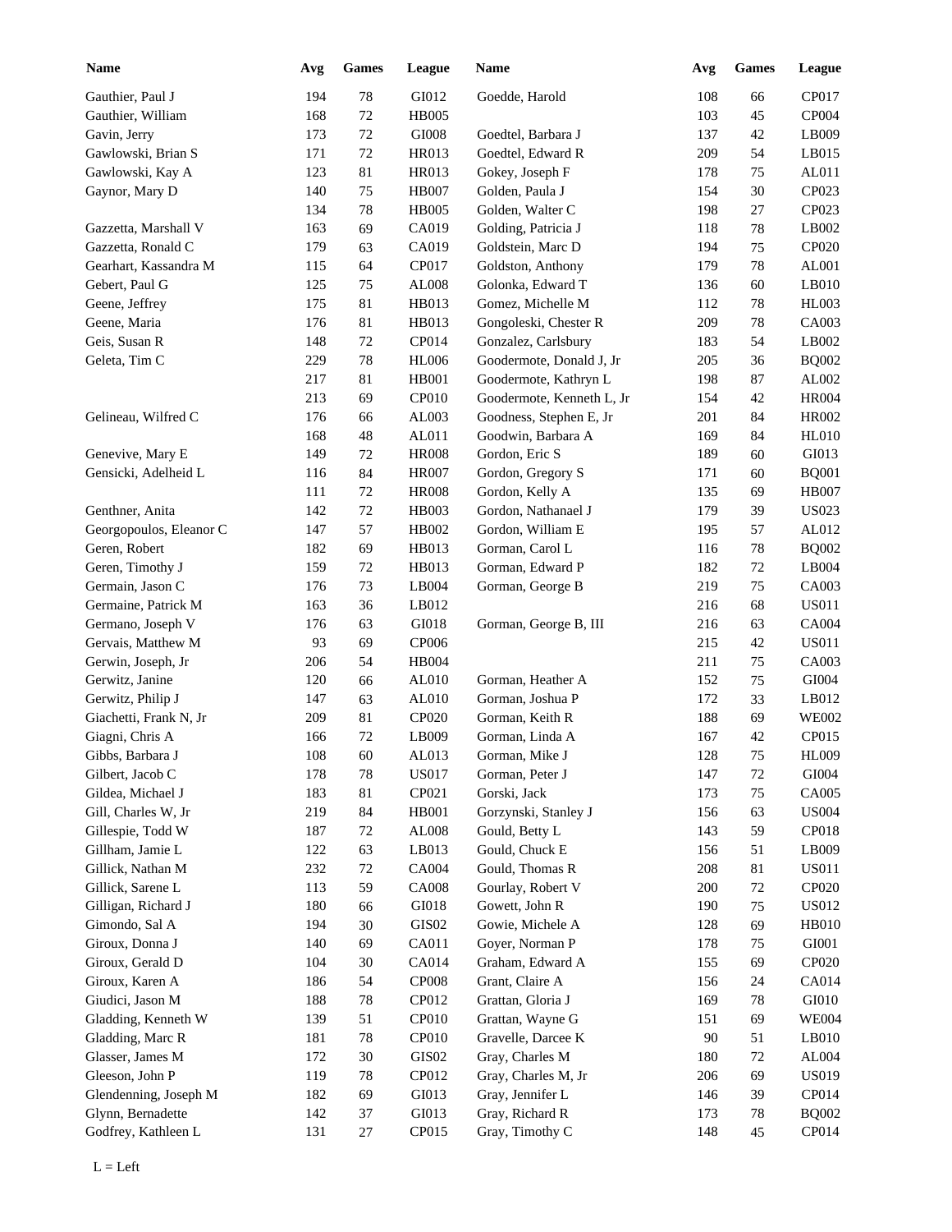| Name | Avg | Games | League |
|---|---|---|---|
| Gauthier, Paul J | 194 | 78 | GI012 |
| Gauthier, William | 168 | 72 | HB005 |
| Gavin, Jerry | 173 | 72 | GI008 |
| Gawlowski, Brian S | 171 | 72 | HR013 |
| Gawlowski, Kay A | 123 | 81 | HR013 |
| Gaynor, Mary D | 140 | 75 | HB007 |
| | 134 | 78 | HB005 |
| Gazzetta, Marshall V | 163 | 69 | CA019 |
| Gazzetta, Ronald C | 179 | 63 | CA019 |
| Gearhart, Kassandra M | 115 | 64 | CP017 |
| Gebert, Paul G | 125 | 75 | AL008 |
| Geene, Jeffrey | 175 | 81 | HB013 |
| Geene, Maria | 176 | 81 | HB013 |
| Geis, Susan R | 148 | 72 | CP014 |
| Geleta, Tim C | 229 | 78 | HL006 |
| | 217 | 81 | HB001 |
| | 213 | 69 | CP010 |
| Gelineau, Wilfred C | 176 | 66 | AL003 |
| | 168 | 48 | AL011 |
| Genevive, Mary E | 149 | 72 | HR008 |
| Gensicki, Adelheid L | 116 | 84 | HR007 |
| | 111 | 72 | HR008 |
| Genthner, Anita | 142 | 72 | HB003 |
| Georgopoulos, Eleanor C | 147 | 57 | HB002 |
| Geren, Robert | 182 | 69 | HB013 |
| Geren, Timothy J | 159 | 72 | HB013 |
| Germain, Jason C | 176 | 73 | LB004 |
| Germaine, Patrick M | 163 | 36 | LB012 |
| Germano, Joseph V | 176 | 63 | GI018 |
| Gervais, Matthew M | 93 | 69 | CP006 |
| Gerwin, Joseph, Jr | 206 | 54 | HB004 |
| Gerwitz, Janine | 120 | 66 | AL010 |
| Gerwitz, Philip J | 147 | 63 | AL010 |
| Giachetti, Frank N, Jr | 209 | 81 | CP020 |
| Giagni, Chris A | 166 | 72 | LB009 |
| Gibbs, Barbara J | 108 | 60 | AL013 |
| Gilbert, Jacob C | 178 | 78 | US017 |
| Gildea, Michael J | 183 | 81 | CP021 |
| Gill, Charles W, Jr | 219 | 84 | HB001 |
| Gillespie, Todd W | 187 | 72 | AL008 |
| Gillham, Jamie L | 122 | 63 | LB013 |
| Gillick, Nathan M | 232 | 72 | CA004 |
| Gillick, Sarene L | 113 | 59 | CA008 |
| Gilligan, Richard J | 180 | 66 | GI018 |
| Gimondo, Sal A | 194 | 30 | GIS02 |
| Giroux, Donna J | 140 | 69 | CA011 |
| Giroux, Gerald D | 104 | 30 | CA014 |
| Giroux, Karen A | 186 | 54 | CP008 |
| Giudici, Jason M | 188 | 78 | CP012 |
| Gladding, Kenneth W | 139 | 51 | CP010 |
| Gladding, Marc R | 181 | 78 | CP010 |
| Glasser, James M | 172 | 30 | GIS02 |
| Gleeson, John P | 119 | 78 | CP012 |
| Glendenning, Joseph M | 182 | 69 | GI013 |
| Glynn, Bernadette | 142 | 37 | GI013 |
| Godfrey, Kathleen L | 131 | 27 | CP015 |
| Goedde, Harold | 108 | 66 | CP017 |
| | 103 | 45 | CP004 |
| Goedtel, Barbara J | 137 | 42 | LB009 |
| Goedtel, Edward R | 209 | 54 | LB015 |
| Gokey, Joseph F | 178 | 75 | AL011 |
| Golden, Paula J | 154 | 30 | CP023 |
| Golden, Walter C | 198 | 27 | CP023 |
| Golding, Patricia J | 118 | 78 | LB002 |
| Goldstein, Marc D | 194 | 75 | CP020 |
| Goldston, Anthony | 179 | 78 | AL001 |
| Golonka, Edward T | 136 | 60 | LB010 |
| Gomez, Michelle M | 112 | 78 | HL003 |
| Gongoleski, Chester R | 209 | 78 | CA003 |
| Gonzalez, Carlsbury | 183 | 54 | LB002 |
| Goodermote, Donald J, Jr | 205 | 36 | BQ002 |
| Goodermote, Kathryn L | 198 | 87 | AL002 |
| Goodermote, Kenneth L, Jr | 154 | 42 | HR004 |
| Goodness, Stephen E, Jr | 201 | 84 | HR002 |
| Goodwin, Barbara A | 169 | 84 | HL010 |
| Gordon, Eric S | 189 | 60 | GI013 |
| Gordon, Gregory S | 171 | 60 | BQ001 |
| Gordon, Kelly A | 135 | 69 | HB007 |
| Gordon, Nathanael J | 179 | 39 | US023 |
| Gordon, William E | 195 | 57 | AL012 |
| Gorman, Carol L | 116 | 78 | BQ002 |
| Gorman, Edward P | 182 | 72 | LB004 |
| Gorman, George B | 219 | 75 | CA003 |
| | 216 | 68 | US011 |
| Gorman, George B, III | 216 | 63 | CA004 |
| | 215 | 42 | US011 |
| | 211 | 75 | CA003 |
| Gorman, Heather A | 152 | 75 | GI004 |
| Gorman, Joshua P | 172 | 33 | LB012 |
| Gorman, Keith R | 188 | 69 | WE002 |
| Gorman, Linda A | 167 | 42 | CP015 |
| Gorman, Mike J | 128 | 75 | HL009 |
| Gorman, Peter J | 147 | 72 | GI004 |
| Gorski, Jack | 173 | 75 | CA005 |
| Gorzynski, Stanley J | 156 | 63 | US004 |
| Gould, Betty L | 143 | 59 | CP018 |
| Gould, Chuck E | 156 | 51 | LB009 |
| Gould, Thomas R | 208 | 81 | US011 |
| Gourlay, Robert V | 200 | 72 | CP020 |
| Gowett, John R | 190 | 75 | US012 |
| Gowie, Michele A | 128 | 69 | HB010 |
| Goyer, Norman P | 178 | 75 | GI001 |
| Graham, Edward A | 155 | 69 | CP020 |
| Grant, Claire A | 156 | 24 | CA014 |
| Grattan, Gloria J | 169 | 78 | GI010 |
| Grattan, Wayne G | 151 | 69 | WE004 |
| Gravelle, Darcee K | 90 | 51 | LB010 |
| Gray, Charles M | 180 | 72 | AL004 |
| Gray, Charles M, Jr | 206 | 69 | US019 |
| Gray, Jennifer L | 146 | 39 | CP014 |
| Gray, Richard R | 173 | 78 | BQ002 |
| Gray, Timothy C | 148 | 45 | CP014 |

L = Left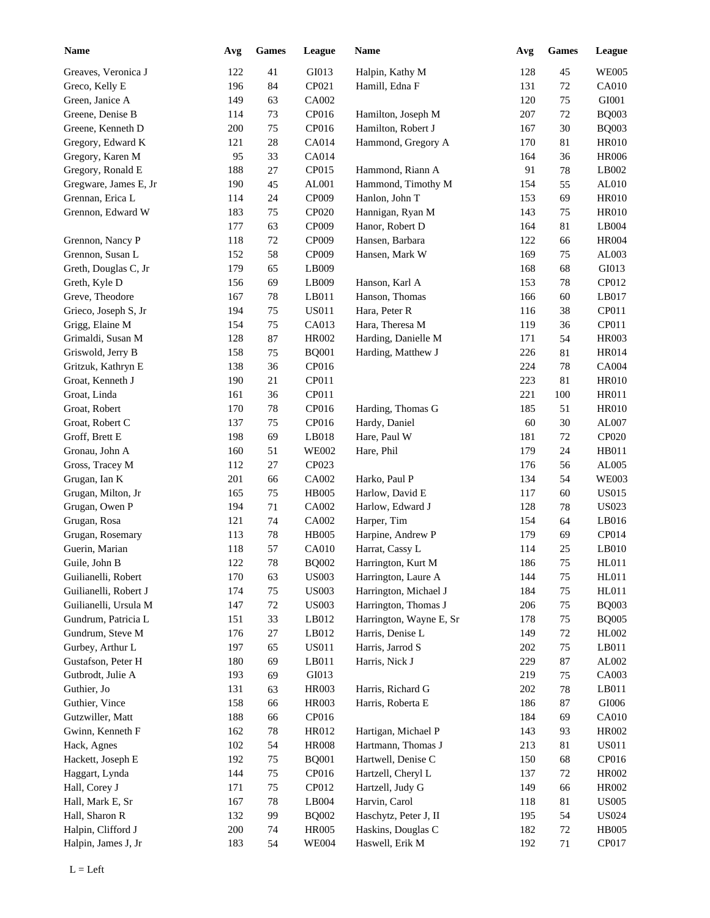| Name | Avg | Games | League | Name | Avg | Games | League |
|---|---|---|---|---|---|---|---|
| Greaves, Veronica J | 122 | 41 | GI013 | Halpin, Kathy M | 128 | 45 | WE005 |
| Greco, Kelly E | 196 | 84 | CP021 | Hamill, Edna F | 131 | 72 | CA010 |
| Green, Janice A | 149 | 63 | CA002 | | 120 | 75 | GI001 |
| Greene, Denise B | 114 | 73 | CP016 | Hamilton, Joseph M | 207 | 72 | BQ003 |
| Greene, Kenneth D | 200 | 75 | CP016 | Hamilton, Robert J | 167 | 30 | BQ003 |
| Gregory, Edward K | 121 | 28 | CA014 | Hammond, Gregory A | 170 | 81 | HR010 |
| Gregory, Karen M | 95 | 33 | CA014 | | 164 | 36 | HR006 |
| Gregory, Ronald E | 188 | 27 | CP015 | Hammond, Riann A | 91 | 78 | LB002 |
| Gregware, James E, Jr | 190 | 45 | AL001 | Hammond, Timothy M | 154 | 55 | AL010 |
| Grennan, Erica L | 114 | 24 | CP009 | Hanlon, John T | 153 | 69 | HR010 |
| Grennon, Edward W | 183 | 75 | CP020 | Hannigan, Ryan M | 143 | 75 | HR010 |
| | 177 | 63 | CP009 | Hanor, Robert D | 164 | 81 | LB004 |
| Grennon, Nancy P | 118 | 72 | CP009 | Hansen, Barbara | 122 | 66 | HR004 |
| Grennon, Susan L | 152 | 58 | CP009 | Hansen, Mark W | 169 | 75 | AL003 |
| Greth, Douglas C, Jr | 179 | 65 | LB009 | | 168 | 68 | GI013 |
| Greth, Kyle D | 156 | 69 | LB009 | Hanson, Karl A | 153 | 78 | CP012 |
| Greve, Theodore | 167 | 78 | LB011 | Hanson, Thomas | 166 | 60 | LB017 |
| Grieco, Joseph S, Jr | 194 | 75 | US011 | Hara, Peter R | 116 | 38 | CP011 |
| Grigg, Elaine M | 154 | 75 | CA013 | Hara, Theresa M | 119 | 36 | CP011 |
| Grimaldi, Susan M | 128 | 87 | HR002 | Harding, Danielle M | 171 | 54 | HR003 |
| Griswold, Jerry B | 158 | 75 | BQ001 | Harding, Matthew J | 226 | 81 | HR014 |
| Gritzuk, Kathryn E | 138 | 36 | CP016 | | 224 | 78 | CA004 |
| Groat, Kenneth J | 190 | 21 | CP011 | | 223 | 81 | HR010 |
| Groat, Linda | 161 | 36 | CP011 | | 221 | 100 | HR011 |
| Groat, Robert | 170 | 78 | CP016 | Harding, Thomas G | 185 | 51 | HR010 |
| Groat, Robert C | 137 | 75 | CP016 | Hardy, Daniel | 60 | 30 | AL007 |
| Groff, Brett E | 198 | 69 | LB018 | Hare, Paul W | 181 | 72 | CP020 |
| Gronau, John A | 160 | 51 | WE002 | Hare, Phil | 179 | 24 | HB011 |
| Gross, Tracey M | 112 | 27 | CP023 | | 176 | 56 | AL005 |
| Grugan, Ian K | 201 | 66 | CA002 | Harko, Paul P | 134 | 54 | WE003 |
| Grugan, Milton, Jr | 165 | 75 | HB005 | Harlow, David E | 117 | 60 | US015 |
| Grugan, Owen P | 194 | 71 | CA002 | Harlow, Edward J | 128 | 78 | US023 |
| Grugan, Rosa | 121 | 74 | CA002 | Harper, Tim | 154 | 64 | LB016 |
| Grugan, Rosemary | 113 | 78 | HB005 | Harpine, Andrew P | 179 | 69 | CP014 |
| Guerin, Marian | 118 | 57 | CA010 | Harrat, Cassy L | 114 | 25 | LB010 |
| Guile, John B | 122 | 78 | BQ002 | Harrington, Kurt M | 186 | 75 | HL011 |
| Guilianelli, Robert | 170 | 63 | US003 | Harrington, Laure A | 144 | 75 | HL011 |
| Guilianelli, Robert J | 174 | 75 | US003 | Harrington, Michael J | 184 | 75 | HL011 |
| Guilianelli, Ursula M | 147 | 72 | US003 | Harrington, Thomas J | 206 | 75 | BQ003 |
| Gundrum, Patricia L | 151 | 33 | LB012 | Harrington, Wayne E, Sr | 178 | 75 | BQ005 |
| Gundrum, Steve M | 176 | 27 | LB012 | Harris, Denise L | 149 | 72 | HL002 |
| Gurbey, Arthur L | 197 | 65 | US011 | Harris, Jarrod S | 202 | 75 | LB011 |
| Gustafson, Peter H | 180 | 69 | LB011 | Harris, Nick J | 229 | 87 | AL002 |
| Gutbrodt, Julie A | 193 | 69 | GI013 | | 219 | 75 | CA003 |
| Guthier, Jo | 131 | 63 | HR003 | Harris, Richard G | 202 | 78 | LB011 |
| Guthier, Vince | 158 | 66 | HR003 | Harris, Roberta E | 186 | 87 | GI006 |
| Gutzwiller, Matt | 188 | 66 | CP016 | | 184 | 69 | CA010 |
| Gwinn, Kenneth F | 162 | 78 | HR012 | Hartigan, Michael P | 143 | 93 | HR002 |
| Hack, Agnes | 102 | 54 | HR008 | Hartmann, Thomas J | 213 | 81 | US011 |
| Hackett, Joseph E | 192 | 75 | BQ001 | Hartwell, Denise C | 150 | 68 | CP016 |
| Haggart, Lynda | 144 | 75 | CP016 | Hartzell, Cheryl L | 137 | 72 | HR002 |
| Hall, Corey J | 171 | 75 | CP012 | Hartzell, Judy G | 149 | 66 | HR002 |
| Hall, Mark E, Sr | 167 | 78 | LB004 | Harvin, Carol | 118 | 81 | US005 |
| Hall, Sharon R | 132 | 99 | BQ002 | Haschytz, Peter J, II | 195 | 54 | US024 |
| Halpin, Clifford J | 200 | 74 | HR005 | Haskins, Douglas C | 182 | 72 | HB005 |
| Halpin, James J, Jr | 183 | 54 | WE004 | Haswell, Erik M | 192 | 71 | CP017 |

L = Left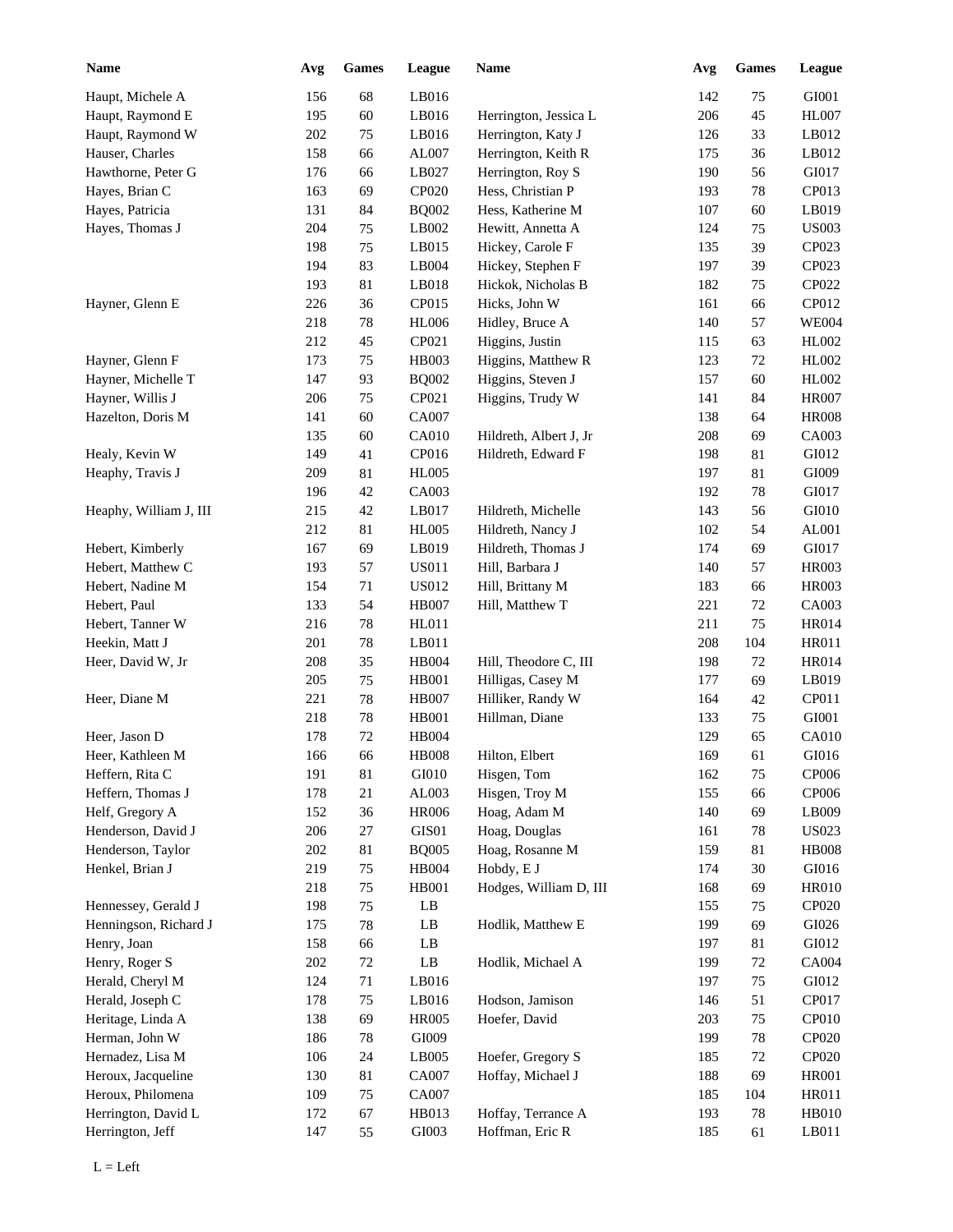| Name | Avg | Games | League | Name | Avg | Games | League |
|---|---|---|---|---|---|---|---|
| Haupt, Michele A | 156 | 68 | LB016 | | 142 | 75 | GI001 |
| Haupt, Raymond E | 195 | 60 | LB016 | Herrington, Jessica L | 206 | 45 | HL007 |
| Haupt, Raymond W | 202 | 75 | LB016 | Herrington, Katy J | 126 | 33 | LB012 |
| Hauser, Charles | 158 | 66 | AL007 | Herrington, Keith R | 175 | 36 | LB012 |
| Hawthorne, Peter G | 176 | 66 | LB027 | Herrington, Roy S | 190 | 56 | GI017 |
| Hayes, Brian C | 163 | 69 | CP020 | Hess, Christian P | 193 | 78 | CP013 |
| Hayes, Patricia | 131 | 84 | BQ002 | Hess, Katherine M | 107 | 60 | LB019 |
| Hayes, Thomas J | 204 | 75 | LB002 | Hewitt, Annetta A | 124 | 75 | US003 |
| | 198 | 75 | LB015 | Hickey, Carole F | 135 | 39 | CP023 |
| | 194 | 83 | LB004 | Hickey, Stephen F | 197 | 39 | CP023 |
| | 193 | 81 | LB018 | Hickok, Nicholas B | 182 | 75 | CP022 |
| Hayner, Glenn E | 226 | 36 | CP015 | Hicks, John W | 161 | 66 | CP012 |
| | 218 | 78 | HL006 | Hidley, Bruce A | 140 | 57 | WE004 |
| | 212 | 45 | CP021 | Higgins, Justin | 115 | 63 | HL002 |
| Hayner, Glenn F | 173 | 75 | HB003 | Higgins, Matthew R | 123 | 72 | HL002 |
| Hayner, Michelle T | 147 | 93 | BQ002 | Higgins, Steven J | 157 | 60 | HL002 |
| Hayner, Willis J | 206 | 75 | CP021 | Higgins, Trudy W | 141 | 84 | HR007 |
| Hazelton, Doris M | 141 | 60 | CA007 | | 138 | 64 | HR008 |
| | 135 | 60 | CA010 | Hildreth, Albert J, Jr | 208 | 69 | CA003 |
| Healy, Kevin W | 149 | 41 | CP016 | Hildreth, Edward F | 198 | 81 | GI012 |
| Heaphy, Travis J | 209 | 81 | HL005 | | 197 | 81 | GI009 |
| | 196 | 42 | CA003 | | 192 | 78 | GI017 |
| Heaphy, William J, III | 215 | 42 | LB017 | Hildreth, Michelle | 143 | 56 | GI010 |
| | 212 | 81 | HL005 | Hildreth, Nancy J | 102 | 54 | AL001 |
| Hebert, Kimberly | 167 | 69 | LB019 | Hildreth, Thomas J | 174 | 69 | GI017 |
| Hebert, Matthew C | 193 | 57 | US011 | Hill, Barbara J | 140 | 57 | HR003 |
| Hebert, Nadine M | 154 | 71 | US012 | Hill, Brittany M | 183 | 66 | HR003 |
| Hebert, Paul | 133 | 54 | HB007 | Hill, Matthew T | 221 | 72 | CA003 |
| Hebert, Tanner W | 216 | 78 | HL011 | | 211 | 75 | HR014 |
| Heekin, Matt J | 201 | 78 | LB011 | | 208 | 104 | HR011 |
| Heer, David W, Jr | 208 | 35 | HB004 | Hill, Theodore C, III | 198 | 72 | HR014 |
| | 205 | 75 | HB001 | Hilligas, Casey M | 177 | 69 | LB019 |
| Heer, Diane M | 221 | 78 | HB007 | Hilliker, Randy W | 164 | 42 | CP011 |
| | 218 | 78 | HB001 | Hillman, Diane | 133 | 75 | GI001 |
| Heer, Jason D | 178 | 72 | HB004 | | 129 | 65 | CA010 |
| Heer, Kathleen M | 166 | 66 | HB008 | Hilton, Elbert | 169 | 61 | GI016 |
| Heffern, Rita C | 191 | 81 | GI010 | Hisgen, Tom | 162 | 75 | CP006 |
| Heffern, Thomas J | 178 | 21 | AL003 | Hisgen, Troy M | 155 | 66 | CP006 |
| Helf, Gregory A | 152 | 36 | HR006 | Hoag, Adam M | 140 | 69 | LB009 |
| Henderson, David J | 206 | 27 | GIS01 | Hoag, Douglas | 161 | 78 | US023 |
| Henderson, Taylor | 202 | 81 | BQ005 | Hoag, Rosanne M | 159 | 81 | HB008 |
| Henkel, Brian J | 219 | 75 | HB004 | Hobdy, E J | 174 | 30 | GI016 |
| | 218 | 75 | HB001 | Hodges, William D, III | 168 | 69 | HR010 |
| Hennessey, Gerald J | 198 | 75 | LB | | 155 | 75 | CP020 |
| Henningson, Richard J | 175 | 78 | LB | Hodlik, Matthew E | 199 | 69 | GI026 |
| Henry, Joan | 158 | 66 | LB | | 197 | 81 | GI012 |
| Henry, Roger S | 202 | 72 | LB | Hodlik, Michael A | 199 | 72 | CA004 |
| Herald, Cheryl M | 124 | 71 | LB016 | | 197 | 75 | GI012 |
| Herald, Joseph C | 178 | 75 | LB016 | Hodson, Jamison | 146 | 51 | CP017 |
| Heritage, Linda A | 138 | 69 | HR005 | Hoefer, David | 203 | 75 | CP010 |
| Herman, John W | 186 | 78 | GI009 | | 199 | 78 | CP020 |
| Hernadez, Lisa M | 106 | 24 | LB005 | Hoefer, Gregory S | 185 | 72 | CP020 |
| Heroux, Jacqueline | 130 | 81 | CA007 | Hoffay, Michael J | 188 | 69 | HR001 |
| Heroux, Philomena | 109 | 75 | CA007 | | 185 | 104 | HR011 |
| Herrington, David L | 172 | 67 | HB013 | Hoffay, Terrance A | 193 | 78 | HB010 |
| Herrington, Jeff | 147 | 55 | GI003 | Hoffman, Eric R | 185 | 61 | LB011 |

L = Left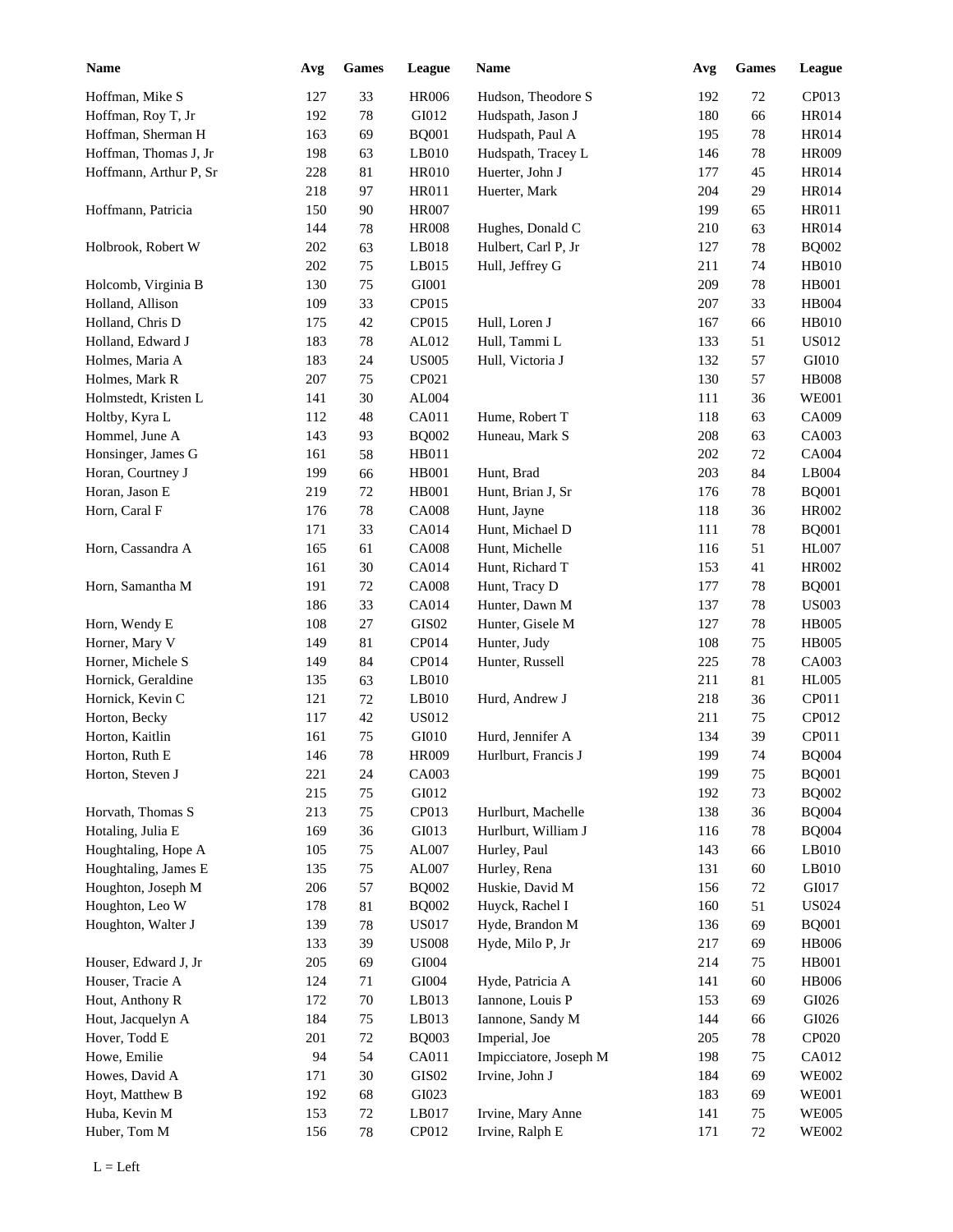| Name | Avg | Games | League | Name | Avg | Games | League |
|---|---|---|---|---|---|---|---|
| Hoffman, Mike S | 127 | 33 | HR006 | Hudson, Theodore S | 192 | 72 | CP013 |
| Hoffman, Roy T, Jr | 192 | 78 | GI012 | Hudspath, Jason J | 180 | 66 | HR014 |
| Hoffman, Sherman H | 163 | 69 | BQ001 | Hudspath, Paul A | 195 | 78 | HR014 |
| Hoffman, Thomas J, Jr | 198 | 63 | LB010 | Hudspath, Tracey L | 146 | 78 | HR009 |
| Hoffmann, Arthur P, Sr | 228 | 81 | HR010 | Huerter, John J | 177 | 45 | HR014 |
| | 218 | 97 | HR011 | Huerter, Mark | 204 | 29 | HR014 |
| Hoffmann, Patricia | 150 | 90 | HR007 | | 199 | 65 | HR011 |
| | 144 | 78 | HR008 | Hughes, Donald C | 210 | 63 | HR014 |
| Holbrook, Robert W | 202 | 63 | LB018 | Hulbert, Carl P, Jr | 127 | 78 | BQ002 |
| | 202 | 75 | LB015 | Hull, Jeffrey G | 211 | 74 | HB010 |
| Holcomb, Virginia B | 130 | 75 | GI001 | | 209 | 78 | HB001 |
| Holland, Allison | 109 | 33 | CP015 | | 207 | 33 | HB004 |
| Holland, Chris D | 175 | 42 | CP015 | Hull, Loren J | 167 | 66 | HB010 |
| Holland, Edward J | 183 | 78 | AL012 | Hull, Tammi L | 133 | 51 | US012 |
| Holmes, Maria A | 183 | 24 | US005 | Hull, Victoria J | 132 | 57 | GI010 |
| Holmes, Mark R | 207 | 75 | CP021 | | 130 | 57 | HB008 |
| Holmstedt, Kristen L | 141 | 30 | AL004 | | 111 | 36 | WE001 |
| Holtby, Kyra L | 112 | 48 | CA011 | Hume, Robert T | 118 | 63 | CA009 |
| Hommel, June A | 143 | 93 | BQ002 | Huneau, Mark S | 208 | 63 | CA003 |
| Honsinger, James G | 161 | 58 | HB011 | | 202 | 72 | CA004 |
| Horan, Courtney J | 199 | 66 | HB001 | Hunt, Brad | 203 | 84 | LB004 |
| Horan, Jason E | 219 | 72 | HB001 | Hunt, Brian J, Sr | 176 | 78 | BQ001 |
| Horn, Caral F | 176 | 78 | CA008 | Hunt, Jayne | 118 | 36 | HR002 |
| | 171 | 33 | CA014 | Hunt, Michael D | 111 | 78 | BQ001 |
| Horn, Cassandra A | 165 | 61 | CA008 | Hunt, Michelle | 116 | 51 | HL007 |
| | 161 | 30 | CA014 | Hunt, Richard T | 153 | 41 | HR002 |
| Horn, Samantha M | 191 | 72 | CA008 | Hunt, Tracy D | 177 | 78 | BQ001 |
| | 186 | 33 | CA014 | Hunter, Dawn M | 137 | 78 | US003 |
| Horn, Wendy E | 108 | 27 | GIS02 | Hunter, Gisele M | 127 | 78 | HB005 |
| Horner, Mary V | 149 | 81 | CP014 | Hunter, Judy | 108 | 75 | HB005 |
| Horner, Michele S | 149 | 84 | CP014 | Hunter, Russell | 225 | 78 | CA003 |
| Hornick, Geraldine | 135 | 63 | LB010 | | 211 | 81 | HL005 |
| Hornick, Kevin C | 121 | 72 | LB010 | Hurd, Andrew J | 218 | 36 | CP011 |
| Horton, Becky | 117 | 42 | US012 | | 211 | 75 | CP012 |
| Horton, Kaitlin | 161 | 75 | GI010 | Hurd, Jennifer A | 134 | 39 | CP011 |
| Horton, Ruth E | 146 | 78 | HR009 | Hurlburt, Francis J | 199 | 74 | BQ004 |
| Horton, Steven J | 221 | 24 | CA003 | | 199 | 75 | BQ001 |
| | 215 | 75 | GI012 | | 192 | 73 | BQ002 |
| Horvath, Thomas S | 213 | 75 | CP013 | Hurlbert, Machelle | 138 | 36 | BQ004 |
| Hotaling, Julia E | 169 | 36 | GI013 | Hurlburt, William J | 116 | 78 | BQ004 |
| Houghtaling, Hope A | 105 | 75 | AL007 | Hurley, Paul | 143 | 66 | LB010 |
| Houghtaling, James E | 135 | 75 | AL007 | Hurley, Rena | 131 | 60 | LB010 |
| Houghton, Joseph M | 206 | 57 | BQ002 | Huskie, David M | 156 | 72 | GI017 |
| Houghton, Leo W | 178 | 81 | BQ002 | Huyck, Rachel I | 160 | 51 | US024 |
| Houghton, Walter J | 139 | 78 | US017 | Hyde, Brandon M | 136 | 69 | BQ001 |
| | 133 | 39 | US008 | Hyde, Milo P, Jr | 217 | 69 | HB006 |
| Houser, Edward J, Jr | 205 | 69 | GI004 | | 214 | 75 | HB001 |
| Houser, Tracie A | 124 | 71 | GI004 | Hyde, Patricia A | 141 | 60 | HB006 |
| Hout, Anthony R | 172 | 70 | LB013 | Iannone, Louis P | 153 | 69 | GI026 |
| Hout, Jacquelyn A | 184 | 75 | LB013 | Iannone, Sandy M | 144 | 66 | GI026 |
| Hover, Todd E | 201 | 72 | BQ003 | Imperial, Joe | 205 | 78 | CP020 |
| Howe, Emilie | 94 | 54 | CA011 | Impicciatore, Joseph M | 198 | 75 | CA012 |
| Howes, David A | 171 | 30 | GIS02 | Irvine, John J | 184 | 69 | WE002 |
| Hoyt, Matthew B | 192 | 68 | GI023 | | 183 | 69 | WE001 |
| Huba, Kevin M | 153 | 72 | LB017 | Irvine, Mary Anne | 141 | 75 | WE005 |
| Huber, Tom M | 156 | 78 | CP012 | Irvine, Ralph E | 171 | 72 | WE002 |

L = Left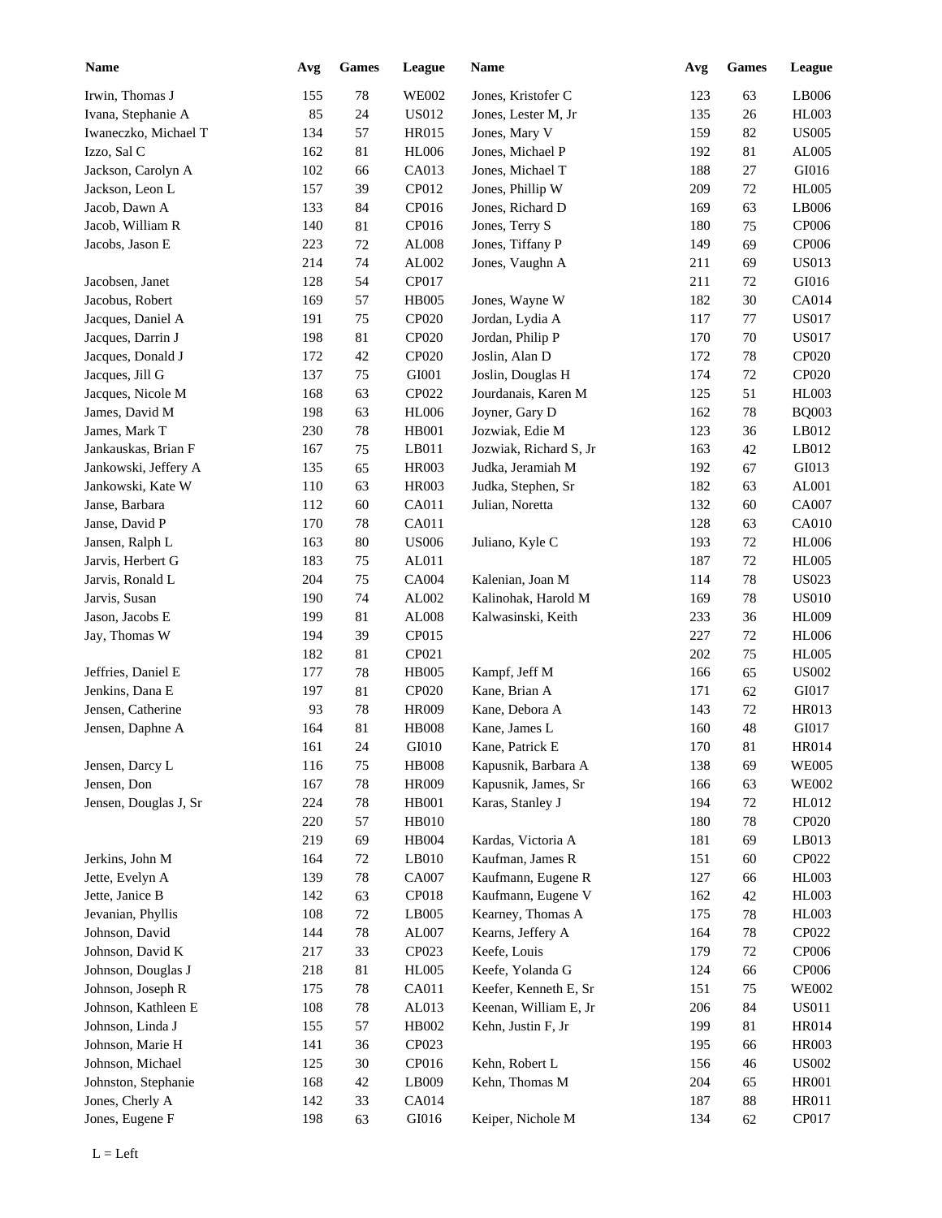| Name | Avg | Games | League | Name | Avg | Games | League |
|---|---|---|---|---|---|---|---|
| Irwin, Thomas J | 155 | 78 | WE002 | Jones, Kristofer C | 123 | 63 | LB006 |
| Ivana, Stephanie A | 85 | 24 | US012 | Jones, Lester M, Jr | 135 | 26 | HL003 |
| Iwaneczko, Michael T | 134 | 57 | HR015 | Jones, Mary V | 159 | 82 | US005 |
| Izzo, Sal C | 162 | 81 | HL006 | Jones, Michael P | 192 | 81 | AL005 |
| Jackson, Carolyn A | 102 | 66 | CA013 | Jones, Michael T | 188 | 27 | GI016 |
| Jackson, Leon L | 157 | 39 | CP012 | Jones, Phillip W | 209 | 72 | HL005 |
| Jacob, Dawn A | 133 | 84 | CP016 | Jones, Richard D | 169 | 63 | LB006 |
| Jacob, William R | 140 | 81 | CP016 | Jones, Terry S | 180 | 75 | CP006 |
| Jacobs, Jason E | 223 | 72 | AL008 | Jones, Tiffany P | 149 | 69 | CP006 |
| | 214 | 74 | AL002 | Jones, Vaughn A | 211 | 69 | US013 |
| Jacobsen, Janet | 128 | 54 | CP017 | | 211 | 72 | GI016 |
| Jacobus, Robert | 169 | 57 | HB005 | Jones, Wayne W | 182 | 30 | CA014 |
| Jacques, Daniel A | 191 | 75 | CP020 | Jordan, Lydia A | 117 | 77 | US017 |
| Jacques, Darrin J | 198 | 81 | CP020 | Jordan, Philip P | 170 | 70 | US017 |
| Jacques, Donald J | 172 | 42 | CP020 | Joslin, Alan D | 172 | 78 | CP020 |
| Jacques, Jill G | 137 | 75 | GI001 | Joslin, Douglas H | 174 | 72 | CP020 |
| Jacques, Nicole M | 168 | 63 | CP022 | Jourdanais, Karen M | 125 | 51 | HL003 |
| James, David M | 198 | 63 | HL006 | Joyner, Gary D | 162 | 78 | BQ003 |
| James, Mark T | 230 | 78 | HB001 | Jozwiak, Edie M | 123 | 36 | LB012 |
| Jankauskas, Brian F | 167 | 75 | LB011 | Jozwiak, Richard S, Jr | 163 | 42 | LB012 |
| Jankowski, Jeffery A | 135 | 65 | HR003 | Judka, Jeramiah M | 192 | 67 | GI013 |
| Jankowski, Kate W | 110 | 63 | HR003 | Judka, Stephen, Sr | 182 | 63 | AL001 |
| Janse, Barbara | 112 | 60 | CA011 | Julian, Noretta | 132 | 60 | CA007 |
| Janse, David P | 170 | 78 | CA011 | | 128 | 63 | CA010 |
| Jansen, Ralph L | 163 | 80 | US006 | Juliano, Kyle C | 193 | 72 | HL006 |
| Jarvis, Herbert G | 183 | 75 | AL011 | | 187 | 72 | HL005 |
| Jarvis, Ronald L | 204 | 75 | CA004 | Kalenian, Joan M | 114 | 78 | US023 |
| Jarvis, Susan | 190 | 74 | AL002 | Kalinohak, Harold M | 169 | 78 | US010 |
| Jason, Jacobs E | 199 | 81 | AL008 | Kalwasinski, Keith | 233 | 36 | HL009 |
| Jay, Thomas W | 194 | 39 | CP015 | | 227 | 72 | HL006 |
| | 182 | 81 | CP021 | | 202 | 75 | HL005 |
| Jeffries, Daniel E | 177 | 78 | HB005 | Kampf, Jeff M | 166 | 65 | US002 |
| Jenkins, Dana E | 197 | 81 | CP020 | Kane, Brian A | 171 | 62 | GI017 |
| Jensen, Catherine | 93 | 78 | HR009 | Kane, Debora A | 143 | 72 | HR013 |
| Jensen, Daphne A | 164 | 81 | HB008 | Kane, James L | 160 | 48 | GI017 |
| | 161 | 24 | GI010 | Kane, Patrick E | 170 | 81 | HR014 |
| Jensen, Darcy L | 116 | 75 | HB008 | Kapusnik, Barbara A | 138 | 69 | WE005 |
| Jensen, Don | 167 | 78 | HR009 | Kapusnik, James, Sr | 166 | 63 | WE002 |
| Jensen, Douglas J, Sr | 224 | 78 | HB001 | Karas, Stanley J | 194 | 72 | HL012 |
| | 220 | 57 | HB010 | | 180 | 78 | CP020 |
| | 219 | 69 | HB004 | Kardas, Victoria A | 181 | 69 | LB013 |
| Jerkins, John M | 164 | 72 | LB010 | Kaufman, James R | 151 | 60 | CP022 |
| Jette, Evelyn A | 139 | 78 | CA007 | Kaufmann, Eugene R | 127 | 66 | HL003 |
| Jette, Janice B | 142 | 63 | CP018 | Kaufmann, Eugene V | 162 | 42 | HL003 |
| Jevanian, Phyllis | 108 | 72 | LB005 | Kearney, Thomas A | 175 | 78 | HL003 |
| Johnson, David | 144 | 78 | AL007 | Kearns, Jeffery A | 164 | 78 | CP022 |
| Johnson, David K | 217 | 33 | CP023 | Keefe, Louis | 179 | 72 | CP006 |
| Johnson, Douglas J | 218 | 81 | HL005 | Keefe, Yolanda G | 124 | 66 | CP006 |
| Johnson, Joseph R | 175 | 78 | CA011 | Keefer, Kenneth E, Sr | 151 | 75 | WE002 |
| Johnson, Kathleen E | 108 | 78 | AL013 | Keenan, William E, Jr | 206 | 84 | US011 |
| Johnson, Linda J | 155 | 57 | HB002 | Kehn, Justin F, Jr | 199 | 81 | HR014 |
| Johnson, Marie H | 141 | 36 | CP023 | | 195 | 66 | HR003 |
| Johnson, Michael | 125 | 30 | CP016 | Kehn, Robert L | 156 | 46 | US002 |
| Johnston, Stephanie | 168 | 42 | LB009 | Kehn, Thomas M | 204 | 65 | HR001 |
| Jones, Cherly A | 142 | 33 | CA014 | | 187 | 88 | HR011 |
| Jones, Eugene F | 198 | 63 | GI016 | Keiper, Nichole M | 134 | 62 | CP017 |

L = Left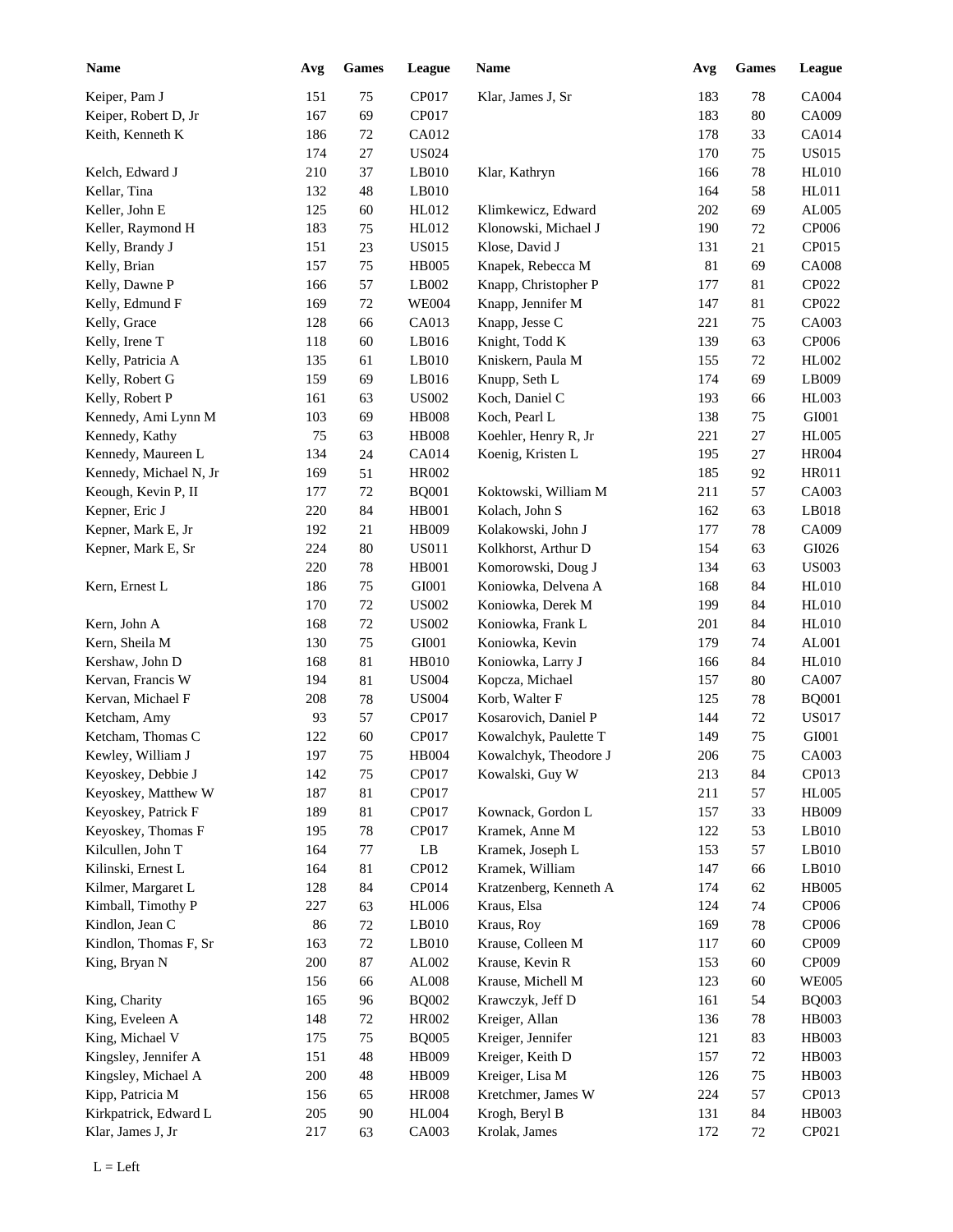| Name | Avg | Games | League | Name | Avg | Games | League |
|---|---|---|---|---|---|---|---|
| Keiper, Pam J | 151 | 75 | CP017 | Klar, James J, Sr | 183 | 78 | CA004 |
| Keiper, Robert D, Jr | 167 | 69 | CP017 | | 183 | 80 | CA009 |
| Keith, Kenneth K | 186 | 72 | CA012 | | 178 | 33 | CA014 |
| | 174 | 27 | US024 | | 170 | 75 | US015 |
| Kelch, Edward J | 210 | 37 | LB010 | Klar, Kathryn | 166 | 78 | HL010 |
| Kellar, Tina | 132 | 48 | LB010 | | 164 | 58 | HL011 |
| Keller, John E | 125 | 60 | HL012 | Klimkewicz, Edward | 202 | 69 | AL005 |
| Keller, Raymond H | 183 | 75 | HL012 | Klonowski, Michael J | 190 | 72 | CP006 |
| Kelly, Brandy J | 151 | 23 | US015 | Klose, David J | 131 | 21 | CP015 |
| Kelly, Brian | 157 | 75 | HB005 | Knapek, Rebecca M | 81 | 69 | CA008 |
| Kelly, Dawne P | 166 | 57 | LB002 | Knapp, Christopher P | 177 | 81 | CP022 |
| Kelly, Edmund F | 169 | 72 | WE004 | Knapp, Jennifer M | 147 | 81 | CP022 |
| Kelly, Grace | 128 | 66 | CA013 | Knapp, Jesse C | 221 | 75 | CA003 |
| Kelly, Irene T | 118 | 60 | LB016 | Knight, Todd K | 139 | 63 | CP006 |
| Kelly, Patricia A | 135 | 61 | LB010 | Kniskern, Paula M | 155 | 72 | HL002 |
| Kelly, Robert G | 159 | 69 | LB016 | Knupp, Seth L | 174 | 69 | LB009 |
| Kelly, Robert P | 161 | 63 | US002 | Koch, Daniel C | 193 | 66 | HL003 |
| Kennedy, Ami Lynn M | 103 | 69 | HB008 | Koch, Pearl L | 138 | 75 | GI001 |
| Kennedy, Kathy | 75 | 63 | HB008 | Koehler, Henry R, Jr | 221 | 27 | HL005 |
| Kennedy, Maureen L | 134 | 24 | CA014 | Koenig, Kristen L | 195 | 27 | HR004 |
| Kennedy, Michael N, Jr | 169 | 51 | HR002 | | 185 | 92 | HR011 |
| Keough, Kevin P, II | 177 | 72 | BQ001 | Koktowski, William M | 211 | 57 | CA003 |
| Kepner, Eric J | 220 | 84 | HB001 | Kolach, John S | 162 | 63 | LB018 |
| Kepner, Mark E, Jr | 192 | 21 | HB009 | Kolakowski, John J | 177 | 78 | CA009 |
| Kepner, Mark E, Sr | 224 | 80 | US011 | Kolkhorst, Arthur D | 154 | 63 | GI026 |
| | 220 | 78 | HB001 | Komorowski, Doug J | 134 | 63 | US003 |
| Kern, Ernest L | 186 | 75 | GI001 | Koniowka, Delvena A | 168 | 84 | HL010 |
| | 170 | 72 | US002 | Koniowka, Derek M | 199 | 84 | HL010 |
| Kern, John A | 168 | 72 | US002 | Koniowka, Frank L | 201 | 84 | HL010 |
| Kern, Sheila M | 130 | 75 | GI001 | Koniowka, Kevin | 179 | 74 | AL001 |
| Kershaw, John D | 168 | 81 | HB010 | Koniowka, Larry J | 166 | 84 | HL010 |
| Kervan, Francis W | 194 | 81 | US004 | Kopcza, Michael | 157 | 80 | CA007 |
| Kervan, Michael F | 208 | 78 | US004 | Korb, Walter F | 125 | 78 | BQ001 |
| Ketcham, Amy | 93 | 57 | CP017 | Kosarovich, Daniel P | 144 | 72 | US017 |
| Ketcham, Thomas C | 122 | 60 | CP017 | Kowalchyk, Paulette T | 149 | 75 | GI001 |
| Kewley, William J | 197 | 75 | HB004 | Kowalchyk, Theodore J | 206 | 75 | CA003 |
| Keyoskey, Debbie J | 142 | 75 | CP017 | Kowalski, Guy W | 213 | 84 | CP013 |
| Keyoskey, Matthew W | 187 | 81 | CP017 | | 211 | 57 | HL005 |
| Keyoskey, Patrick F | 189 | 81 | CP017 | Kownack, Gordon L | 157 | 33 | HB009 |
| Keyoskey, Thomas F | 195 | 78 | CP017 | Kramek, Anne M | 122 | 53 | LB010 |
| Kilcullen, John T | 164 | 77 | LB | Kramek, Joseph L | 153 | 57 | LB010 |
| Kilinski, Ernest L | 164 | 81 | CP012 | Kramek, William | 147 | 66 | LB010 |
| Kilmer, Margaret L | 128 | 84 | CP014 | Kratzenberg, Kenneth A | 174 | 62 | HB005 |
| Kimball, Timothy P | 227 | 63 | HL006 | Kraus, Elsa | 124 | 74 | CP006 |
| Kindlon, Jean C | 86 | 72 | LB010 | Kraus, Roy | 169 | 78 | CP006 |
| Kindlon, Thomas F, Sr | 163 | 72 | LB010 | Krause, Colleen M | 117 | 60 | CP009 |
| King, Bryan N | 200 | 87 | AL002 | Krause, Kevin R | 153 | 60 | CP009 |
| | 156 | 66 | AL008 | Krause, Michell M | 123 | 60 | WE005 |
| King, Charity | 165 | 96 | BQ002 | Krawczyk, Jeff D | 161 | 54 | BQ003 |
| King, Eveleen A | 148 | 72 | HR002 | Kreiger, Allan | 136 | 78 | HB003 |
| King, Michael V | 175 | 75 | BQ005 | Kreiger, Jennifer | 121 | 83 | HB003 |
| Kingsley, Jennifer A | 151 | 48 | HB009 | Kreiger, Keith D | 157 | 72 | HB003 |
| Kingsley, Michael A | 200 | 48 | HB009 | Kreiger, Lisa M | 126 | 75 | HB003 |
| Kipp, Patricia M | 156 | 65 | HR008 | Kretchmer, James W | 224 | 57 | CP013 |
| Kirkpatrick, Edward L | 205 | 90 | HL004 | Krogh, Beryl B | 131 | 84 | HB003 |
| Klar, James J, Jr | 217 | 63 | CA003 | Krolak, James | 172 | 72 | CP021 |

L = Left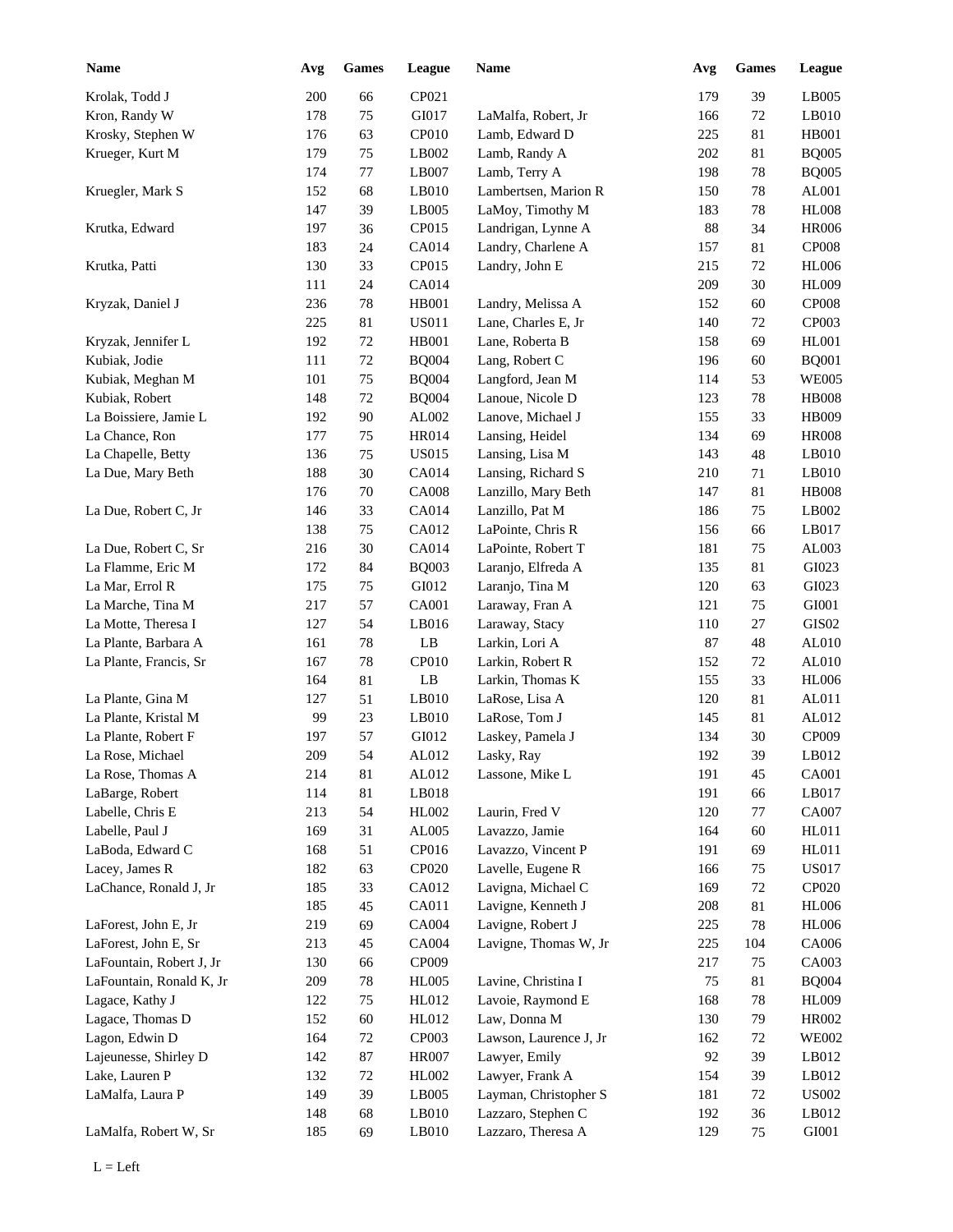| Name | Avg | Games | League |
|---|---|---|---|
| Krolak, Todd J | 200 | 66 | CP021 |
| Kron, Randy W | 178 | 75 | GI017 |
| Krosky, Stephen W | 176 | 63 | CP010 |
| Krueger, Kurt M | 179 | 75 | LB002 |
| | 174 | 77 | LB007 |
| Kruegler, Mark S | 152 | 68 | LB010 |
| | 147 | 39 | LB005 |
| Krutka, Edward | 197 | 36 | CP015 |
| | 183 | 24 | CA014 |
| Krutka, Patti | 130 | 33 | CP015 |
| | 111 | 24 | CA014 |
| Kryzak, Daniel J | 236 | 78 | HB001 |
| | 225 | 81 | US011 |
| Kryzak, Jennifer L | 192 | 72 | HB001 |
| Kubiak, Jodie | 111 | 72 | BQ004 |
| Kubiak, Meghan M | 101 | 75 | BQ004 |
| Kubiak, Robert | 148 | 72 | BQ004 |
| La Boissiere, Jamie L | 192 | 90 | AL002 |
| La Chance, Ron | 177 | 75 | HR014 |
| La Chapelle, Betty | 136 | 75 | US015 |
| La Due, Mary Beth | 188 | 30 | CA014 |
| | 176 | 70 | CA008 |
| La Due, Robert C, Jr | 146 | 33 | CA014 |
| | 138 | 75 | CA012 |
| La Due, Robert C, Sr | 216 | 30 | CA014 |
| La Flamme, Eric M | 172 | 84 | BQ003 |
| La Mar, Errol R | 175 | 75 | GI012 |
| La Marche, Tina M | 217 | 57 | CA001 |
| La Motte, Theresa I | 127 | 54 | LB016 |
| La Plante, Barbara A | 161 | 78 | LB |
| La Plante, Francis, Sr | 167 | 78 | CP010 |
| | 164 | 81 | LB |
| La Plante, Gina M | 127 | 51 | LB010 |
| La Plante, Kristal M | 99 | 23 | LB010 |
| La Plante, Robert F | 197 | 57 | GI012 |
| La Rose, Michael | 209 | 54 | AL012 |
| La Rose, Thomas A | 214 | 81 | AL012 |
| LaBarge, Robert | 114 | 81 | LB018 |
| Labelle, Chris E | 213 | 54 | HL002 |
| Labelle, Paul J | 169 | 31 | AL005 |
| LaBoda, Edward C | 168 | 51 | CP016 |
| Lacey, James R | 182 | 63 | CP020 |
| LaChance, Ronald J, Jr | 185 | 33 | CA012 |
| | 185 | 45 | CA011 |
| LaForest, John E, Jr | 219 | 69 | CA004 |
| LaForest, John E, Sr | 213 | 45 | CA004 |
| LaFountain, Robert J, Jr | 130 | 66 | CP009 |
| LaFountain, Ronald K, Jr | 209 | 78 | HL005 |
| Lagace, Kathy J | 122 | 75 | HL012 |
| Lagace, Thomas D | 152 | 60 | HL012 |
| Lagon, Edwin D | 164 | 72 | CP003 |
| Lajeunesse, Shirley D | 142 | 87 | HR007 |
| Lake, Lauren P | 132 | 72 | HL002 |
| LaMalfa, Laura P | 149 | 39 | LB005 |
| | 148 | 68 | LB010 |
| LaMalfa, Robert W, Sr | 185 | 69 | LB010 |
| | 179 | 39 | LB005 |
| LaMalfa, Robert, Jr | 166 | 72 | LB010 |
| Lamb, Edward D | 225 | 81 | HB001 |
| Lamb, Randy A | 202 | 81 | BQ005 |
| Lamb, Terry A | 198 | 78 | BQ005 |
| Lambertsen, Marion R | 150 | 78 | AL001 |
| LaMoy, Timothy M | 183 | 78 | HL008 |
| Landrigan, Lynne A | 88 | 34 | HR006 |
| Landry, Charlene A | 157 | 81 | CP008 |
| Landry, John E | 215 | 72 | HL006 |
| | 209 | 30 | HL009 |
| Landry, Melissa A | 152 | 60 | CP008 |
| Lane, Charles E, Jr | 140 | 72 | CP003 |
| Lane, Roberta B | 158 | 69 | HL001 |
| Lang, Robert C | 196 | 60 | BQ001 |
| Langford, Jean M | 114 | 53 | WE005 |
| Lanoue, Nicole D | 123 | 78 | HB008 |
| Lanove, Michael J | 155 | 33 | HB009 |
| Lansing, Heidel | 134 | 69 | HR008 |
| Lansing, Lisa M | 143 | 48 | LB010 |
| Lansing, Richard S | 210 | 71 | LB010 |
| Lanzillo, Mary Beth | 147 | 81 | HB008 |
| Lanzillo, Pat M | 186 | 75 | LB002 |
| LaPointe, Chris R | 156 | 66 | LB017 |
| LaPointe, Robert T | 181 | 75 | AL003 |
| Laranjo, Elfreda A | 135 | 81 | GI023 |
| Laranjo, Tina M | 120 | 63 | GI023 |
| Laraway, Fran A | 121 | 75 | GI001 |
| Laraway, Stacy | 110 | 27 | GIS02 |
| Larkin, Lori A | 87 | 48 | AL010 |
| Larkin, Robert R | 152 | 72 | AL010 |
| Larkin, Thomas K | 155 | 33 | HL006 |
| LaRose, Lisa A | 120 | 81 | AL011 |
| LaRose, Tom J | 145 | 81 | AL012 |
| Laskey, Pamela J | 134 | 30 | CP009 |
| Lasky, Ray | 192 | 39 | LB012 |
| Lassone, Mike L | 191 | 45 | CA001 |
| | 191 | 66 | LB017 |
| Laurin, Fred V | 120 | 77 | CA007 |
| Lavazzo, Jamie | 164 | 60 | HL011 |
| Lavazzo, Vincent P | 191 | 69 | HL011 |
| Lavelle, Eugene R | 166 | 75 | US017 |
| Lavigna, Michael C | 169 | 72 | CP020 |
| Lavigne, Kenneth J | 208 | 81 | HL006 |
| Lavigne, Robert J | 225 | 78 | HL006 |
| Lavigne, Thomas W, Jr | 225 | 104 | CA006 |
| | 217 | 75 | CA003 |
| Lavine, Christina I | 75 | 81 | BQ004 |
| Lavoie, Raymond E | 168 | 78 | HL009 |
| Law, Donna M | 130 | 79 | HR002 |
| Lawson, Laurence J, Jr | 162 | 72 | WE002 |
| Lawyer, Emily | 92 | 39 | LB012 |
| Lawyer, Frank A | 154 | 39 | LB012 |
| Layman, Christopher S | 181 | 72 | US002 |
| Lazzaro, Stephen C | 192 | 36 | LB012 |
| Lazzaro, Theresa A | 129 | 75 | GI001 |

L = Left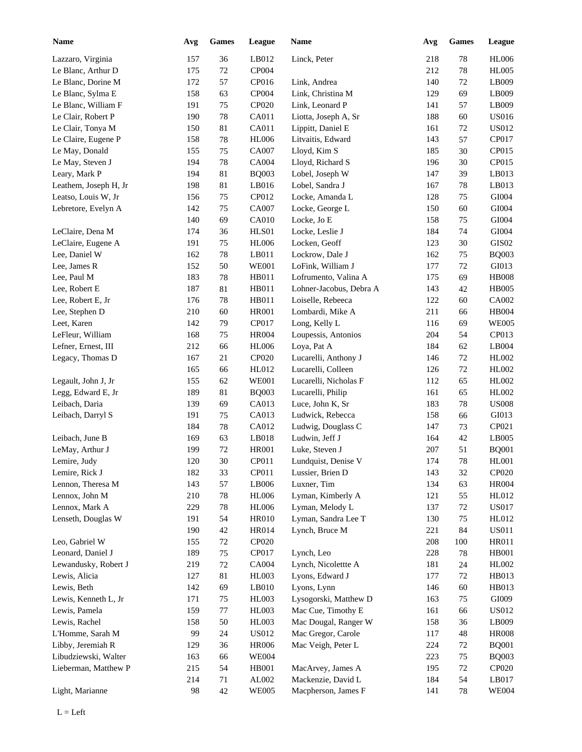| Name | Avg | Games | League |
|---|---|---|---|
| Lazzaro, Virginia | 157 | 36 | LB012 |
| Le Blanc, Arthur D | 175 | 72 | CP004 |
| Le Blanc, Dorine M | 172 | 57 | CP016 |
| Le Blanc, Sylma E | 158 | 63 | CP004 |
| Le Blanc, William F | 191 | 75 | CP020 |
| Le Clair, Robert P | 190 | 78 | CA011 |
| Le Clair, Tonya M | 150 | 81 | CA011 |
| Le Claire, Eugene P | 158 | 78 | HL006 |
| Le May, Donald | 155 | 75 | CA007 |
| Le May, Steven J | 194 | 78 | CA004 |
| Leary, Mark P | 194 | 81 | BQ003 |
| Leathem, Joseph H, Jr | 198 | 81 | LB016 |
| Leatso, Louis W, Jr | 156 | 75 | CP012 |
| Lebretore, Evelyn A | 142 | 75 | CA007 |
| | 140 | 69 | CA010 |
| LeClaire, Dena M | 174 | 36 | HLS01 |
| LeClaire, Eugene A | 191 | 75 | HL006 |
| Lee, Daniel W | 162 | 78 | LB011 |
| Lee, James R | 152 | 50 | WE001 |
| Lee, Paul M | 183 | 78 | HB011 |
| Lee, Robert E | 187 | 81 | HB011 |
| Lee, Robert E, Jr | 176 | 78 | HB011 |
| Lee, Stephen D | 210 | 60 | HR001 |
| Leet, Karen | 142 | 79 | CP017 |
| LeFleur, William | 168 | 75 | HR004 |
| Lefner, Ernest, III | 212 | 66 | HL006 |
| Legacy, Thomas D | 167 | 21 | CP020 |
| | 165 | 66 | HL012 |
| Legault, John J, Jr | 155 | 62 | WE001 |
| Legg, Edward E, Jr | 189 | 81 | BQ003 |
| Leibach, Daria | 139 | 69 | CA013 |
| Leibach, Darryl S | 191 | 75 | CA013 |
| | 184 | 78 | CA012 |
| Leibach, June B | 169 | 63 | LB018 |
| LeMay, Arthur J | 199 | 72 | HR001 |
| Lemire, Judy | 120 | 30 | CP011 |
| Lemire, Rick J | 182 | 33 | CP011 |
| Lennon, Theresa M | 143 | 57 | LB006 |
| Lennox, John M | 210 | 78 | HL006 |
| Lennox, Mark A | 229 | 78 | HL006 |
| Lenseth, Douglas W | 191 | 54 | HR010 |
| | 190 | 42 | HR014 |
| Leo, Gabriel W | 155 | 72 | CP020 |
| Leonard, Daniel J | 189 | 75 | CP017 |
| Lewandusky, Robert J | 219 | 72 | CA004 |
| Lewis, Alicia | 127 | 81 | HL003 |
| Lewis, Beth | 142 | 69 | LB010 |
| Lewis, Kenneth L, Jr | 171 | 75 | HL003 |
| Lewis, Pamela | 159 | 77 | HL003 |
| Lewis, Rachel | 158 | 50 | HL003 |
| L'Homme, Sarah M | 99 | 24 | US012 |
| Libby, Jeremiah R | 129 | 36 | HR006 |
| Libudziewski, Walter | 163 | 66 | WE004 |
| Lieberman, Matthew P | 215 | 54 | HB001 |
| | 214 | 71 | AL002 |
| Light, Marianne | 98 | 42 | WE005 |
| Linck, Peter | 218 | 78 | HL006 |
| | 212 | 78 | HL005 |
| Link, Andrea | 140 | 72 | LB009 |
| Link, Christina M | 129 | 69 | LB009 |
| Link, Leonard P | 141 | 57 | LB009 |
| Liotta, Joseph A, Sr | 188 | 60 | US016 |
| Lippitt, Daniel E | 161 | 72 | US012 |
| Litvaitis, Edward | 143 | 57 | CP017 |
| Lloyd, Kim S | 185 | 30 | CP015 |
| Lloyd, Richard S | 196 | 30 | CP015 |
| Lobel, Joseph W | 147 | 39 | LB013 |
| Lobel, Sandra J | 167 | 78 | LB013 |
| Locke, Amanda L | 128 | 75 | GI004 |
| Locke, George L | 150 | 60 | GI004 |
| Locke, Jo E | 158 | 75 | GI004 |
| Locke, Leslie J | 184 | 74 | GI004 |
| Locken, Geoff | 123 | 30 | GIS02 |
| Lockrow, Dale J | 162 | 75 | BQ003 |
| LoFink, William J | 177 | 72 | GI013 |
| Lofrumento, Valina A | 175 | 69 | HB008 |
| Lohner-Jacobus, Debra A | 143 | 42 | HB005 |
| Loiselle, Rebeeca | 122 | 60 | CA002 |
| Lombardi, Mike A | 211 | 66 | HB004 |
| Long, Kelly L | 116 | 69 | WE005 |
| Loupessis, Antonios | 204 | 54 | CP013 |
| Loya, Pat A | 184 | 62 | LB004 |
| Lucarelli, Anthony J | 146 | 72 | HL002 |
| Lucarelli, Colleen | 126 | 72 | HL002 |
| Lucarelli, Nicholas F | 112 | 65 | HL002 |
| Lucarelli, Philip | 161 | 65 | HL002 |
| Luce, John K, Sr | 183 | 78 | US008 |
| Ludwick, Rebecca | 158 | 66 | GI013 |
| Ludwig, Douglass C | 147 | 73 | CP021 |
| Ludwin, Jeff J | 164 | 42 | LB005 |
| Luke, Steven J | 207 | 51 | BQ001 |
| Lundquist, Denise V | 174 | 78 | HL001 |
| Lussier, Brien D | 143 | 32 | CP020 |
| Luxner, Tim | 134 | 63 | HR004 |
| Lyman, Kimberly A | 121 | 55 | HL012 |
| Lyman, Melody L | 137 | 72 | US017 |
| Lyman, Sandra Lee T | 130 | 75 | HL012 |
| Lynch, Bruce M | 221 | 84 | US011 |
| | 208 | 100 | HR011 |
| Lynch, Leo | 228 | 78 | HB001 |
| Lynch, Nicolettte A | 181 | 24 | HL002 |
| Lyons, Edward J | 177 | 72 | HB013 |
| Lyons, Lynn | 146 | 60 | HB013 |
| Lysogorski, Matthew D | 163 | 75 | GI009 |
| Mac Cue, Timothy E | 161 | 66 | US012 |
| Mac Dougal, Ranger W | 158 | 36 | LB009 |
| Mac Gregor, Carole | 117 | 48 | HR008 |
| Mac Veigh, Peter L | 224 | 72 | BQ001 |
| | 223 | 75 | BQ003 |
| MacArvey, James A | 195 | 72 | CP020 |
| Mackenzie, David L | 184 | 54 | LB017 |
| Macpherson, James F | 141 | 78 | WE004 |

L = Left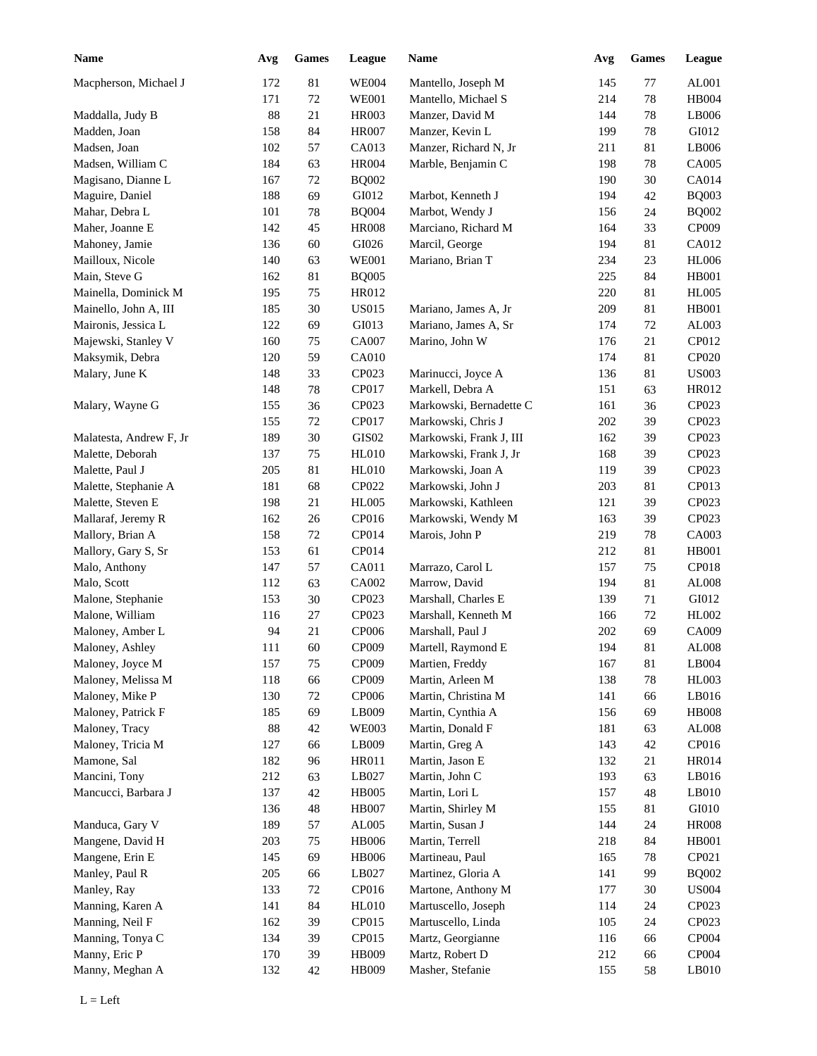| Name | Avg | Games | League | Name | Avg | Games | League |
|---|---|---|---|---|---|---|---|
| Macpherson, Michael J | 172 | 81 | WE004 | Mantello, Joseph M | 145 | 77 | AL001 |
| | 171 | 72 | WE001 | Mantello, Michael S | 214 | 78 | HB004 |
| Maddalla, Judy B | 88 | 21 | HR003 | Manzer, David M | 144 | 78 | LB006 |
| Madden, Joan | 158 | 84 | HR007 | Manzer, Kevin L | 199 | 78 | GI012 |
| Madsen, Joan | 102 | 57 | CA013 | Manzer, Richard N, Jr | 211 | 81 | LB006 |
| Madsen, William C | 184 | 63 | HR004 | Marble, Benjamin C | 198 | 78 | CA005 |
| Magisano, Dianne L | 167 | 72 | BQ002 | | 190 | 30 | CA014 |
| Maguire, Daniel | 188 | 69 | GI012 | Marbot, Kenneth J | 194 | 42 | BQ003 |
| Mahar, Debra L | 101 | 78 | BQ004 | Marbot, Wendy J | 156 | 24 | BQ002 |
| Maher, Joanne E | 142 | 45 | HR008 | Marciano, Richard M | 164 | 33 | CP009 |
| Mahoney, Jamie | 136 | 60 | GI026 | Marcil, George | 194 | 81 | CA012 |
| Mailloux, Nicole | 140 | 63 | WE001 | Mariano, Brian T | 234 | 23 | HL006 |
| Main, Steve G | 162 | 81 | BQ005 | | 225 | 84 | HB001 |
| Mainella, Dominick M | 195 | 75 | HR012 | | 220 | 81 | HL005 |
| Mainello, John A, III | 185 | 30 | US015 | Mariano, James A, Jr | 209 | 81 | HB001 |
| Maironis, Jessica L | 122 | 69 | GI013 | Mariano, James A, Sr | 174 | 72 | AL003 |
| Majewski, Stanley V | 160 | 75 | CA007 | Marino, John W | 176 | 21 | CP012 |
| Maksymik, Debra | 120 | 59 | CA010 | | 174 | 81 | CP020 |
| Malary, June K | 148 | 33 | CP023 | Marinucci, Joyce A | 136 | 81 | US003 |
| | 148 | 78 | CP017 | Markell, Debra A | 151 | 63 | HR012 |
| Malary, Wayne G | 155 | 36 | CP023 | Markowski, Bernadette C | 161 | 36 | CP023 |
| | 155 | 72 | CP017 | Markowski, Chris J | 202 | 39 | CP023 |
| Malatesta, Andrew F, Jr | 189 | 30 | GIS02 | Markowski, Frank J, III | 162 | 39 | CP023 |
| Malette, Deborah | 137 | 75 | HL010 | Markowski, Frank J, Jr | 168 | 39 | CP023 |
| Malette, Paul J | 205 | 81 | HL010 | Markowski, Joan A | 119 | 39 | CP023 |
| Malette, Stephanie A | 181 | 68 | CP022 | Markowski, John J | 203 | 81 | CP013 |
| Malette, Steven E | 198 | 21 | HL005 | Markowski, Kathleen | 121 | 39 | CP023 |
| Mallaraf, Jeremy R | 162 | 26 | CP016 | Markowski, Wendy M | 163 | 39 | CP023 |
| Mallory, Brian A | 158 | 72 | CP014 | Marois, John P | 219 | 78 | CA003 |
| Mallory, Gary S, Sr | 153 | 61 | CP014 | | 212 | 81 | HB001 |
| Malo, Anthony | 147 | 57 | CA011 | Marrazo, Carol L | 157 | 75 | CP018 |
| Malo, Scott | 112 | 63 | CA002 | Marrow, David | 194 | 81 | AL008 |
| Malone, Stephanie | 153 | 30 | CP023 | Marshall, Charles E | 139 | 71 | GI012 |
| Malone, William | 116 | 27 | CP023 | Marshall, Kenneth M | 166 | 72 | HL002 |
| Maloney, Amber L | 94 | 21 | CP006 | Marshall, Paul J | 202 | 69 | CA009 |
| Maloney, Ashley | 111 | 60 | CP009 | Martell, Raymond E | 194 | 81 | AL008 |
| Maloney, Joyce M | 157 | 75 | CP009 | Martien, Freddy | 167 | 81 | LB004 |
| Maloney, Melissa M | 118 | 66 | CP009 | Martin, Arleen M | 138 | 78 | HL003 |
| Maloney, Mike P | 130 | 72 | CP006 | Martin, Christina M | 141 | 66 | LB016 |
| Maloney, Patrick F | 185 | 69 | LB009 | Martin, Cynthia A | 156 | 69 | HB008 |
| Maloney, Tracy | 88 | 42 | WE003 | Martin, Donald F | 181 | 63 | AL008 |
| Maloney, Tricia M | 127 | 66 | LB009 | Martin, Greg A | 143 | 42 | CP016 |
| Mamone, Sal | 182 | 96 | HR011 | Martin, Jason E | 132 | 21 | HR014 |
| Mancini, Tony | 212 | 63 | LB027 | Martin, John C | 193 | 63 | LB016 |
| Mancucci, Barbara J | 137 | 42 | HB005 | Martin, Lori L | 157 | 48 | LB010 |
| | 136 | 48 | HB007 | Martin, Shirley M | 155 | 81 | GI010 |
| Manduca, Gary V | 189 | 57 | AL005 | Martin, Susan J | 144 | 24 | HR008 |
| Mangene, David H | 203 | 75 | HB006 | Martin, Terrell | 218 | 84 | HB001 |
| Mangene, Erin E | 145 | 69 | HB006 | Martineau, Paul | 165 | 78 | CP021 |
| Manley, Paul R | 205 | 66 | LB027 | Martinez, Gloria A | 141 | 99 | BQ002 |
| Manley, Ray | 133 | 72 | CP016 | Martone, Anthony M | 177 | 30 | US004 |
| Manning, Karen A | 141 | 84 | HL010 | Martuscello, Joseph | 114 | 24 | CP023 |
| Manning, Neil F | 162 | 39 | CP015 | Martuscello, Linda | 105 | 24 | CP023 |
| Manning, Tonya C | 134 | 39 | CP015 | Martz, Georgianne | 116 | 66 | CP004 |
| Manny, Eric P | 170 | 39 | HB009 | Martz, Robert D | 212 | 66 | CP004 |
| Manny, Meghan A | 132 | 42 | HB009 | Masher, Stefanie | 155 | 58 | LB010 |

L = Left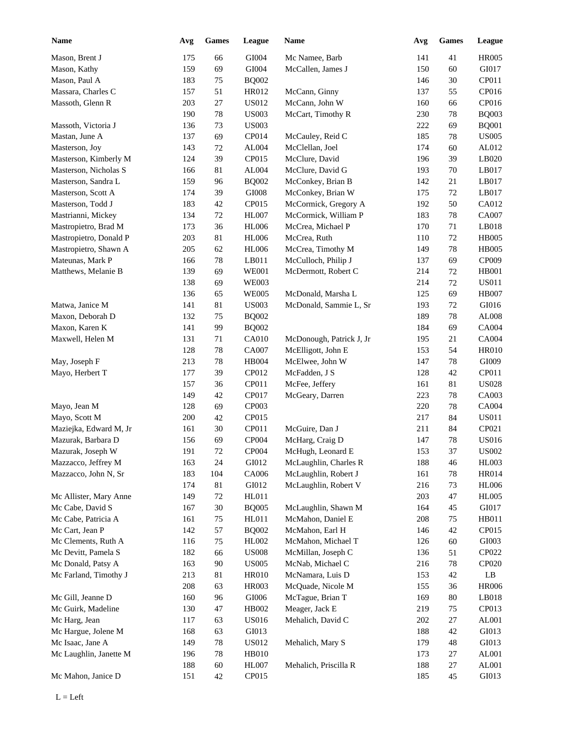| Name | Avg | Games | League | Name | Avg | Games | League |
|---|---|---|---|---|---|---|---|
| Mason, Brent J | 175 | 66 | GI004 | Mc Namee, Barb | 141 | 41 | HR005 |
| Mason, Kathy | 159 | 69 | GI004 | McCallen, James J | 150 | 60 | GI017 |
| Mason, Paul A | 183 | 75 | BQ002 | | 146 | 30 | CP011 |
| Massara, Charles C | 157 | 51 | HR012 | McCann, Ginny | 137 | 55 | CP016 |
| Massoth, Glenn R | 203 | 27 | US012 | McCann, John W | 160 | 66 | CP016 |
| | 190 | 78 | US003 | McCart, Timothy R | 230 | 78 | BQ003 |
| Massoth, Victoria J | 136 | 73 | US003 | | 222 | 69 | BQ001 |
| Mastan, June A | 137 | 69 | CP014 | McCauley, Reid C | 185 | 78 | US005 |
| Masterson, Joy | 143 | 72 | AL004 | McClellan, Joel | 174 | 60 | AL012 |
| Masterson, Kimberly M | 124 | 39 | CP015 | McClure, David | 196 | 39 | LB020 |
| Masterson, Nicholas S | 166 | 81 | AL004 | McClure, David G | 193 | 70 | LB017 |
| Masterson, Sandra L | 159 | 96 | BQ002 | McConkey, Brian B | 142 | 21 | LB017 |
| Masterson, Scott A | 174 | 39 | GI008 | McConkey, Brian W | 175 | 72 | LB017 |
| Masterson, Todd J | 183 | 42 | CP015 | McCormick, Gregory A | 192 | 50 | CA012 |
| Mastrianni, Mickey | 134 | 72 | HL007 | McCormick, William P | 183 | 78 | CA007 |
| Mastropietro, Brad M | 173 | 36 | HL006 | McCrea, Michael P | 170 | 71 | LB018 |
| Mastropietro, Donald P | 203 | 81 | HL006 | McCrea, Ruth | 110 | 72 | HB005 |
| Mastropietro, Shawn A | 205 | 62 | HL006 | McCrea, Timothy M | 149 | 78 | HB005 |
| Mateunas, Mark P | 166 | 78 | LB011 | McCulloch, Philip J | 137 | 69 | CP009 |
| Matthews, Melanie B | 139 | 69 | WE001 | McDermott, Robert C | 214 | 72 | HB001 |
| | 138 | 69 | WE003 | | 214 | 72 | US011 |
| | 136 | 65 | WE005 | McDonald, Marsha L | 125 | 69 | HB007 |
| Matwa, Janice M | 141 | 81 | US003 | McDonald, Sammie L, Sr | 193 | 72 | GI016 |
| Maxon, Deborah D | 132 | 75 | BQ002 | | 189 | 78 | AL008 |
| Maxon, Karen K | 141 | 99 | BQ002 | | 184 | 69 | CA004 |
| Maxwell, Helen M | 131 | 71 | CA010 | McDonough, Patrick J, Jr | 195 | 21 | CA004 |
| | 128 | 78 | CA007 | McElligott, John E | 153 | 54 | HR010 |
| May, Joseph F | 213 | 78 | HB004 | McElwee, John W | 147 | 78 | GI009 |
| Mayo, Herbert T | 177 | 39 | CP012 | McFadden, J S | 128 | 42 | CP011 |
| | 157 | 36 | CP011 | McFee, Jeffery | 161 | 81 | US028 |
| | 149 | 42 | CP017 | McGeary, Darren | 223 | 78 | CA003 |
| Mayo, Jean M | 128 | 69 | CP003 | | 220 | 78 | CA004 |
| Mayo, Scott M | 200 | 42 | CP015 | | 217 | 84 | US011 |
| Maziejka, Edward M, Jr | 161 | 30 | CP011 | McGuire, Dan J | 211 | 84 | CP021 |
| Mazurak, Barbara D | 156 | 69 | CP004 | McHarg, Craig D | 147 | 78 | US016 |
| Mazurak, Joseph W | 191 | 72 | CP004 | McHugh, Leonard E | 153 | 37 | US002 |
| Mazzacco, Jeffrey M | 163 | 24 | GI012 | McLaughlin, Charles R | 188 | 46 | HL003 |
| Mazzacco, John N, Sr | 183 | 104 | CA006 | McLaughlin, Robert J | 161 | 78 | HR014 |
| | 174 | 81 | GI012 | McLaughlin, Robert V | 216 | 73 | HL006 |
| Mc Allister, Mary Anne | 149 | 72 | HL011 | | 203 | 47 | HL005 |
| Mc Cabe, David S | 167 | 30 | BQ005 | McLaughlin, Shawn M | 164 | 45 | GI017 |
| Mc Cabe, Patricia A | 161 | 75 | HL011 | McMahon, Daniel E | 208 | 75 | HB011 |
| Mc Cart, Jean P | 142 | 57 | BQ002 | McMahon, Earl H | 146 | 42 | CP015 |
| Mc Clements, Ruth A | 116 | 75 | HL002 | McMahon, Michael T | 126 | 60 | GI003 |
| Mc Devitt, Pamela S | 182 | 66 | US008 | McMillan, Joseph C | 136 | 51 | CP022 |
| Mc Donald, Patsy A | 163 | 90 | US005 | McNab, Michael C | 216 | 78 | CP020 |
| Mc Farland, Timothy J | 213 | 81 | HR010 | McNamara, Luis D | 153 | 42 | LB |
| | 208 | 63 | HR003 | McQuade, Nicole M | 155 | 36 | HR006 |
| Mc Gill, Jeanne D | 160 | 96 | GI006 | McTague, Brian T | 169 | 80 | LB018 |
| Mc Guirk, Madeline | 130 | 47 | HB002 | Meager, Jack E | 219 | 75 | CP013 |
| Mc Harg, Jean | 117 | 63 | US016 | Mehalich, David C | 202 | 27 | AL001 |
| Mc Hargue, Jolene M | 168 | 63 | GI013 | | 188 | 42 | GI013 |
| Mc Isaac, Jane A | 149 | 78 | US012 | Mehalich, Mary S | 179 | 48 | GI013 |
| Mc Laughlin, Janette M | 196 | 78 | HB010 | | 173 | 27 | AL001 |
| | 188 | 60 | HL007 | Mehalich, Priscilla R | 188 | 27 | AL001 |
| Mc Mahon, Janice D | 151 | 42 | CP015 | | 185 | 45 | GI013 |

L = Left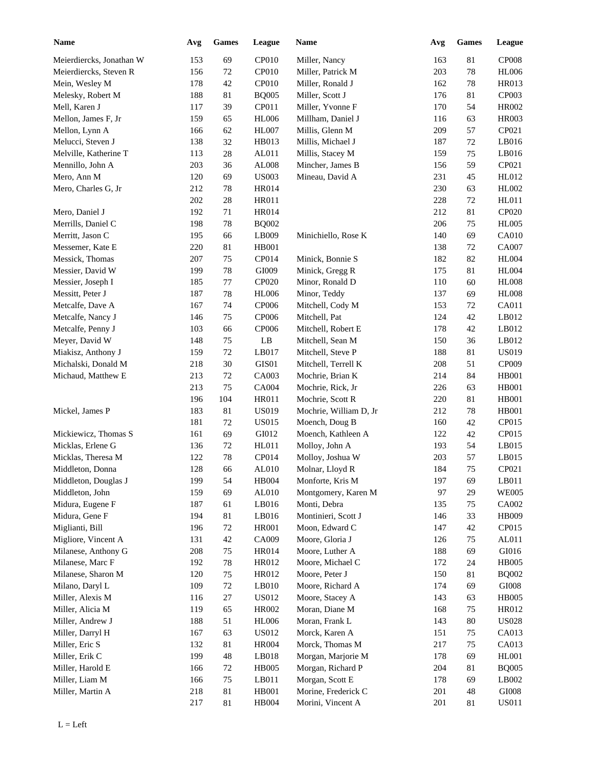| Name | Avg | Games | League | Name | Avg | Games | League |
|---|---|---|---|---|---|---|---|
| Meierdiercks, Jonathan W | 153 | 69 | CP010 | Miller, Nancy | 163 | 81 | CP008 |
| Meierdiercks, Steven R | 156 | 72 | CP010 | Miller, Patrick M | 203 | 78 | HL006 |
| Mein, Wesley M | 178 | 42 | CP010 | Miller, Ronald J | 162 | 78 | HR013 |
| Melesky, Robert M | 188 | 81 | BQ005 | Miller, Scott J | 176 | 81 | CP003 |
| Mell, Karen J | 117 | 39 | CP011 | Miller, Yvonne F | 170 | 54 | HR002 |
| Mellon, James F, Jr | 159 | 65 | HL006 | Millham, Daniel J | 116 | 63 | HR003 |
| Mellon, Lynn A | 166 | 62 | HL007 | Millis, Glenn M | 209 | 57 | CP021 |
| Melucci, Steven J | 138 | 32 | HB013 | Millis, Michael J | 187 | 72 | LB016 |
| Melville, Katherine T | 113 | 28 | AL011 | Millis, Stacey M | 159 | 75 | LB016 |
| Mennillo, John A | 203 | 36 | AL008 | Mincher, James B | 156 | 59 | CP021 |
| Mero, Ann M | 120 | 69 | US003 | Mineau, David A | 231 | 45 | HL012 |
| Mero, Charles G, Jr | 212 | 78 | HR014 | | 230 | 63 | HL002 |
| | 202 | 28 | HR011 | | 228 | 72 | HL011 |
| Mero, Daniel J | 192 | 71 | HR014 | | 212 | 81 | CP020 |
| Merrills, Daniel C | 198 | 78 | BQ002 | | 206 | 75 | HL005 |
| Merritt, Jason C | 195 | 66 | LB009 | Minichiello, Rose K | 140 | 69 | CA010 |
| Messemer, Kate E | 220 | 81 | HB001 | | 138 | 72 | CA007 |
| Messick, Thomas | 207 | 75 | CP014 | Minick, Bonnie S | 182 | 82 | HL004 |
| Messier, David W | 199 | 78 | GI009 | Minick, Gregg R | 175 | 81 | HL004 |
| Messier, Joseph I | 185 | 77 | CP020 | Minor, Ronald D | 110 | 60 | HL008 |
| Messitt, Peter J | 187 | 78 | HL006 | Minor, Teddy | 137 | 69 | HL008 |
| Metcalfe, Dave A | 167 | 74 | CP006 | Mitchell, Cody M | 153 | 72 | CA011 |
| Metcalfe, Nancy J | 146 | 75 | CP006 | Mitchell, Pat | 124 | 42 | LB012 |
| Metcalfe, Penny J | 103 | 66 | CP006 | Mitchell, Robert E | 178 | 42 | LB012 |
| Meyer, David W | 148 | 75 | LB | Mitchell, Sean M | 150 | 36 | LB012 |
| Miakisz, Anthony J | 159 | 72 | LB017 | Mitchell, Steve P | 188 | 81 | US019 |
| Michalski, Donald M | 218 | 30 | GIS01 | Mitchell, Terrell K | 208 | 51 | CP009 |
| Michaud, Matthew E | 213 | 72 | CA003 | Mochrie, Brian K | 214 | 84 | HB001 |
| | 213 | 75 | CA004 | Mochrie, Rick, Jr | 226 | 63 | HB001 |
| | 196 | 104 | HR011 | Mochrie, Scott R | 220 | 81 | HB001 |
| Mickel, James P | 183 | 81 | US019 | Mochrie, William D, Jr | 212 | 78 | HB001 |
| | 181 | 72 | US015 | Moench, Doug B | 160 | 42 | CP015 |
| Mickiewicz, Thomas S | 161 | 69 | GI012 | Moench, Kathleen A | 122 | 42 | CP015 |
| Micklas, Erlene G | 136 | 72 | HL011 | Molloy, John A | 193 | 54 | LB015 |
| Micklas, Theresa M | 122 | 78 | CP014 | Molloy, Joshua W | 203 | 57 | LB015 |
| Middleton, Donna | 128 | 66 | AL010 | Molnar, Lloyd R | 184 | 75 | CP021 |
| Middleton, Douglas J | 199 | 54 | HB004 | Monforte, Kris M | 197 | 69 | LB011 |
| Middleton, John | 159 | 69 | AL010 | Montgomery, Karen M | 97 | 29 | WE005 |
| Midura, Eugene F | 187 | 61 | LB016 | Monti, Debra | 135 | 75 | CA002 |
| Midura, Gene F | 194 | 81 | LB016 | Montinieri, Scott J | 146 | 33 | HB009 |
| Miglianti, Bill | 196 | 72 | HR001 | Moon, Edward C | 147 | 42 | CP015 |
| Migliore, Vincent A | 131 | 42 | CA009 | Moore, Gloria J | 126 | 75 | AL011 |
| Milanese, Anthony G | 208 | 75 | HR014 | Moore, Luther A | 188 | 69 | GI016 |
| Milanese, Marc F | 192 | 78 | HR012 | Moore, Michael C | 172 | 24 | HB005 |
| Milanese, Sharon M | 120 | 75 | HR012 | Moore, Peter J | 150 | 81 | BQ002 |
| Milano, Daryl L | 109 | 72 | LB010 | Moore, Richard A | 174 | 69 | GI008 |
| Miller, Alexis M | 116 | 27 | US012 | Moore, Stacey A | 143 | 63 | HB005 |
| Miller, Alicia M | 119 | 65 | HR002 | Moran, Diane M | 168 | 75 | HR012 |
| Miller, Andrew J | 188 | 51 | HL006 | Moran, Frank L | 143 | 80 | US028 |
| Miller, Darryl H | 167 | 63 | US012 | Morck, Karen A | 151 | 75 | CA013 |
| Miller, Eric S | 132 | 81 | HR004 | Morck, Thomas M | 217 | 75 | CA013 |
| Miller, Erik C | 199 | 48 | LB018 | Morgan, Marjorie M | 178 | 69 | HL001 |
| Miller, Harold E | 166 | 72 | HB005 | Morgan, Richard P | 204 | 81 | BQ005 |
| Miller, Liam M | 166 | 75 | LB011 | Morgan, Scott E | 178 | 69 | LB002 |
| Miller, Martin A | 218 | 81 | HB001 | Morine, Frederick C | 201 | 48 | GI008 |
| | 217 | 81 | HB004 | Morini, Vincent A | 201 | 81 | US011 |

L = Left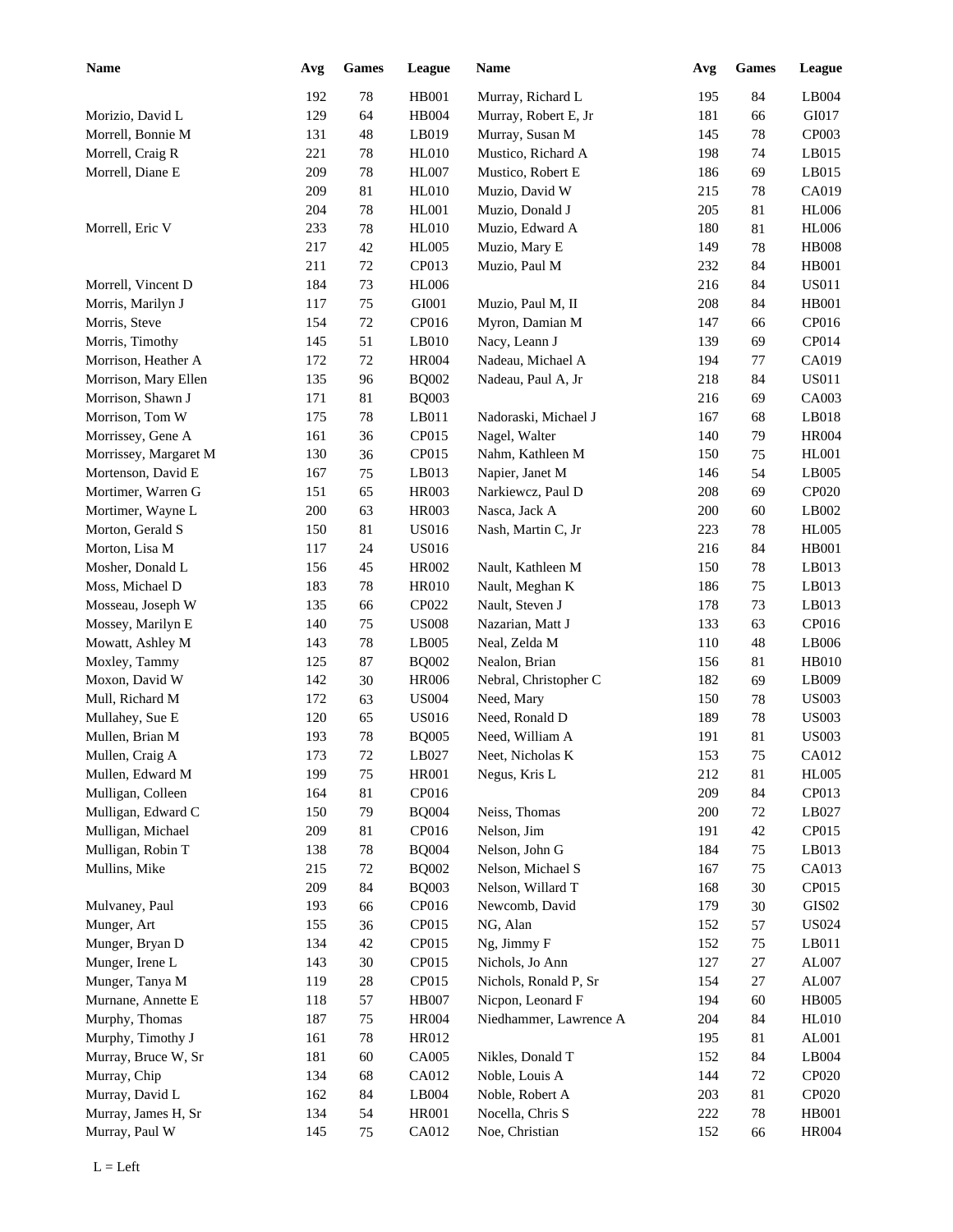| Name | Avg | Games | League | Name | Avg | Games | League |
|---|---|---|---|---|---|---|---|
| | 192 | 78 | HB001 | Murray, Richard L | 195 | 84 | LB004 |
| Morizio, David L | 129 | 64 | HB004 | Murray, Robert E, Jr | 181 | 66 | GI017 |
| Morrell, Bonnie M | 131 | 48 | LB019 | Murray, Susan M | 145 | 78 | CP003 |
| Morrell, Craig R | 221 | 78 | HL010 | Mustico, Richard A | 198 | 74 | LB015 |
| Morrell, Diane E | 209 | 78 | HL007 | Mustico, Robert E | 186 | 69 | LB015 |
| | 209 | 81 | HL010 | Muzio, David W | 215 | 78 | CA019 |
| | 204 | 78 | HL001 | Muzio, Donald J | 205 | 81 | HL006 |
| Morrell, Eric V | 233 | 78 | HL010 | Muzio, Edward A | 180 | 81 | HL006 |
| | 217 | 42 | HL005 | Muzio, Mary E | 149 | 78 | HB008 |
| | 211 | 72 | CP013 | Muzio, Paul M | 232 | 84 | HB001 |
| Morrell, Vincent D | 184 | 73 | HL006 | | 216 | 84 | US011 |
| Morris, Marilyn J | 117 | 75 | GI001 | Muzio, Paul M, II | 208 | 84 | HB001 |
| Morris, Steve | 154 | 72 | CP016 | Myron, Damian M | 147 | 66 | CP016 |
| Morris, Timothy | 145 | 51 | LB010 | Nacy, Leann J | 139 | 69 | CP014 |
| Morrison, Heather A | 172 | 72 | HR004 | Nadeau, Michael A | 194 | 77 | CA019 |
| Morrison, Mary Ellen | 135 | 96 | BQ002 | Nadeau, Paul A, Jr | 218 | 84 | US011 |
| Morrison, Shawn J | 171 | 81 | BQ003 | | 216 | 69 | CA003 |
| Morrison, Tom W | 175 | 78 | LB011 | Nadoraski, Michael J | 167 | 68 | LB018 |
| Morrissey, Gene A | 161 | 36 | CP015 | Nagel, Walter | 140 | 79 | HR004 |
| Morrissey, Margaret M | 130 | 36 | CP015 | Nahm, Kathleen M | 150 | 75 | HL001 |
| Mortenson, David E | 167 | 75 | LB013 | Napier, Janet M | 146 | 54 | LB005 |
| Mortimer, Warren G | 151 | 65 | HR003 | Narkiewcz, Paul D | 208 | 69 | CP020 |
| Mortimer, Wayne L | 200 | 63 | HR003 | Nasca, Jack A | 200 | 60 | LB002 |
| Morton, Gerald S | 150 | 81 | US016 | Nash, Martin C, Jr | 223 | 78 | HL005 |
| Morton, Lisa M | 117 | 24 | US016 | | 216 | 84 | HB001 |
| Mosher, Donald L | 156 | 45 | HR002 | Nault, Kathleen M | 150 | 78 | LB013 |
| Moss, Michael D | 183 | 78 | HR010 | Nault, Meghan K | 186 | 75 | LB013 |
| Mosseau, Joseph W | 135 | 66 | CP022 | Nault, Steven J | 178 | 73 | LB013 |
| Mossey, Marilyn E | 140 | 75 | US008 | Nazarian, Matt J | 133 | 63 | CP016 |
| Mowatt, Ashley M | 143 | 78 | LB005 | Neal, Zelda M | 110 | 48 | LB006 |
| Moxley, Tammy | 125 | 87 | BQ002 | Nealon, Brian | 156 | 81 | HB010 |
| Moxon, David W | 142 | 30 | HR006 | Nebral, Christopher C | 182 | 69 | LB009 |
| Mull, Richard M | 172 | 63 | US004 | Need, Mary | 150 | 78 | US003 |
| Mullahey, Sue E | 120 | 65 | US016 | Need, Ronald D | 189 | 78 | US003 |
| Mullen, Brian M | 193 | 78 | BQ005 | Need, William A | 191 | 81 | US003 |
| Mullen, Craig A | 173 | 72 | LB027 | Neet, Nicholas K | 153 | 75 | CA012 |
| Mullen, Edward M | 199 | 75 | HR001 | Negus, Kris L | 212 | 81 | HL005 |
| Mulligan, Colleen | 164 | 81 | CP016 | | 209 | 84 | CP013 |
| Mulligan, Edward C | 150 | 79 | BQ004 | Neiss, Thomas | 200 | 72 | LB027 |
| Mulligan, Michael | 209 | 81 | CP016 | Nelson, Jim | 191 | 42 | CP015 |
| Mulligan, Robin T | 138 | 78 | BQ004 | Nelson, John G | 184 | 75 | LB013 |
| Mullins, Mike | 215 | 72 | BQ002 | Nelson, Michael S | 167 | 75 | CA013 |
| | 209 | 84 | BQ003 | Nelson, Willard T | 168 | 30 | CP015 |
| Mulvaney, Paul | 193 | 66 | CP016 | Newcomb, David | 179 | 30 | GIS02 |
| Munger, Art | 155 | 36 | CP015 | NG, Alan | 152 | 57 | US024 |
| Munger, Bryan D | 134 | 42 | CP015 | Ng, Jimmy F | 152 | 75 | LB011 |
| Munger, Irene L | 143 | 30 | CP015 | Nichols, Jo Ann | 127 | 27 | AL007 |
| Munger, Tanya M | 119 | 28 | CP015 | Nichols, Ronald P, Sr | 154 | 27 | AL007 |
| Murnane, Annette E | 118 | 57 | HB007 | Nicpon, Leonard F | 194 | 60 | HB005 |
| Murphy, Thomas | 187 | 75 | HR004 | Niedhammer, Lawrence A | 204 | 84 | HL010 |
| Murphy, Timothy J | 161 | 78 | HR012 | | 195 | 81 | AL001 |
| Murray, Bruce W, Sr | 181 | 60 | CA005 | Nikles, Donald T | 152 | 84 | LB004 |
| Murray, Chip | 134 | 68 | CA012 | Noble, Louis A | 144 | 72 | CP020 |
| Murray, David L | 162 | 84 | LB004 | Noble, Robert A | 203 | 81 | CP020 |
| Murray, James H, Sr | 134 | 54 | HR001 | Nocella, Chris S | 222 | 78 | HB001 |
| Murray, Paul W | 145 | 75 | CA012 | Noe, Christian | 152 | 66 | HR004 |

L = Left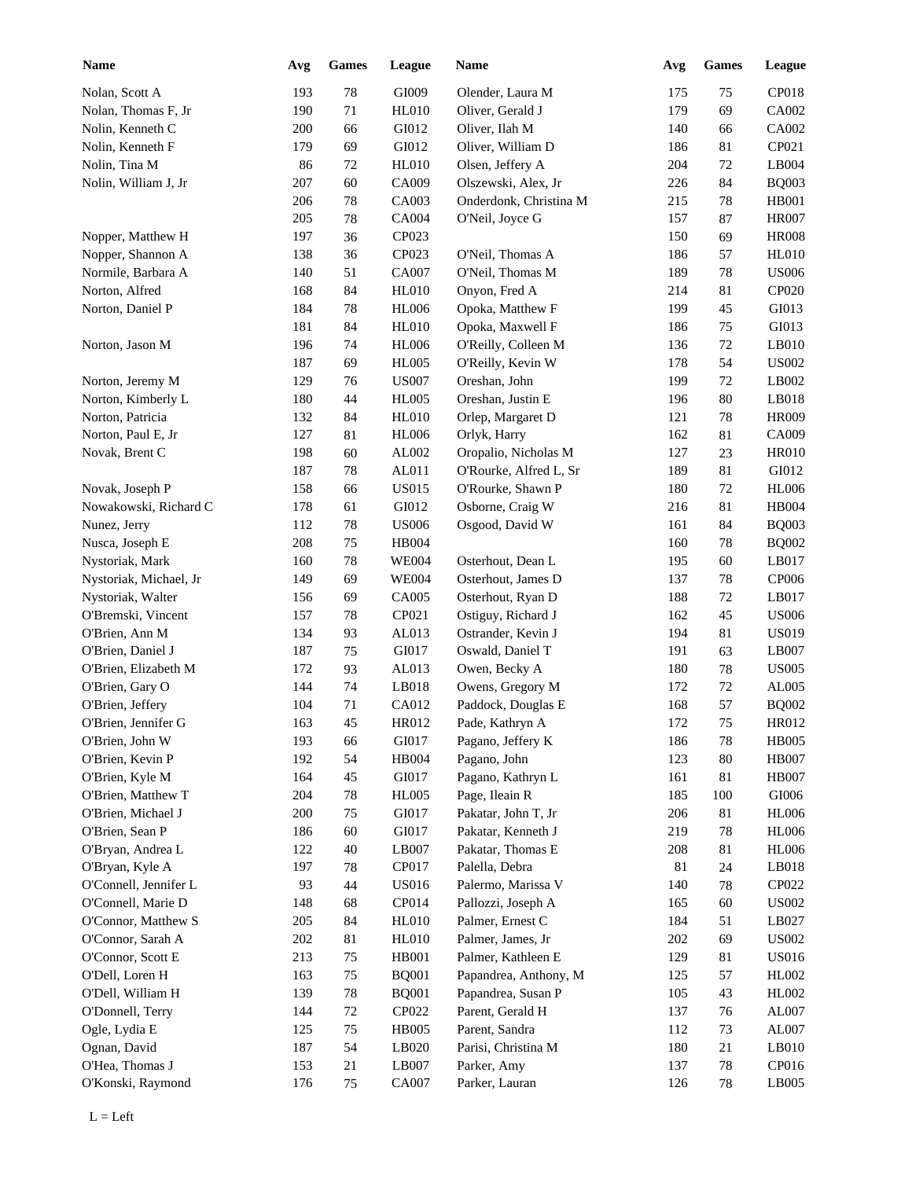| Name | Avg | Games | League | Name | Avg | Games | League |
|---|---|---|---|---|---|---|---|
| Nolan, Scott A | 193 | 78 | GI009 | Olender, Laura M | 175 | 75 | CP018 |
| Nolan, Thomas F, Jr | 190 | 71 | HL010 | Oliver, Gerald J | 179 | 69 | CA002 |
| Nolin, Kenneth C | 200 | 66 | GI012 | Oliver, Ilah M | 140 | 66 | CA002 |
| Nolin, Kenneth F | 179 | 69 | GI012 | Oliver, William D | 186 | 81 | CP021 |
| Nolin, Tina M | 86 | 72 | HL010 | Olsen, Jeffery A | 204 | 72 | LB004 |
| Nolin, William J, Jr | 207 | 60 | CA009 | Olszewski, Alex, Jr | 226 | 84 | BQ003 |
| | 206 | 78 | CA003 | Onderdonk, Christina M | 215 | 78 | HB001 |
| | 205 | 78 | CA004 | O'Neil, Joyce G | 157 | 87 | HR007 |
| Nopper, Matthew H | 197 | 36 | CP023 | | 150 | 69 | HR008 |
| Nopper, Shannon A | 138 | 36 | CP023 | O'Neil, Thomas A | 186 | 57 | HL010 |
| Normile, Barbara A | 140 | 51 | CA007 | O'Neil, Thomas M | 189 | 78 | US006 |
| Norton, Alfred | 168 | 84 | HL010 | Onyon, Fred A | 214 | 81 | CP020 |
| Norton, Daniel P | 184 | 78 | HL006 | Opoka, Matthew F | 199 | 45 | GI013 |
| | 181 | 84 | HL010 | Opoka, Maxwell F | 186 | 75 | GI013 |
| Norton, Jason M | 196 | 74 | HL006 | O'Reilly, Colleen M | 136 | 72 | LB010 |
| | 187 | 69 | HL005 | O'Reilly, Kevin W | 178 | 54 | US002 |
| Norton, Jeremy M | 129 | 76 | US007 | Oreshan, John | 199 | 72 | LB002 |
| Norton, Kimberly L | 180 | 44 | HL005 | Oreshan, Justin E | 196 | 80 | LB018 |
| Norton, Patricia | 132 | 84 | HL010 | Orlep, Margaret D | 121 | 78 | HR009 |
| Norton, Paul E, Jr | 127 | 81 | HL006 | Orlyk, Harry | 162 | 81 | CA009 |
| Novak, Brent C | 198 | 60 | AL002 | Oropalio, Nicholas M | 127 | 23 | HR010 |
| | 187 | 78 | AL011 | O'Rourke, Alfred L, Sr | 189 | 81 | GI012 |
| Novak, Joseph P | 158 | 66 | US015 | O'Rourke, Shawn P | 180 | 72 | HL006 |
| Nowakowski, Richard C | 178 | 61 | GI012 | Osborne, Craig W | 216 | 81 | HB004 |
| Nunez, Jerry | 112 | 78 | US006 | Osgood, David W | 161 | 84 | BQ003 |
| Nusca, Joseph E | 208 | 75 | HB004 | | 160 | 78 | BQ002 |
| Nystoriak, Mark | 160 | 78 | WE004 | Osterhout, Dean L | 195 | 60 | LB017 |
| Nystoriak, Michael, Jr | 149 | 69 | WE004 | Osterhout, James D | 137 | 78 | CP006 |
| Nystoriak, Walter | 156 | 69 | CA005 | Osterhout, Ryan D | 188 | 72 | LB017 |
| O'Bremski, Vincent | 157 | 78 | CP021 | Ostiguy, Richard J | 162 | 45 | US006 |
| O'Brien, Ann M | 134 | 93 | AL013 | Ostrander, Kevin J | 194 | 81 | US019 |
| O'Brien, Daniel J | 187 | 75 | GI017 | Oswald, Daniel T | 191 | 63 | LB007 |
| O'Brien, Elizabeth M | 172 | 93 | AL013 | Owen, Becky A | 180 | 78 | US005 |
| O'Brien, Gary O | 144 | 74 | LB018 | Owens, Gregory M | 172 | 72 | AL005 |
| O'Brien, Jeffery | 104 | 71 | CA012 | Paddock, Douglas E | 168 | 57 | BQ002 |
| O'Brien, Jennifer G | 163 | 45 | HR012 | Pade, Kathryn A | 172 | 75 | HR012 |
| O'Brien, John W | 193 | 66 | GI017 | Pagano, Jeffery K | 186 | 78 | HB005 |
| O'Brien, Kevin P | 192 | 54 | HB004 | Pagano, John | 123 | 80 | HB007 |
| O'Brien, Kyle M | 164 | 45 | GI017 | Pagano, Kathryn L | 161 | 81 | HB007 |
| O'Brien, Matthew T | 204 | 78 | HL005 | Page, Ileain R | 185 | 100 | GI006 |
| O'Brien, Michael J | 200 | 75 | GI017 | Pakatar, John T, Jr | 206 | 81 | HL006 |
| O'Brien, Sean P | 186 | 60 | GI017 | Pakatar, Kenneth J | 219 | 78 | HL006 |
| O'Bryan, Andrea L | 122 | 40 | LB007 | Pakatar, Thomas E | 208 | 81 | HL006 |
| O'Bryan, Kyle A | 197 | 78 | CP017 | Palella, Debra | 81 | 24 | LB018 |
| O'Connell, Jennifer L | 93 | 44 | US016 | Palermo, Marissa V | 140 | 78 | CP022 |
| O'Connell, Marie D | 148 | 68 | CP014 | Pallozzi, Joseph A | 165 | 60 | US002 |
| O'Connor, Matthew S | 205 | 84 | HL010 | Palmer, Ernest C | 184 | 51 | LB027 |
| O'Connor, Sarah A | 202 | 81 | HL010 | Palmer, James, Jr | 202 | 69 | US002 |
| O'Connor, Scott E | 213 | 75 | HB001 | Palmer, Kathleen E | 129 | 81 | US016 |
| O'Dell, Loren H | 163 | 75 | BQ001 | Papandrea, Anthony, M | 125 | 57 | HL002 |
| O'Dell, William H | 139 | 78 | BQ001 | Papandrea, Susan P | 105 | 43 | HL002 |
| O'Donnell, Terry | 144 | 72 | CP022 | Parent, Gerald H | 137 | 76 | AL007 |
| Ogle, Lydia E | 125 | 75 | HB005 | Parent, Sandra | 112 | 73 | AL007 |
| Ognan, David | 187 | 54 | LB020 | Parisi, Christina M | 180 | 21 | LB010 |
| O'Hea, Thomas J | 153 | 21 | LB007 | Parker, Amy | 137 | 78 | CP016 |
| O'Konski, Raymond | 176 | 75 | CA007 | Parker, Lauran | 126 | 78 | LB005 |

L = Left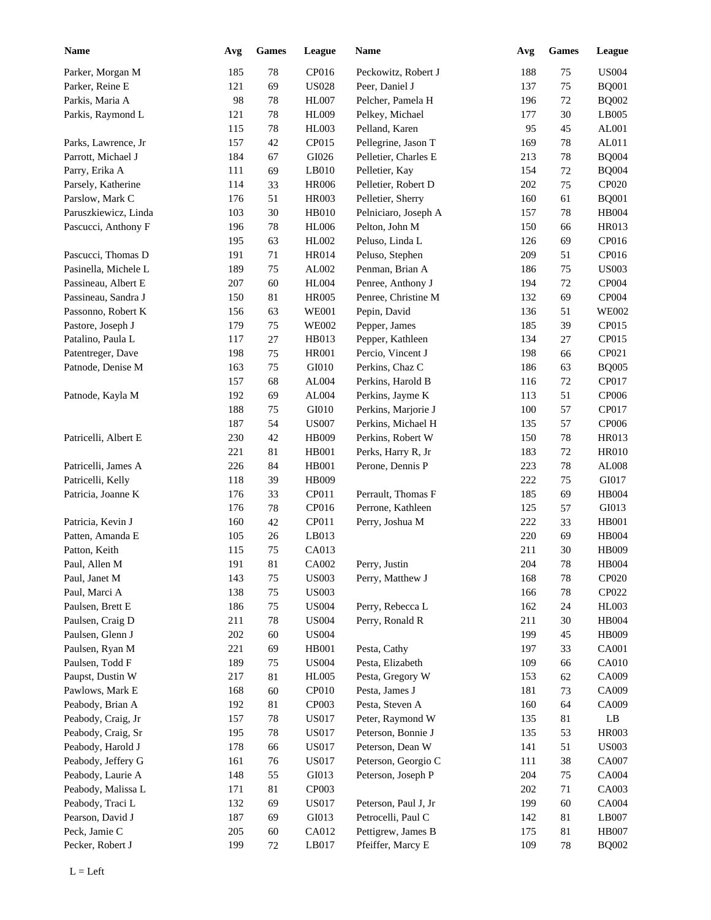| Name | Avg | Games | League | Name | Avg | Games | League |
|---|---|---|---|---|---|---|---|
| Parker, Morgan M | 185 | 78 | CP016 | Peckowitz, Robert J | 188 | 75 | US004 |
| Parker, Reine E | 121 | 69 | US028 | Peer, Daniel J | 137 | 75 | BQ001 |
| Parkis, Maria A | 98 | 78 | HL007 | Pelcher, Pamela H | 196 | 72 | BQ002 |
| Parkis, Raymond L | 121 | 78 | HL009 | Pelkey, Michael | 177 | 30 | LB005 |
| | 115 | 78 | HL003 | Pelland, Karen | 95 | 45 | AL001 |
| Parks, Lawrence, Jr | 157 | 42 | CP015 | Pellegrine, Jason T | 169 | 78 | AL011 |
| Parrott, Michael J | 184 | 67 | GI026 | Pelletier, Charles E | 213 | 78 | BQ004 |
| Parry, Erika A | 111 | 69 | LB010 | Pelletier, Kay | 154 | 72 | BQ004 |
| Parsely, Katherine | 114 | 33 | HR006 | Pelletier, Robert D | 202 | 75 | CP020 |
| Parslow, Mark C | 176 | 51 | HR003 | Pelletier, Sherry | 160 | 61 | BQ001 |
| Paruszkiewicz, Linda | 103 | 30 | HB010 | Pelniciaro, Joseph A | 157 | 78 | HB004 |
| Pascucci, Anthony F | 196 | 78 | HL006 | Pelton, John M | 150 | 66 | HR013 |
| | 195 | 63 | HL002 | Peluso, Linda L | 126 | 69 | CP016 |
| Pascucci, Thomas D | 191 | 71 | HR014 | Peluso, Stephen | 209 | 51 | CP016 |
| Pasinella, Michele L | 189 | 75 | AL002 | Penman, Brian A | 186 | 75 | US003 |
| Passineau, Albert E | 207 | 60 | HL004 | Penree, Anthony J | 194 | 72 | CP004 |
| Passineau, Sandra J | 150 | 81 | HR005 | Penree, Christine M | 132 | 69 | CP004 |
| Passonno, Robert K | 156 | 63 | WE001 | Pepin, David | 136 | 51 | WE002 |
| Pastore, Joseph J | 179 | 75 | WE002 | Pepper, James | 185 | 39 | CP015 |
| Patalino, Paula L | 117 | 27 | HB013 | Pepper, Kathleen | 134 | 27 | CP015 |
| Patentreger, Dave | 198 | 75 | HR001 | Percio, Vincent J | 198 | 66 | CP021 |
| Patnode, Denise M | 163 | 75 | GI010 | Perkins, Chaz C | 186 | 63 | BQ005 |
| | 157 | 68 | AL004 | Perkins, Harold B | 116 | 72 | CP017 |
| Patnode, Kayla M | 192 | 69 | AL004 | Perkins, Jayme K | 113 | 51 | CP006 |
| | 188 | 75 | GI010 | Perkins, Marjorie J | 100 | 57 | CP017 |
| | 187 | 54 | US007 | Perkins, Michael H | 135 | 57 | CP006 |
| Patricelli, Albert E | 230 | 42 | HB009 | Perkins, Robert W | 150 | 78 | HR013 |
| | 221 | 81 | HB001 | Perks, Harry R, Jr | 183 | 72 | HR010 |
| Patricelli, James A | 226 | 84 | HB001 | Perone, Dennis P | 223 | 78 | AL008 |
| Patricelli, Kelly | 118 | 39 | HB009 | | 222 | 75 | GI017 |
| Patricia, Joanne K | 176 | 33 | CP011 | Perrault, Thomas F | 185 | 69 | HB004 |
| | 176 | 78 | CP016 | Perrone, Kathleen | 125 | 57 | GI013 |
| Patricia, Kevin J | 160 | 42 | CP011 | Perry, Joshua M | 222 | 33 | HB001 |
| Patten, Amanda E | 105 | 26 | LB013 | | 220 | 69 | HB004 |
| Patton, Keith | 115 | 75 | CA013 | | 211 | 30 | HB009 |
| Paul, Allen M | 191 | 81 | CA002 | Perry, Justin | 204 | 78 | HB004 |
| Paul, Janet M | 143 | 75 | US003 | Perry, Matthew J | 168 | 78 | CP020 |
| Paul, Marci A | 138 | 75 | US003 | | 166 | 78 | CP022 |
| Paulsen, Brett E | 186 | 75 | US004 | Perry, Rebecca L | 162 | 24 | HL003 |
| Paulsen, Craig D | 211 | 78 | US004 | Perry, Ronald R | 211 | 30 | HB004 |
| Paulsen, Glenn J | 202 | 60 | US004 | | 199 | 45 | HB009 |
| Paulsen, Ryan M | 221 | 69 | HB001 | Pesta, Cathy | 197 | 33 | CA001 |
| Paulsen, Todd F | 189 | 75 | US004 | Pesta, Elizabeth | 109 | 66 | CA010 |
| Paupst, Dustin W | 217 | 81 | HL005 | Pesta, Gregory W | 153 | 62 | CA009 |
| Pawlows, Mark E | 168 | 60 | CP010 | Pesta, James J | 181 | 73 | CA009 |
| Peabody, Brian A | 192 | 81 | CP003 | Pesta, Steven A | 160 | 64 | CA009 |
| Peabody, Craig, Jr | 157 | 78 | US017 | Peter, Raymond W | 135 | 81 | LB |
| Peabody, Craig, Sr | 195 | 78 | US017 | Peterson, Bonnie J | 135 | 53 | HR003 |
| Peabody, Harold J | 178 | 66 | US017 | Peterson, Dean W | 141 | 51 | US003 |
| Peabody, Jeffery G | 161 | 76 | US017 | Peterson, Georgio C | 111 | 38 | CA007 |
| Peabody, Laurie A | 148 | 55 | GI013 | Peterson, Joseph P | 204 | 75 | CA004 |
| Peabody, Malissa L | 171 | 81 | CP003 | | 202 | 71 | CA003 |
| Peabody, Traci L | 132 | 69 | US017 | Peterson, Paul J, Jr | 199 | 60 | CA004 |
| Pearson, David J | 187 | 69 | GI013 | Petrocelli, Paul C | 142 | 81 | LB007 |
| Peck, Jamie C | 205 | 60 | CA012 | Pettigrew, James B | 175 | 81 | HB007 |
| Pecker, Robert J | 199 | 72 | LB017 | Pfeiffer, Marcy E | 109 | 78 | BQ002 |

L = Left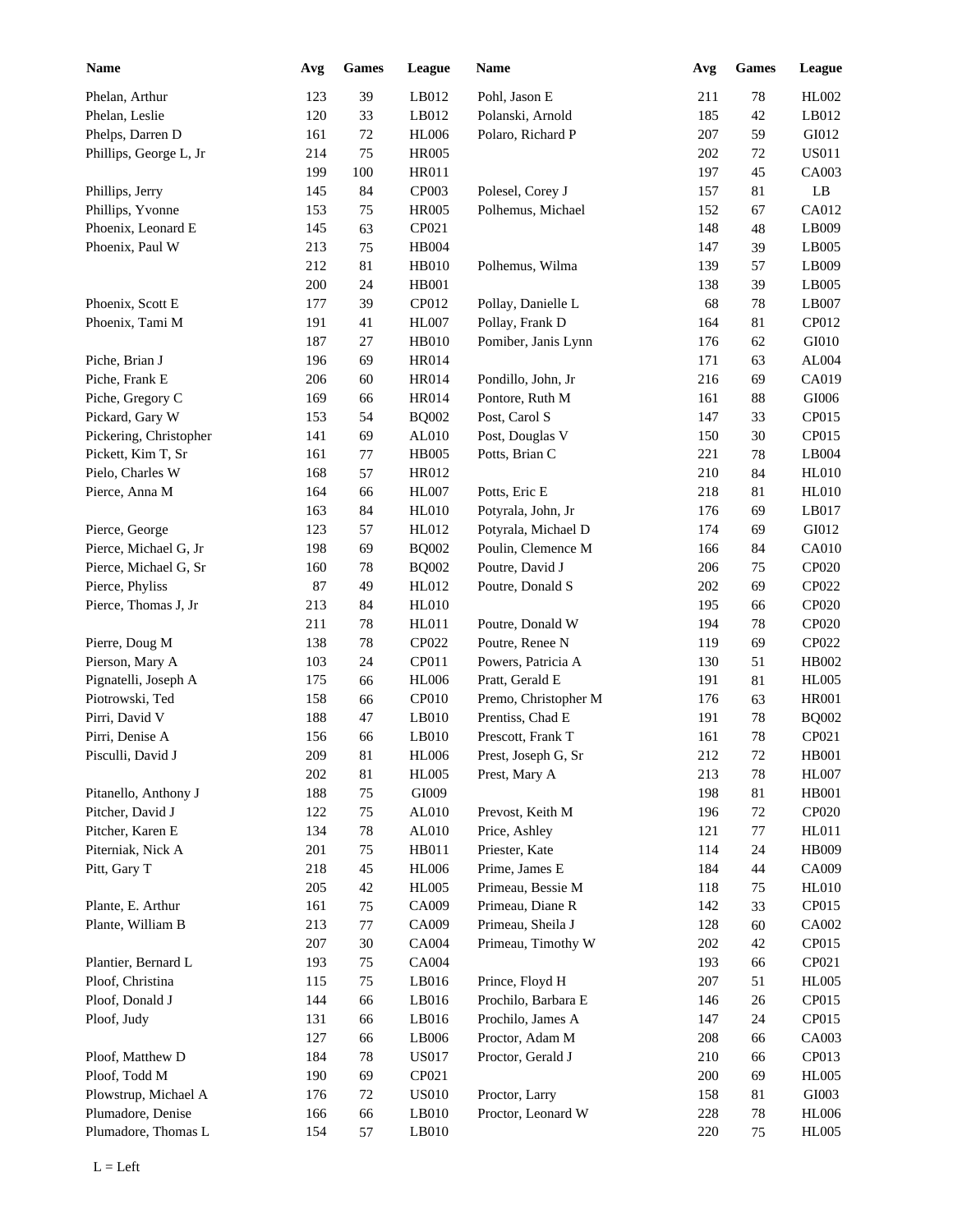| Name | Avg | Games | League | Name | Avg | Games | League |
|---|---|---|---|---|---|---|---|
| Phelan, Arthur | 123 | 39 | LB012 | Pohl, Jason E | 211 | 78 | HL002 |
| Phelan, Leslie | 120 | 33 | LB012 | Polanski, Arnold | 185 | 42 | LB012 |
| Phelps, Darren D | 161 | 72 | HL006 | Polaro, Richard P | 207 | 59 | GI012 |
| Phillips, George L, Jr | 214 | 75 | HR005 | | 202 | 72 | US011 |
| | 199 | 100 | HR011 | | 197 | 45 | CA003 |
| Phillips, Jerry | 145 | 84 | CP003 | Polesel, Corey J | 157 | 81 | LB |
| Phillips, Yvonne | 153 | 75 | HR005 | Polhemus, Michael | 152 | 67 | CA012 |
| Phoenix, Leonard E | 145 | 63 | CP021 | | 148 | 48 | LB009 |
| Phoenix, Paul W | 213 | 75 | HB004 | | 147 | 39 | LB005 |
| | 212 | 81 | HB010 | Polhemus, Wilma | 139 | 57 | LB009 |
| | 200 | 24 | HB001 | | 138 | 39 | LB005 |
| Phoenix, Scott E | 177 | 39 | CP012 | Pollay, Danielle L | 68 | 78 | LB007 |
| Phoenix, Tami M | 191 | 41 | HL007 | Pollay, Frank D | 164 | 81 | CP012 |
| | 187 | 27 | HB010 | Pomiber, Janis Lynn | 176 | 62 | GI010 |
| Piche, Brian J | 196 | 69 | HR014 | | 171 | 63 | AL004 |
| Piche, Frank E | 206 | 60 | HR014 | Pondillo, John, Jr | 216 | 69 | CA019 |
| Piche, Gregory C | 169 | 66 | HR014 | Pontore, Ruth M | 161 | 88 | GI006 |
| Pickard, Gary W | 153 | 54 | BQ002 | Post, Carol S | 147 | 33 | CP015 |
| Pickering, Christopher | 141 | 69 | AL010 | Post, Douglas V | 150 | 30 | CP015 |
| Pickett, Kim T, Sr | 161 | 77 | HB005 | Potts, Brian C | 221 | 78 | LB004 |
| Pielo, Charles W | 168 | 57 | HR012 | | 210 | 84 | HL010 |
| Pierce, Anna M | 164 | 66 | HL007 | Potts, Eric E | 218 | 81 | HL010 |
| | 163 | 84 | HL010 | Potyrala, John, Jr | 176 | 69 | LB017 |
| Pierce, George | 123 | 57 | HL012 | Potyrala, Michael D | 174 | 69 | GI012 |
| Pierce, Michael G, Jr | 198 | 69 | BQ002 | Poulin, Clemence M | 166 | 84 | CA010 |
| Pierce, Michael G, Sr | 160 | 78 | BQ002 | Poutre, David J | 206 | 75 | CP020 |
| Pierce, Phyliss | 87 | 49 | HL012 | Poutre, Donald S | 202 | 69 | CP022 |
| Pierce, Thomas J, Jr | 213 | 84 | HL010 | | 195 | 66 | CP020 |
| | 211 | 78 | HL011 | Poutre, Donald W | 194 | 78 | CP020 |
| Pierre, Doug M | 138 | 78 | CP022 | Poutre, Renee N | 119 | 69 | CP022 |
| Pierson, Mary A | 103 | 24 | CP011 | Powers, Patricia A | 130 | 51 | HB002 |
| Pignatelli, Joseph A | 175 | 66 | HL006 | Pratt, Gerald E | 191 | 81 | HL005 |
| Piotrowski, Ted | 158 | 66 | CP010 | Premo, Christopher M | 176 | 63 | HR001 |
| Pirri, David V | 188 | 47 | LB010 | Prentiss, Chad E | 191 | 78 | BQ002 |
| Pirri, Denise A | 156 | 66 | LB010 | Prescott, Frank T | 161 | 78 | CP021 |
| Pisculli, David J | 209 | 81 | HL006 | Prest, Joseph G, Sr | 212 | 72 | HB001 |
| | 202 | 81 | HL005 | Prest, Mary A | 213 | 78 | HL007 |
| Pitanello, Anthony J | 188 | 75 | GI009 | | 198 | 81 | HB001 |
| Pitcher, David J | 122 | 75 | AL010 | Prevost, Keith M | 196 | 72 | CP020 |
| Pitcher, Karen E | 134 | 78 | AL010 | Price, Ashley | 121 | 77 | HL011 |
| Piterniak, Nick A | 201 | 75 | HB011 | Priester, Kate | 114 | 24 | HB009 |
| Pitt, Gary T | 218 | 45 | HL006 | Prime, James E | 184 | 44 | CA009 |
| | 205 | 42 | HL005 | Primeau, Bessie M | 118 | 75 | HL010 |
| Plante, E. Arthur | 161 | 75 | CA009 | Primeau, Diane R | 142 | 33 | CP015 |
| Plante, William B | 213 | 77 | CA009 | Primeau, Sheila J | 128 | 60 | CA002 |
| | 207 | 30 | CA004 | Primeau, Timothy W | 202 | 42 | CP015 |
| Plantier, Bernard L | 193 | 75 | CA004 | | 193 | 66 | CP021 |
| Ploof, Christina | 115 | 75 | LB016 | Prince, Floyd H | 207 | 51 | HL005 |
| Ploof, Donald J | 144 | 66 | LB016 | Prochilo, Barbara E | 146 | 26 | CP015 |
| Ploof, Judy | 131 | 66 | LB016 | Prochilo, James A | 147 | 24 | CP015 |
| | 127 | 66 | LB006 | Proctor, Adam M | 208 | 66 | CA003 |
| Ploof, Matthew D | 184 | 78 | US017 | Proctor, Gerald J | 210 | 66 | CP013 |
| Ploof, Todd M | 190 | 69 | CP021 | | 200 | 69 | HL005 |
| Plowstrup, Michael A | 176 | 72 | US010 | Proctor, Larry | 158 | 81 | GI003 |
| Plumadore, Denise | 166 | 66 | LB010 | Proctor, Leonard W | 228 | 78 | HL006 |
| Plumadore, Thomas L | 154 | 57 | LB010 | | 220 | 75 | HL005 |

L = Left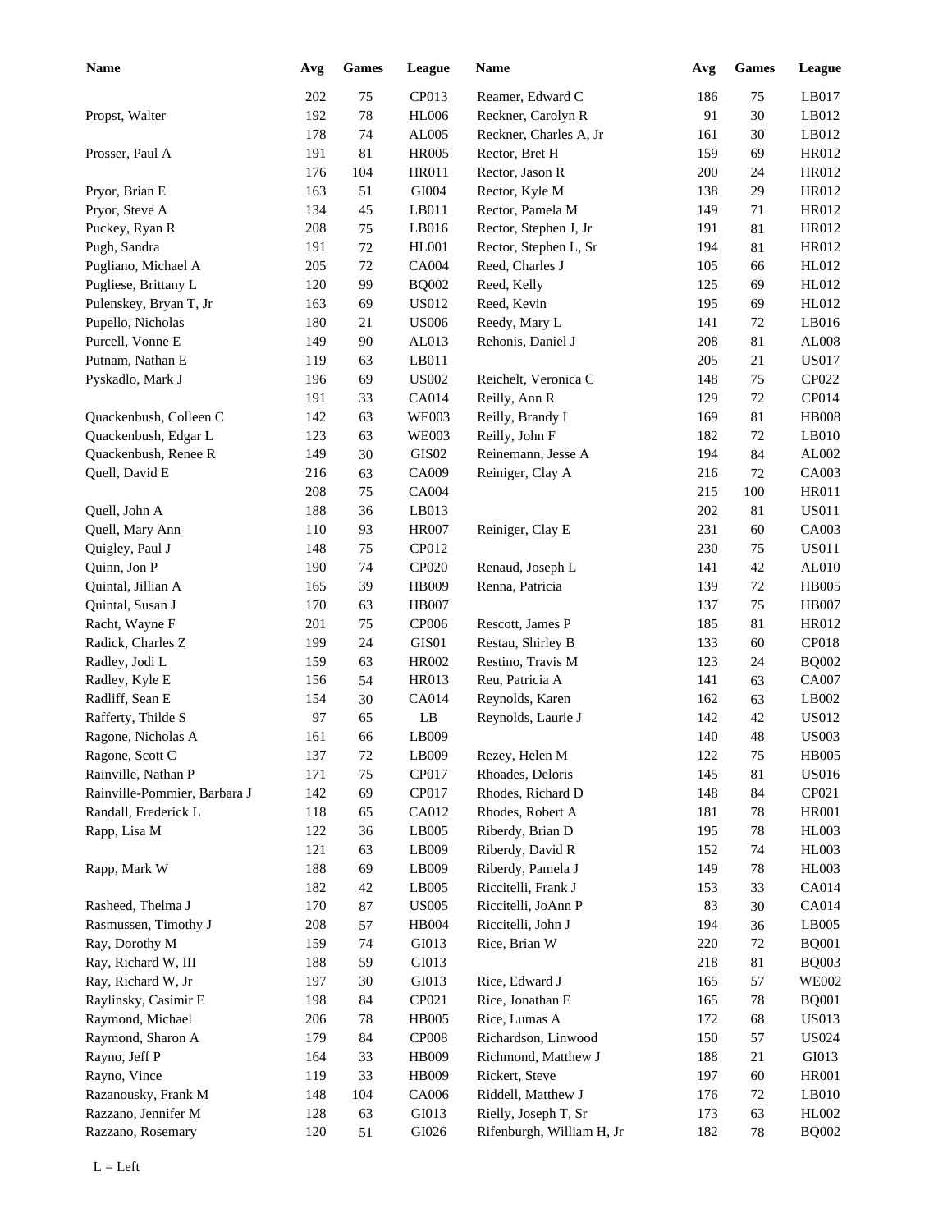| Name | Avg | Games | League | Name | Avg | Games | League |
|---|---|---|---|---|---|---|---|
| | 202 | 75 | CP013 | Reamer, Edward C | 186 | 75 | LB017 |
| Propst, Walter | 192 | 78 | HL006 | Reckner, Carolyn R | 91 | 30 | LB012 |
| | 178 | 74 | AL005 | Reckner, Charles A, Jr | 161 | 30 | LB012 |
| Prosser, Paul A | 191 | 81 | HR005 | Rector, Bret H | 159 | 69 | HR012 |
| | 176 | 104 | HR011 | Rector, Jason R | 200 | 24 | HR012 |
| Pryor, Brian E | 163 | 51 | GI004 | Rector, Kyle M | 138 | 29 | HR012 |
| Pryor, Steve A | 134 | 45 | LB011 | Rector, Pamela M | 149 | 71 | HR012 |
| Puckey, Ryan R | 208 | 75 | LB016 | Rector, Stephen J, Jr | 191 | 81 | HR012 |
| Pugh, Sandra | 191 | 72 | HL001 | Rector, Stephen L, Sr | 194 | 81 | HR012 |
| Pugliano, Michael A | 205 | 72 | CA004 | Reed, Charles J | 105 | 66 | HL012 |
| Pugliese, Brittany L | 120 | 99 | BQ002 | Reed, Kelly | 125 | 69 | HL012 |
| Pulenskey, Bryan T, Jr | 163 | 69 | US012 | Reed, Kevin | 195 | 69 | HL012 |
| Pupello, Nicholas | 180 | 21 | US006 | Reedy, Mary L | 141 | 72 | LB016 |
| Purcell, Vonne E | 149 | 90 | AL013 | Rehonis, Daniel J | 208 | 81 | AL008 |
| Putnam, Nathan E | 119 | 63 | LB011 | | 205 | 21 | US017 |
| Pyskadlo, Mark J | 196 | 69 | US002 | Reichelt, Veronica C | 148 | 75 | CP022 |
| | 191 | 33 | CA014 | Reilly, Ann R | 129 | 72 | CP014 |
| Quackenbush, Colleen C | 142 | 63 | WE003 | Reilly, Brandy L | 169 | 81 | HB008 |
| Quackenbush, Edgar L | 123 | 63 | WE003 | Reilly, John F | 182 | 72 | LB010 |
| Quackenbush, Renee R | 149 | 30 | GIS02 | Reinemann, Jesse A | 194 | 84 | AL002 |
| Quell, David E | 216 | 63 | CA009 | Reiniger, Clay A | 216 | 72 | CA003 |
| | 208 | 75 | CA004 | | 215 | 100 | HR011 |
| Quell, John A | 188 | 36 | LB013 | | 202 | 81 | US011 |
| Quell, Mary Ann | 110 | 93 | HR007 | Reiniger, Clay E | 231 | 60 | CA003 |
| Quigley, Paul J | 148 | 75 | CP012 | | 230 | 75 | US011 |
| Quinn, Jon P | 190 | 74 | CP020 | Renaud, Joseph L | 141 | 42 | AL010 |
| Quintal, Jillian A | 165 | 39 | HB009 | Renna, Patricia | 139 | 72 | HB005 |
| Quintal, Susan J | 170 | 63 | HB007 | | 137 | 75 | HB007 |
| Racht, Wayne F | 201 | 75 | CP006 | Rescott, James P | 185 | 81 | HR012 |
| Radick, Charles Z | 199 | 24 | GIS01 | Restau, Shirley B | 133 | 60 | CP018 |
| Radley, Jodi L | 159 | 63 | HR002 | Restino, Travis M | 123 | 24 | BQ002 |
| Radley, Kyle E | 156 | 54 | HR013 | Reu, Patricia A | 141 | 63 | CA007 |
| Radliff, Sean E | 154 | 30 | CA014 | Reynolds, Karen | 162 | 63 | LB002 |
| Rafferty, Thilde S | 97 | 65 | LB | Reynolds, Laurie J | 142 | 42 | US012 |
| Ragone, Nicholas A | 161 | 66 | LB009 | | 140 | 48 | US003 |
| Ragone, Scott C | 137 | 72 | LB009 | Rezey, Helen M | 122 | 75 | HB005 |
| Rainville, Nathan P | 171 | 75 | CP017 | Rhoades, Deloris | 145 | 81 | US016 |
| Rainville-Pommier, Barbara J | 142 | 69 | CP017 | Rhodes, Richard D | 148 | 84 | CP021 |
| Randall, Frederick L | 118 | 65 | CA012 | Rhodes, Robert A | 181 | 78 | HR001 |
| Rapp, Lisa M | 122 | 36 | LB005 | Riberdy, Brian D | 195 | 78 | HL003 |
| | 121 | 63 | LB009 | Riberdy, David R | 152 | 74 | HL003 |
| Rapp, Mark W | 188 | 69 | LB009 | Riberdy, Pamela J | 149 | 78 | HL003 |
| | 182 | 42 | LB005 | Riccitelli, Frank J | 153 | 33 | CA014 |
| Rasheed, Thelma J | 170 | 87 | US005 | Riccitelli, JoAnn P | 83 | 30 | CA014 |
| Rasmussen, Timothy J | 208 | 57 | HB004 | Riccitelli, John J | 194 | 36 | LB005 |
| Ray, Dorothy M | 159 | 74 | GI013 | Rice, Brian W | 220 | 72 | BQ001 |
| Ray, Richard W, III | 188 | 59 | GI013 | | 218 | 81 | BQ003 |
| Ray, Richard W, Jr | 197 | 30 | GI013 | Rice, Edward J | 165 | 57 | WE002 |
| Raylinsky, Casimir E | 198 | 84 | CP021 | Rice, Jonathan E | 165 | 78 | BQ001 |
| Raymond, Michael | 206 | 78 | HB005 | Rice, Lumas A | 172 | 68 | US013 |
| Raymond, Sharon A | 179 | 84 | CP008 | Richardson, Linwood | 150 | 57 | US024 |
| Rayno, Jeff P | 164 | 33 | HB009 | Richmond, Matthew J | 188 | 21 | GI013 |
| Rayno, Vince | 119 | 33 | HB009 | Rickert, Steve | 197 | 60 | HR001 |
| Razanousky, Frank M | 148 | 104 | CA006 | Riddell, Matthew J | 176 | 72 | LB010 |
| Razzano, Jennifer M | 128 | 63 | GI013 | Rielly, Joseph T, Sr | 173 | 63 | HL002 |
| Razzano, Rosemary | 120 | 51 | GI026 | Rifenburgh, William H, Jr | 182 | 78 | BQ002 |

L = Left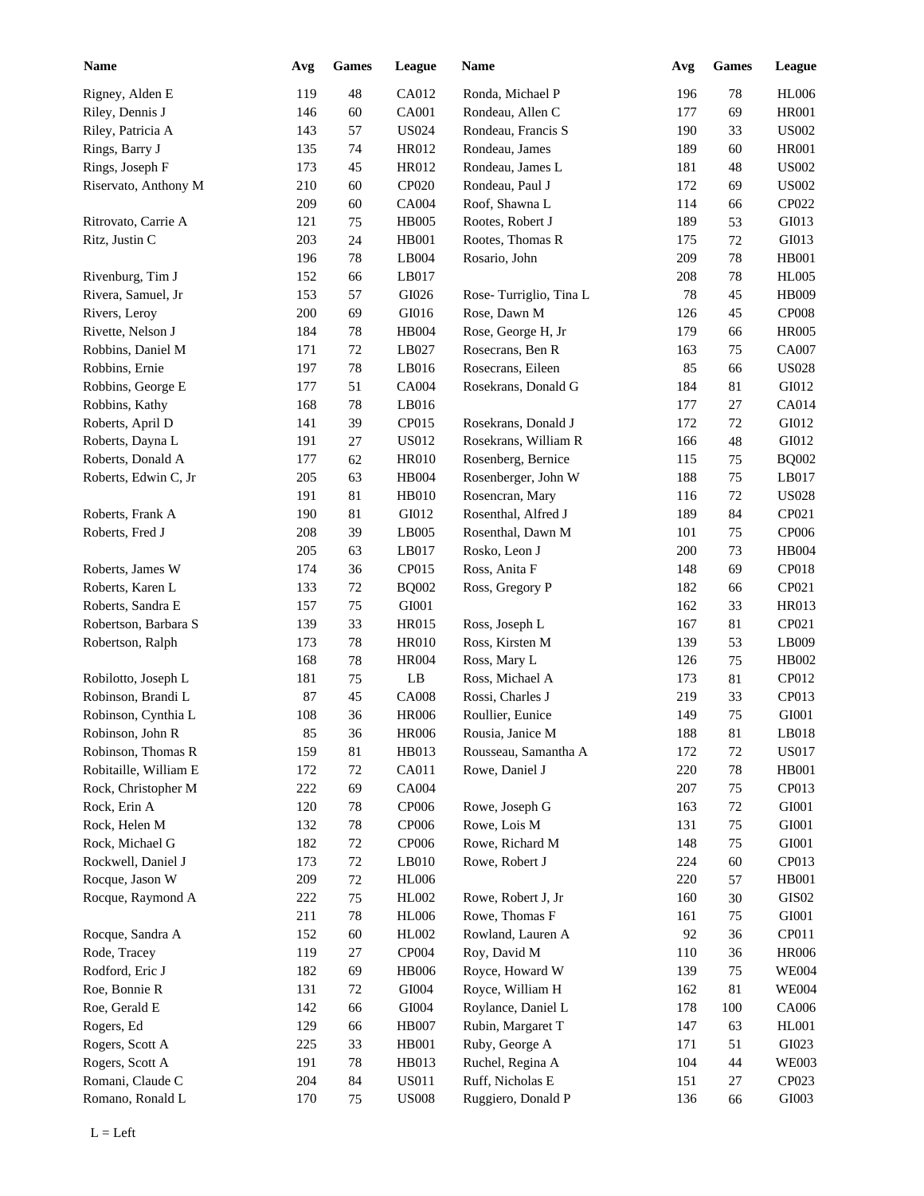| Name | Avg | Games | League | Name | Avg | Games | League |
|---|---|---|---|---|---|---|---|
| Rigney, Alden E | 119 | 48 | CA012 | Ronda, Michael P | 196 | 78 | HL006 |
| Riley, Dennis J | 146 | 60 | CA001 | Rondeau, Allen C | 177 | 69 | HR001 |
| Riley, Patricia A | 143 | 57 | US024 | Rondeau, Francis S | 190 | 33 | US002 |
| Rings, Barry J | 135 | 74 | HR012 | Rondeau, James | 189 | 60 | HR001 |
| Rings, Joseph F | 173 | 45 | HR012 | Rondeau, James L | 181 | 48 | US002 |
| Riservato, Anthony M | 210 | 60 | CP020 | Rondeau, Paul J | 172 | 69 | US002 |
| | 209 | 60 | CA004 | Roof, Shawna L | 114 | 66 | CP022 |
| Ritrovato, Carrie A | 121 | 75 | HB005 | Rootes, Robert J | 189 | 53 | GI013 |
| Ritz, Justin C | 203 | 24 | HB001 | Rootes, Thomas R | 175 | 72 | GI013 |
| | 196 | 78 | LB004 | Rosario, John | 209 | 78 | HB001 |
| Rivenburg, Tim J | 152 | 66 | LB017 | | 208 | 78 | HL005 |
| Rivera, Samuel, Jr | 153 | 57 | GI026 | Rose- Turriglio, Tina L | 78 | 45 | HB009 |
| Rivers, Leroy | 200 | 69 | GI016 | Rose, Dawn M | 126 | 45 | CP008 |
| Rivette, Nelson J | 184 | 78 | HB004 | Rose, George H, Jr | 179 | 66 | HR005 |
| Robbins, Daniel M | 171 | 72 | LB027 | Rosecrans, Ben R | 163 | 75 | CA007 |
| Robbins, Ernie | 197 | 78 | LB016 | Rosecrans, Eileen | 85 | 66 | US028 |
| Robbins, George E | 177 | 51 | CA004 | Rosekrans, Donald G | 184 | 81 | GI012 |
| Robbins, Kathy | 168 | 78 | LB016 | | 177 | 27 | CA014 |
| Roberts, April D | 141 | 39 | CP015 | Rosekrans, Donald J | 172 | 72 | GI012 |
| Roberts, Dayna L | 191 | 27 | US012 | Rosekrans, William R | 166 | 48 | GI012 |
| Roberts, Donald A | 177 | 62 | HR010 | Rosenberg, Bernice | 115 | 75 | BQ002 |
| Roberts, Edwin C, Jr | 205 | 63 | HB004 | Rosenberger, John W | 188 | 75 | LB017 |
| | 191 | 81 | HB010 | Rosencran, Mary | 116 | 72 | US028 |
| Roberts, Frank A | 190 | 81 | GI012 | Rosenthal, Alfred J | 189 | 84 | CP021 |
| Roberts, Fred J | 208 | 39 | LB005 | Rosenthal, Dawn M | 101 | 75 | CP006 |
| | 205 | 63 | LB017 | Rosko, Leon J | 200 | 73 | HB004 |
| Roberts, James W | 174 | 36 | CP015 | Ross, Anita F | 148 | 69 | CP018 |
| Roberts, Karen L | 133 | 72 | BQ002 | Ross, Gregory P | 182 | 66 | CP021 |
| Roberts, Sandra E | 157 | 75 | GI001 | | 162 | 33 | HR013 |
| Robertson, Barbara S | 139 | 33 | HR015 | Ross, Joseph L | 167 | 81 | CP021 |
| Robertson, Ralph | 173 | 78 | HR010 | Ross, Kirsten M | 139 | 53 | LB009 |
| | 168 | 78 | HR004 | Ross, Mary L | 126 | 75 | HB002 |
| Robilotto, Joseph L | 181 | 75 | LB | Ross, Michael A | 173 | 81 | CP012 |
| Robinson, Brandi L | 87 | 45 | CA008 | Rossi, Charles J | 219 | 33 | CP013 |
| Robinson, Cynthia L | 108 | 36 | HR006 | Roullier, Eunice | 149 | 75 | GI001 |
| Robinson, John R | 85 | 36 | HR006 | Rousia, Janice M | 188 | 81 | LB018 |
| Robinson, Thomas R | 159 | 81 | HB013 | Rousseau, Samantha A | 172 | 72 | US017 |
| Robitaille, William E | 172 | 72 | CA011 | Rowe, Daniel J | 220 | 78 | HB001 |
| Rock, Christopher M | 222 | 69 | CA004 | | 207 | 75 | CP013 |
| Rock, Erin A | 120 | 78 | CP006 | Rowe, Joseph G | 163 | 72 | GI001 |
| Rock, Helen M | 132 | 78 | CP006 | Rowe, Lois M | 131 | 75 | GI001 |
| Rock, Michael G | 182 | 72 | CP006 | Rowe, Richard M | 148 | 75 | GI001 |
| Rockwell, Daniel J | 173 | 72 | LB010 | Rowe, Robert J | 224 | 60 | CP013 |
| Rocque, Jason W | 209 | 72 | HL006 | | 220 | 57 | HB001 |
| Rocque, Raymond A | 222 | 75 | HL002 | Rowe, Robert J, Jr | 160 | 30 | GIS02 |
| | 211 | 78 | HL006 | Rowe, Thomas F | 161 | 75 | GI001 |
| Rocque, Sandra A | 152 | 60 | HL002 | Rowland, Lauren A | 92 | 36 | CP011 |
| Rode, Tracey | 119 | 27 | CP004 | Roy, David M | 110 | 36 | HR006 |
| Rodford, Eric J | 182 | 69 | HB006 | Royce, Howard W | 139 | 75 | WE004 |
| Roe, Bonnie R | 131 | 72 | GI004 | Royce, William H | 162 | 81 | WE004 |
| Roe, Gerald E | 142 | 66 | GI004 | Roylance, Daniel L | 178 | 100 | CA006 |
| Rogers, Ed | 129 | 66 | HB007 | Rubin, Margaret T | 147 | 63 | HL001 |
| Rogers, Scott A | 225 | 33 | HB001 | Ruby, George A | 171 | 51 | GI023 |
| Rogers, Scott A | 191 | 78 | HB013 | Ruchel, Regina A | 104 | 44 | WE003 |
| Romani, Claude C | 204 | 84 | US011 | Ruff, Nicholas E | 151 | 27 | CP023 |
| Romano, Ronald L | 170 | 75 | US008 | Ruggiero, Donald P | 136 | 66 | GI003 |

L = Left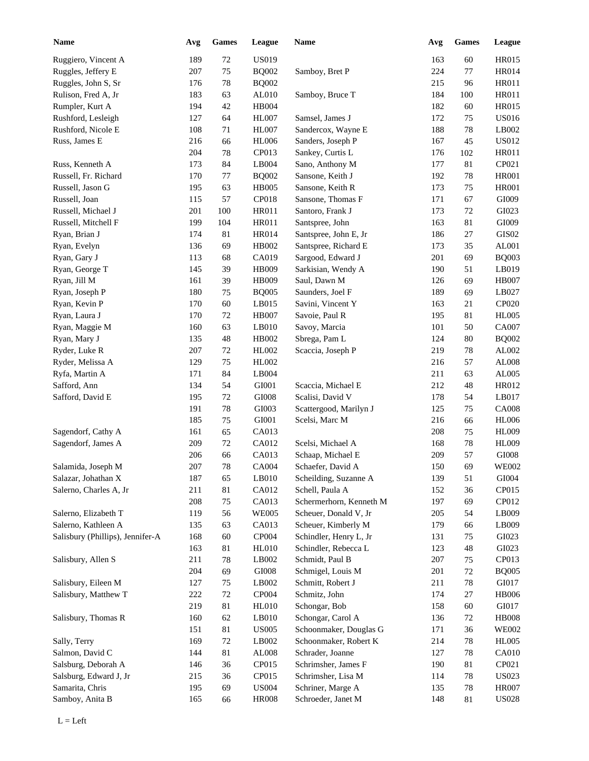| Name | Avg | Games | League | Name | Avg | Games | League |
|---|---|---|---|---|---|---|---|
| Ruggiero, Vincent A | 189 | 72 | US019 | | 163 | 60 | HR015 |
| Ruggles, Jeffery E | 207 | 75 | BQ002 | Samboy, Bret P | 224 | 77 | HR014 |
| Ruggles, John S, Sr | 176 | 78 | BQ002 | | 215 | 96 | HR011 |
| Rulison, Fred A, Jr | 183 | 63 | AL010 | Samboy, Bruce T | 184 | 100 | HR011 |
| Rumpler, Kurt A | 194 | 42 | HB004 | | 182 | 60 | HR015 |
| Rushford, Lesleigh | 127 | 64 | HL007 | Samsel, James J | 172 | 75 | US016 |
| Rushford, Nicole E | 108 | 71 | HL007 | Sandercox, Wayne E | 188 | 78 | LB002 |
| Russ, James E | 216 | 66 | HL006 | Sanders, Joseph P | 167 | 45 | US012 |
| | 204 | 78 | CP013 | Sankey, Curtis L | 176 | 102 | HR011 |
| Russ, Kenneth A | 173 | 84 | LB004 | Sano, Anthony M | 177 | 81 | CP021 |
| Russell, Fr. Richard | 170 | 77 | BQ002 | Sansone, Keith J | 192 | 78 | HR001 |
| Russell, Jason G | 195 | 63 | HB005 | Sansone, Keith R | 173 | 75 | HR001 |
| Russell, Joan | 115 | 57 | CP018 | Sansone, Thomas F | 171 | 67 | GI009 |
| Russell, Michael J | 201 | 100 | HR011 | Santoro, Frank J | 173 | 72 | GI023 |
| Russell, Mitchell F | 199 | 104 | HR011 | Santspree, John | 163 | 81 | GI009 |
| Ryan, Brian J | 174 | 81 | HR014 | Santspree, John E, Jr | 186 | 27 | GIS02 |
| Ryan, Evelyn | 136 | 69 | HB002 | Santspree, Richard E | 173 | 35 | AL001 |
| Ryan, Gary J | 113 | 68 | CA019 | Sargood, Edward J | 201 | 69 | BQ003 |
| Ryan, George T | 145 | 39 | HB009 | Sarkisian, Wendy A | 190 | 51 | LB019 |
| Ryan, Jill M | 161 | 39 | HB009 | Saul, Dawn M | 126 | 69 | HB007 |
| Ryan, Joseph P | 180 | 75 | BQ005 | Saunders, Joel F | 189 | 69 | LB027 |
| Ryan, Kevin P | 170 | 60 | LB015 | Savini, Vincent Y | 163 | 21 | CP020 |
| Ryan, Laura J | 170 | 72 | HB007 | Savoie, Paul R | 195 | 81 | HL005 |
| Ryan, Maggie M | 160 | 63 | LB010 | Savoy, Marcia | 101 | 50 | CA007 |
| Ryan, Mary J | 135 | 48 | HB002 | Sbrega, Pam L | 124 | 80 | BQ002 |
| Ryder, Luke R | 207 | 72 | HL002 | Scaccia, Joseph P | 219 | 78 | AL002 |
| Ryder, Melissa A | 129 | 75 | HL002 | | 216 | 57 | AL008 |
| Ryfa, Martin A | 171 | 84 | LB004 | | 211 | 63 | AL005 |
| Safford, Ann | 134 | 54 | GI001 | Scaccia, Michael E | 212 | 48 | HR012 |
| Safford, David E | 195 | 72 | GI008 | Scalisi, David V | 178 | 54 | LB017 |
| | 191 | 78 | GI003 | Scattergood, Marilyn J | 125 | 75 | CA008 |
| | 185 | 75 | GI001 | Scelsi, Marc M | 216 | 66 | HL006 |
| Sagendorf, Cathy A | 161 | 65 | CA013 | | 208 | 75 | HL009 |
| Sagendorf, James A | 209 | 72 | CA012 | Scelsi, Michael A | 168 | 78 | HL009 |
| | 206 | 66 | CA013 | Schaap, Michael E | 209 | 57 | GI008 |
| Salamida, Joseph M | 207 | 78 | CA004 | Schaefer, David A | 150 | 69 | WE002 |
| Salazar, Johathan X | 187 | 65 | LB010 | Scheilding, Suzanne A | 139 | 51 | GI004 |
| Salerno, Charles A, Jr | 211 | 81 | CA012 | Schell, Paula A | 152 | 36 | CP015 |
| | 208 | 75 | CA013 | Schermerhorn, Kenneth M | 197 | 69 | CP012 |
| Salerno, Elizabeth T | 119 | 56 | WE005 | Scheuer, Donald V, Jr | 205 | 54 | LB009 |
| Salerno, Kathleen A | 135 | 63 | CA013 | Scheuer, Kimberly M | 179 | 66 | LB009 |
| Salisbury (Phillips), Jennifer-A | 168 | 60 | CP004 | Schindler, Henry L, Jr | 131 | 75 | GI023 |
| | 163 | 81 | HL010 | Schindler, Rebecca L | 123 | 48 | GI023 |
| Salisbury, Allen S | 211 | 78 | LB002 | Schmidt, Paul B | 207 | 75 | CP013 |
| | 204 | 69 | GI008 | Schmigel, Louis M | 201 | 72 | BQ005 |
| Salisbury, Eileen M | 127 | 75 | LB002 | Schmitt, Robert J | 211 | 78 | GI017 |
| Salisbury, Matthew T | 222 | 72 | CP004 | Schmitz, John | 174 | 27 | HB006 |
| | 219 | 81 | HL010 | Schongar, Bob | 158 | 60 | GI017 |
| Salisbury, Thomas R | 160 | 62 | LB010 | Schongar, Carol A | 136 | 72 | HB008 |
| | 151 | 81 | US005 | Schoonmaker, Douglas G | 171 | 36 | WE002 |
| Sally, Terry | 169 | 72 | LB002 | Schoonmaker, Robert K | 214 | 78 | HL005 |
| Salmon, David C | 144 | 81 | AL008 | Schrader, Joanne | 127 | 78 | CA010 |
| Salsburg, Deborah A | 146 | 36 | CP015 | Schrimsher, James F | 190 | 81 | CP021 |
| Salsburg, Edward J, Jr | 215 | 36 | CP015 | Schrimsher, Lisa M | 114 | 78 | US023 |
| Samarita, Chris | 195 | 69 | US004 | Schriner, Marge A | 135 | 78 | HR007 |
| Samboy, Anita B | 165 | 66 | HR008 | Schroeder, Janet M | 148 | 81 | US028 |

L = Left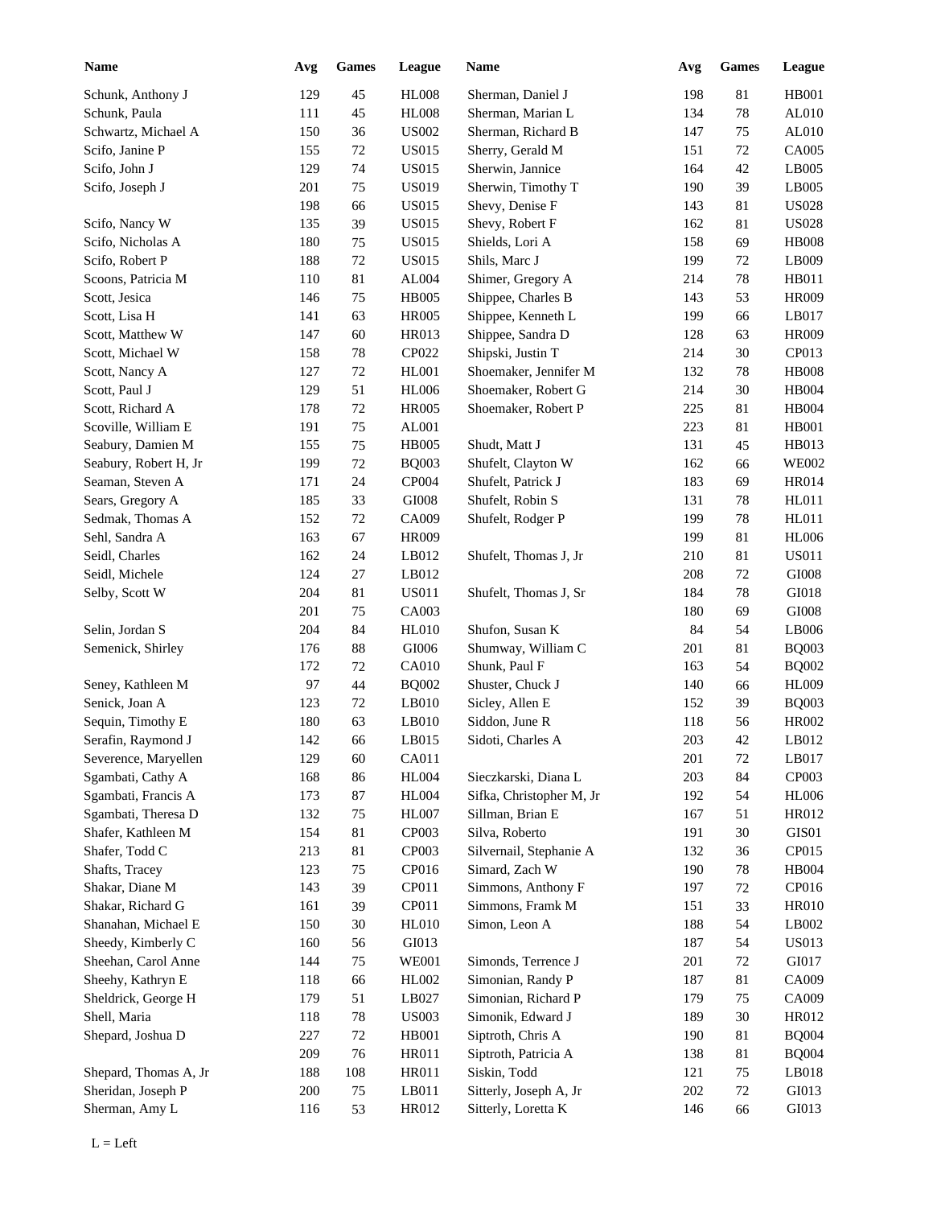| Name | Avg | Games | League | Name | Avg | Games | League |
|---|---|---|---|---|---|---|---|
| Schunk, Anthony J | 129 | 45 | HL008 | Sherman, Daniel J | 198 | 81 | HB001 |
| Schunk, Paula | 111 | 45 | HL008 | Sherman, Marian L | 134 | 78 | AL010 |
| Schwartz, Michael A | 150 | 36 | US002 | Sherman, Richard B | 147 | 75 | AL010 |
| Scifo, Janine P | 155 | 72 | US015 | Sherry, Gerald M | 151 | 72 | CA005 |
| Scifo, John J | 129 | 74 | US015 | Sherwin, Jannice | 164 | 42 | LB005 |
| Scifo, Joseph J | 201 | 75 | US019 | Sherwin, Timothy T | 190 | 39 | LB005 |
| | 198 | 66 | US015 | Shevy, Denise F | 143 | 81 | US028 |
| Scifo, Nancy W | 135 | 39 | US015 | Shevy, Robert F | 162 | 81 | US028 |
| Scifo, Nicholas A | 180 | 75 | US015 | Shields, Lori A | 158 | 69 | HB008 |
| Scifo, Robert P | 188 | 72 | US015 | Shils, Marc J | 199 | 72 | LB009 |
| Scoons, Patricia M | 110 | 81 | AL004 | Shimer, Gregory A | 214 | 78 | HB011 |
| Scott, Jesica | 146 | 75 | HB005 | Shippee, Charles B | 143 | 53 | HR009 |
| Scott, Lisa H | 141 | 63 | HR005 | Shippee, Kenneth L | 199 | 66 | LB017 |
| Scott, Matthew W | 147 | 60 | HR013 | Shippee, Sandra D | 128 | 63 | HR009 |
| Scott, Michael W | 158 | 78 | CP022 | Shipski, Justin T | 214 | 30 | CP013 |
| Scott, Nancy A | 127 | 72 | HL001 | Shoemaker, Jennifer M | 132 | 78 | HB008 |
| Scott, Paul J | 129 | 51 | HL006 | Shoemaker, Robert G | 214 | 30 | HB004 |
| Scott, Richard A | 178 | 72 | HR005 | Shoemaker, Robert P | 225 | 81 | HB004 |
| Scoville, William E | 191 | 75 | AL001 | | 223 | 81 | HB001 |
| Seabury, Damien M | 155 | 75 | HB005 | Shudt, Matt J | 131 | 45 | HB013 |
| Seabury, Robert H, Jr | 199 | 72 | BQ003 | Shufelt, Clayton W | 162 | 66 | WE002 |
| Seaman, Steven A | 171 | 24 | CP004 | Shufelt, Patrick J | 183 | 69 | HR014 |
| Sears, Gregory A | 185 | 33 | GI008 | Shufelt, Robin S | 131 | 78 | HL011 |
| Sedmak, Thomas A | 152 | 72 | CA009 | Shufelt, Rodger P | 199 | 78 | HL011 |
| Sehl, Sandra A | 163 | 67 | HR009 | | 199 | 81 | HL006 |
| Seidl, Charles | 162 | 24 | LB012 | Shufelt, Thomas J, Jr | 210 | 81 | US011 |
| Seidl, Michele | 124 | 27 | LB012 | | 208 | 72 | GI008 |
| Selby, Scott W | 204 | 81 | US011 | Shufelt, Thomas J, Sr | 184 | 78 | GI018 |
| | 201 | 75 | CA003 | | 180 | 69 | GI008 |
| Selin, Jordan S | 204 | 84 | HL010 | Shufon, Susan K | 84 | 54 | LB006 |
| Semenick, Shirley | 176 | 88 | GI006 | Shumway, William C | 201 | 81 | BQ003 |
| | 172 | 72 | CA010 | Shunk, Paul F | 163 | 54 | BQ002 |
| Seney, Kathleen M | 97 | 44 | BQ002 | Shuster, Chuck J | 140 | 66 | HL009 |
| Senick, Joan A | 123 | 72 | LB010 | Sicley, Allen E | 152 | 39 | BQ003 |
| Sequin, Timothy E | 180 | 63 | LB010 | Siddon, June R | 118 | 56 | HR002 |
| Serafin, Raymond J | 142 | 66 | LB015 | Sidoti, Charles A | 203 | 42 | LB012 |
| Severence, Maryellen | 129 | 60 | CA011 | | 201 | 72 | LB017 |
| Sgambati, Cathy A | 168 | 86 | HL004 | Sieczkarski, Diana L | 203 | 84 | CP003 |
| Sgambati, Francis A | 173 | 87 | HL004 | Sifka, Christopher M, Jr | 192 | 54 | HL006 |
| Sgambati, Theresa D | 132 | 75 | HL007 | Sillman, Brian E | 167 | 51 | HR012 |
| Shafer, Kathleen M | 154 | 81 | CP003 | Silva, Roberto | 191 | 30 | GIS01 |
| Shafer, Todd C | 213 | 81 | CP003 | Silvernail, Stephanie A | 132 | 36 | CP015 |
| Shafts, Tracey | 123 | 75 | CP016 | Simard, Zach W | 190 | 78 | HB004 |
| Shakar, Diane M | 143 | 39 | CP011 | Simmons, Anthony F | 197 | 72 | CP016 |
| Shakar, Richard G | 161 | 39 | CP011 | Simmons, Framk M | 151 | 33 | HR010 |
| Shanahan, Michael E | 150 | 30 | HL010 | Simon, Leon A | 188 | 54 | LB002 |
| Sheedy, Kimberly C | 160 | 56 | GI013 | | 187 | 54 | US013 |
| Sheehan, Carol Anne | 144 | 75 | WE001 | Simonds, Terrence J | 201 | 72 | GI017 |
| Sheehy, Kathryn E | 118 | 66 | HL002 | Simonian, Randy P | 187 | 81 | CA009 |
| Sheldrick, George H | 179 | 51 | LB027 | Simonian, Richard P | 179 | 75 | CA009 |
| Shell, Maria | 118 | 78 | US003 | Simonik, Edward J | 189 | 30 | HR012 |
| Shepard, Joshua D | 227 | 72 | HB001 | Siptroth, Chris A | 190 | 81 | BQ004 |
| | 209 | 76 | HR011 | Siptroth, Patricia A | 138 | 81 | BQ004 |
| Shepard, Thomas A, Jr | 188 | 108 | HR011 | Siskin, Todd | 121 | 75 | LB018 |
| Sheridan, Joseph P | 200 | 75 | LB011 | Sitterly, Joseph A, Jr | 202 | 72 | GI013 |
| Sherman, Amy L | 116 | 53 | HR012 | Sitterly, Loretta K | 146 | 66 | GI013 |

L = Left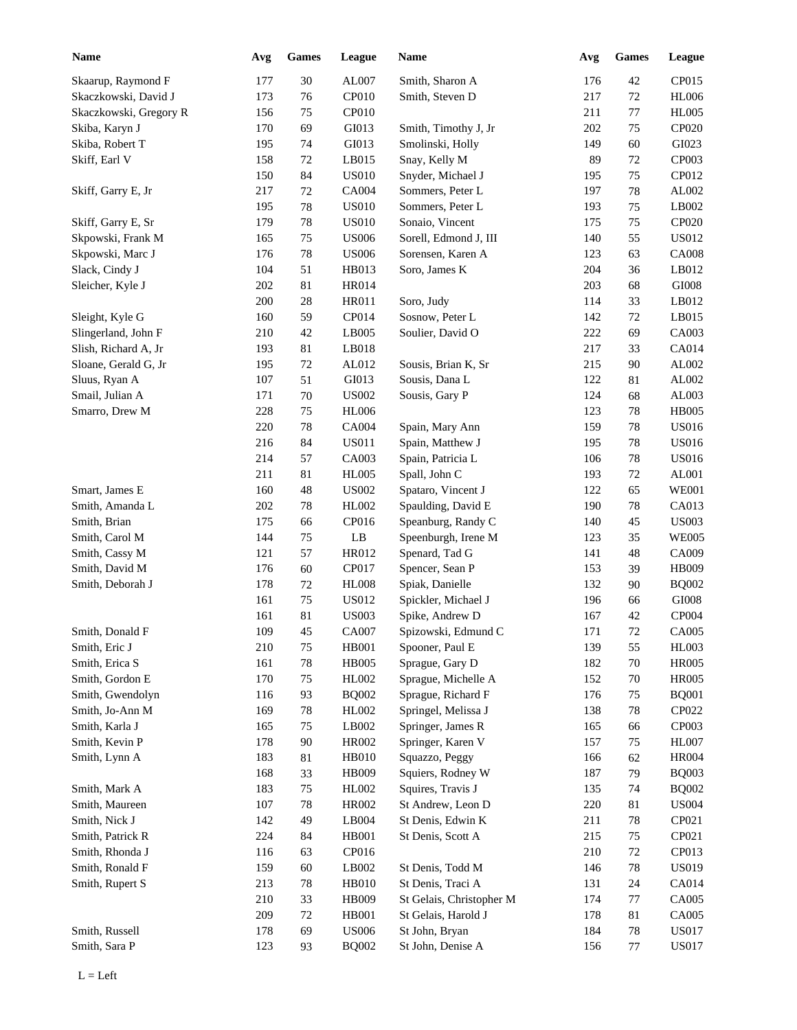| Name | Avg | Games | League | Name | Avg | Games | League |
|---|---|---|---|---|---|---|---|
| Skaarup, Raymond F | 177 | 30 | AL007 | Smith, Sharon A | 176 | 42 | CP015 |
| Skaczkowski, David J | 173 | 76 | CP010 | Smith, Steven D | 217 | 72 | HL006 |
| Skaczkowski, Gregory R | 156 | 75 | CP010 | | 211 | 77 | HL005 |
| Skiba, Karyn J | 170 | 69 | GI013 | Smith, Timothy J, Jr | 202 | 75 | CP020 |
| Skiba, Robert T | 195 | 74 | GI013 | Smolinski, Holly | 149 | 60 | GI023 |
| Skiff, Earl V | 158 | 72 | LB015 | Snay, Kelly M | 89 | 72 | CP003 |
| | 150 | 84 | US010 | Snyder, Michael J | 195 | 75 | CP012 |
| Skiff, Garry E, Jr | 217 | 72 | CA004 | Sommers, Peter L | 197 | 78 | AL002 |
| | 195 | 78 | US010 | Sommers, Peter L | 193 | 75 | LB002 |
| Skiff, Garry E, Sr | 179 | 78 | US010 | Sonaio, Vincent | 175 | 75 | CP020 |
| Skpowski, Frank M | 165 | 75 | US006 | Sorell, Edmond J, III | 140 | 55 | US012 |
| Skpowski, Marc J | 176 | 78 | US006 | Sorensen, Karen A | 123 | 63 | CA008 |
| Slack, Cindy J | 104 | 51 | HB013 | Soro, James K | 204 | 36 | LB012 |
| Sleicher, Kyle J | 202 | 81 | HR014 | | 203 | 68 | GI008 |
| | 200 | 28 | HR011 | Soro, Judy | 114 | 33 | LB012 |
| Sleight, Kyle G | 160 | 59 | CP014 | Sosnow, Peter L | 142 | 72 | LB015 |
| Slingerland, John F | 210 | 42 | LB005 | Soulier, David O | 222 | 69 | CA003 |
| Slish, Richard A, Jr | 193 | 81 | LB018 | | 217 | 33 | CA014 |
| Sloane, Gerald G, Jr | 195 | 72 | AL012 | Sousis, Brian K, Sr | 215 | 90 | AL002 |
| Sluus, Ryan A | 107 | 51 | GI013 | Sousis, Dana L | 122 | 81 | AL002 |
| Smail, Julian A | 171 | 70 | US002 | Sousis, Gary P | 124 | 68 | AL003 |
| Smarro, Drew M | 228 | 75 | HL006 | | 123 | 78 | HB005 |
| | 220 | 78 | CA004 | Spain, Mary Ann | 159 | 78 | US016 |
| | 216 | 84 | US011 | Spain, Matthew J | 195 | 78 | US016 |
| | 214 | 57 | CA003 | Spain, Patricia L | 106 | 78 | US016 |
| | 211 | 81 | HL005 | Spall, John C | 193 | 72 | AL001 |
| Smart, James E | 160 | 48 | US002 | Spataro, Vincent J | 122 | 65 | WE001 |
| Smith, Amanda L | 202 | 78 | HL002 | Spaulding, David E | 190 | 78 | CA013 |
| Smith, Brian | 175 | 66 | CP016 | Speanburg, Randy C | 140 | 45 | US003 |
| Smith, Carol M | 144 | 75 | LB | Speenburgh, Irene M | 123 | 35 | WE005 |
| Smith, Cassy M | 121 | 57 | HR012 | Spenard, Tad G | 141 | 48 | CA009 |
| Smith, David M | 176 | 60 | CP017 | Spencer, Sean P | 153 | 39 | HB009 |
| Smith, Deborah J | 178 | 72 | HL008 | Spiak, Danielle | 132 | 90 | BQ002 |
| | 161 | 75 | US012 | Spickler, Michael J | 196 | 66 | GI008 |
| | 161 | 81 | US003 | Spike, Andrew D | 167 | 42 | CP004 |
| Smith, Donald F | 109 | 45 | CA007 | Spizowski, Edmund C | 171 | 72 | CA005 |
| Smith, Eric J | 210 | 75 | HB001 | Spooner, Paul E | 139 | 55 | HL003 |
| Smith, Erica S | 161 | 78 | HB005 | Sprague, Gary D | 182 | 70 | HR005 |
| Smith, Gordon E | 170 | 75 | HL002 | Sprague, Michelle A | 152 | 70 | HR005 |
| Smith, Gwendolyn | 116 | 93 | BQ002 | Sprague, Richard F | 176 | 75 | BQ001 |
| Smith, Jo-Ann M | 169 | 78 | HL002 | Springel, Melissa J | 138 | 78 | CP022 |
| Smith, Karla J | 165 | 75 | LB002 | Springer, James R | 165 | 66 | CP003 |
| Smith, Kevin P | 178 | 90 | HR002 | Springer, Karen V | 157 | 75 | HL007 |
| Smith, Lynn A | 183 | 81 | HB010 | Squazzo, Peggy | 166 | 62 | HR004 |
| | 168 | 33 | HB009 | Squiers, Rodney W | 187 | 79 | BQ003 |
| Smith, Mark A | 183 | 75 | HL002 | Squires, Travis J | 135 | 74 | BQ002 |
| Smith, Maureen | 107 | 78 | HR002 | St Andrew, Leon D | 220 | 81 | US004 |
| Smith, Nick J | 142 | 49 | LB004 | St Denis, Edwin K | 211 | 78 | CP021 |
| Smith, Patrick R | 224 | 84 | HB001 | St Denis, Scott A | 215 | 75 | CP021 |
| Smith, Rhonda J | 116 | 63 | CP016 | | 210 | 72 | CP013 |
| Smith, Ronald F | 159 | 60 | LB002 | St Denis, Todd M | 146 | 78 | US019 |
| Smith, Rupert S | 213 | 78 | HB010 | St Denis, Traci A | 131 | 24 | CA014 |
| | 210 | 33 | HB009 | St Gelais, Christopher M | 174 | 77 | CA005 |
| | 209 | 72 | HB001 | St Gelais, Harold J | 178 | 81 | CA005 |
| Smith, Russell | 178 | 69 | US006 | St John, Bryan | 184 | 78 | US017 |
| Smith, Sara P | 123 | 93 | BQ002 | St John, Denise A | 156 | 77 | US017 |

L = Left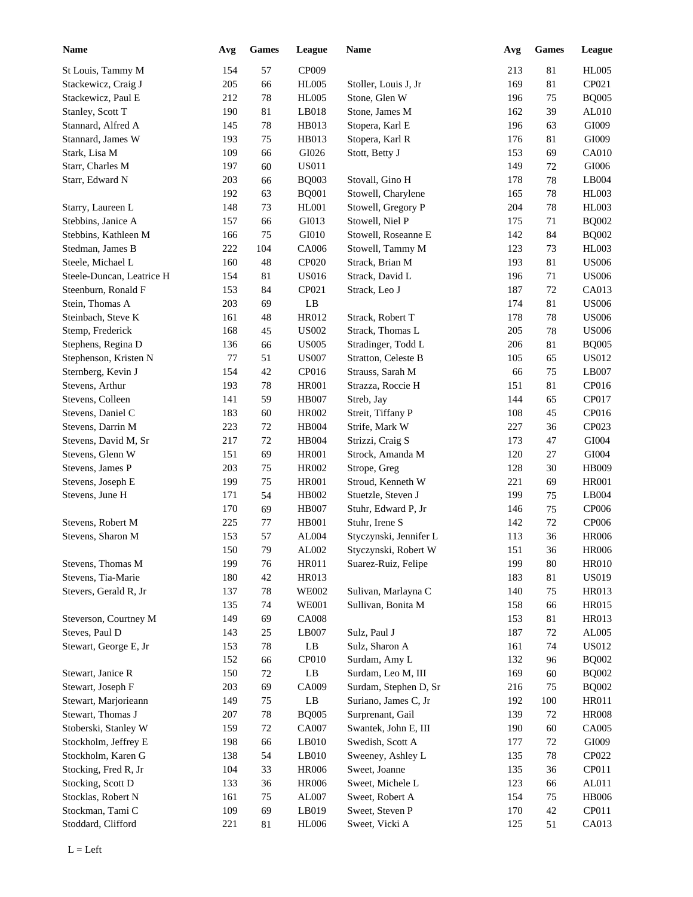| Name | Avg | Games | League |
|---|---|---|---|
| St Louis, Tammy M | 154 | 57 | CP009 |
| Stackewicz, Craig J | 205 | 66 | HL005 |
| Stackewicz, Paul E | 212 | 78 | HL005 |
| Stanley, Scott T | 190 | 81 | LB018 |
| Stannard, Alfred A | 145 | 78 | HB013 |
| Stannard, James W | 193 | 75 | HB013 |
| Stark, Lisa M | 109 | 66 | GI026 |
| Starr, Charles M | 197 | 60 | US011 |
| Starr, Edward N | 203 | 66 | BQ003 |
| | 192 | 63 | BQ001 |
| Starry, Laureen L | 148 | 73 | HL001 |
| Stebbins, Janice A | 157 | 66 | GI013 |
| Stebbins, Kathleen M | 166 | 75 | GI010 |
| Stedman, James B | 222 | 104 | CA006 |
| Steele, Michael L | 160 | 48 | CP020 |
| Steele-Duncan, Leatrice H | 154 | 81 | US016 |
| Steenburn, Ronald F | 153 | 84 | CP021 |
| Stein, Thomas A | 203 | 69 | LB |
| Steinbach, Steve K | 161 | 48 | HR012 |
| Stemp, Frederick | 168 | 45 | US002 |
| Stephens, Regina D | 136 | 66 | US005 |
| Stephenson, Kristen N | 77 | 51 | US007 |
| Sternberg, Kevin J | 154 | 42 | CP016 |
| Stevens, Arthur | 193 | 78 | HR001 |
| Stevens, Colleen | 141 | 59 | HB007 |
| Stevens, Daniel C | 183 | 60 | HR002 |
| Stevens, Darrin M | 223 | 72 | HB004 |
| Stevens, David M, Sr | 217 | 72 | HB004 |
| Stevens, Glenn W | 151 | 69 | HR001 |
| Stevens, James P | 203 | 75 | HR002 |
| Stevens, Joseph E | 199 | 75 | HR001 |
| Stevens, June H | 171 | 54 | HB002 |
| | 170 | 69 | HB007 |
| Stevens, Robert M | 225 | 77 | HB001 |
| Stevens, Sharon M | 153 | 57 | AL004 |
| | 150 | 79 | AL002 |
| Stevens, Thomas M | 199 | 76 | HR011 |
| Stevens, Tia-Marie | 180 | 42 | HR013 |
| Stevers, Gerald R, Jr | 137 | 78 | WE002 |
| | 135 | 74 | WE001 |
| Steverson, Courtney M | 149 | 69 | CA008 |
| Steves, Paul D | 143 | 25 | LB007 |
| Stewart, George E, Jr | 153 | 78 | LB |
| | 152 | 66 | CP010 |
| Stewart, Janice R | 150 | 72 | LB |
| Stewart, Joseph F | 203 | 69 | CA009 |
| Stewart, Marjorieann | 149 | 75 | LB |
| Stewart, Thomas J | 207 | 78 | BQ005 |
| Stoberski, Stanley W | 159 | 72 | CA007 |
| Stockholm, Jeffrey E | 198 | 66 | LB010 |
| Stockholm, Karen G | 138 | 54 | LB010 |
| Stocking, Fred R, Jr | 104 | 33 | HR006 |
| Stocking, Scott D | 133 | 36 | HR006 |
| Stocklas, Robert N | 161 | 75 | AL007 |
| Stockman, Tami C | 109 | 69 | LB019 |
| Stoddard, Clifford | 221 | 81 | HL006 |
| | 213 | 81 | HL005 |
| Stoller, Louis J, Jr | 169 | 81 | CP021 |
| Stone, Glen W | 196 | 75 | BQ005 |
| Stone, James M | 162 | 39 | AL010 |
| Stopera, Karl E | 196 | 63 | GI009 |
| Stopera, Karl R | 176 | 81 | GI009 |
| Stott, Betty J | 153 | 69 | CA010 |
| | 149 | 72 | GI006 |
| Stovall, Gino H | 178 | 78 | LB004 |
| Stowell, Charylene | 165 | 78 | HL003 |
| Stowell, Gregory P | 204 | 78 | HL003 |
| Stowell, Niel P | 175 | 71 | BQ002 |
| Stowell, Roseanne E | 142 | 84 | BQ002 |
| Stowell, Tammy M | 123 | 73 | HL003 |
| Strack, Brian M | 193 | 81 | US006 |
| Strack, David L | 196 | 71 | US006 |
| Strack, Leo J | 187 | 72 | CA013 |
| | 174 | 81 | US006 |
| Strack, Robert T | 178 | 78 | US006 |
| Strack, Thomas L | 205 | 78 | US006 |
| Stradinger, Todd L | 206 | 81 | BQ005 |
| Stratton, Celeste B | 105 | 65 | US012 |
| Strauss, Sarah M | 66 | 75 | LB007 |
| Strazza, Roccie H | 151 | 81 | CP016 |
| Streb, Jay | 144 | 65 | CP017 |
| Streit, Tiffany P | 108 | 45 | CP016 |
| Strife, Mark W | 227 | 36 | CP023 |
| Strizzi, Craig S | 173 | 47 | GI004 |
| Strock, Amanda M | 120 | 27 | GI004 |
| Strope, Greg | 128 | 30 | HB009 |
| Stroud, Kenneth W | 221 | 69 | HR001 |
| Stuetzle, Steven J | 199 | 75 | LB004 |
| Stuhr, Edward P, Jr | 146 | 75 | CP006 |
| Stuhr, Irene S | 142 | 72 | CP006 |
| Styczynski, Jennifer L | 113 | 36 | HR006 |
| Styczynski, Robert W | 151 | 36 | HR006 |
| Suarez-Ruiz, Felipe | 199 | 80 | HR010 |
| | 183 | 81 | US019 |
| Sulivan, Marlayna C | 140 | 75 | HR013 |
| Sullivan, Bonita M | 158 | 66 | HR015 |
| | 153 | 81 | HR013 |
| Sulz, Paul J | 187 | 72 | AL005 |
| Sulz, Sharon A | 161 | 74 | US012 |
| Surdam, Amy L | 132 | 96 | BQ002 |
| Surdam, Leo M, III | 169 | 60 | BQ002 |
| Surdam, Stephen D, Sr | 216 | 75 | BQ002 |
| Suriano, James C, Jr | 192 | 100 | HR011 |
| Surprenant, Gail | 139 | 72 | HR008 |
| Swantek, John E, III | 190 | 60 | CA005 |
| Swedish, Scott A | 177 | 72 | GI009 |
| Sweeney, Ashley L | 135 | 78 | CP022 |
| Sweet, Joanne | 135 | 36 | CP011 |
| Sweet, Michele L | 123 | 66 | AL011 |
| Sweet, Robert A | 154 | 75 | HB006 |
| Sweet, Steven P | 170 | 42 | CP011 |
| Sweet, Vicki A | 125 | 51 | CA013 |

L = Left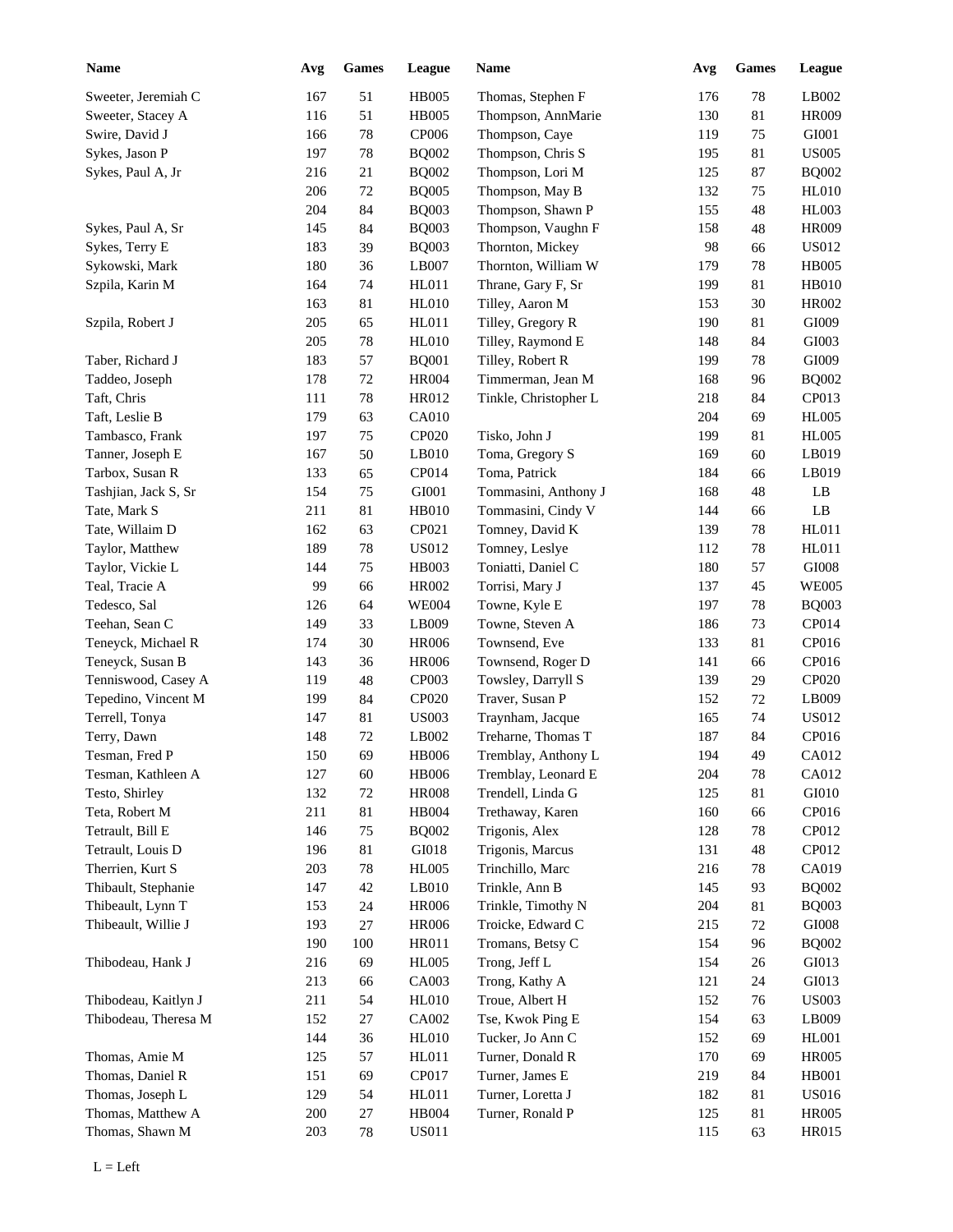| Name | Avg | Games | League |
|---|---|---|---|
| Sweeter, Jeremiah C | 167 | 51 | HB005 |
| Sweeter, Stacey A | 116 | 51 | HB005 |
| Swire, David J | 166 | 78 | CP006 |
| Sykes, Jason P | 197 | 78 | BQ002 |
| Sykes, Paul A, Jr | 216 | 21 | BQ002 |
| | 206 | 72 | BQ005 |
| | 204 | 84 | BQ003 |
| Sykes, Paul A, Sr | 145 | 84 | BQ003 |
| Sykes, Terry E | 183 | 39 | BQ003 |
| Sykowski, Mark | 180 | 36 | LB007 |
| Szpila, Karin M | 164 | 74 | HL011 |
| | 163 | 81 | HL010 |
| Szpila, Robert J | 205 | 65 | HL011 |
| | 205 | 78 | HL010 |
| Taber, Richard J | 183 | 57 | BQ001 |
| Taddeo, Joseph | 178 | 72 | HR004 |
| Taft, Chris | 111 | 78 | HR012 |
| Taft, Leslie B | 179 | 63 | CA010 |
| Tambasco, Frank | 197 | 75 | CP020 |
| Tanner, Joseph E | 167 | 50 | LB010 |
| Tarbox, Susan R | 133 | 65 | CP014 |
| Tashjian, Jack S, Sr | 154 | 75 | GI001 |
| Tate, Mark S | 211 | 81 | HB010 |
| Tate, Willaim D | 162 | 63 | CP021 |
| Taylor, Matthew | 189 | 78 | US012 |
| Taylor, Vickie L | 144 | 75 | HB003 |
| Teal, Tracie A | 99 | 66 | HR002 |
| Tedesco, Sal | 126 | 64 | WE004 |
| Teehan, Sean C | 149 | 33 | LB009 |
| Teneyck, Michael R | 174 | 30 | HR006 |
| Teneyck, Susan B | 143 | 36 | HR006 |
| Tenniswood, Casey A | 119 | 48 | CP003 |
| Tepedino, Vincent M | 199 | 84 | CP020 |
| Terrell, Tonya | 147 | 81 | US003 |
| Terry, Dawn | 148 | 72 | LB002 |
| Tesman, Fred P | 150 | 69 | HB006 |
| Tesman, Kathleen A | 127 | 60 | HB006 |
| Testo, Shirley | 132 | 72 | HR008 |
| Teta, Robert M | 211 | 81 | HB004 |
| Tetrault, Bill E | 146 | 75 | BQ002 |
| Tetrault, Louis D | 196 | 81 | GI018 |
| Therrien, Kurt S | 203 | 78 | HL005 |
| Thibault, Stephanie | 147 | 42 | LB010 |
| Thibeault, Lynn T | 153 | 24 | HR006 |
| Thibeault, Willie J | 193 | 27 | HR006 |
| | 190 | 100 | HR011 |
| Thibodeau, Hank J | 216 | 69 | HL005 |
| | 213 | 66 | CA003 |
| Thibodeau, Kaitlyn J | 211 | 54 | HL010 |
| Thibodeau, Theresa M | 152 | 27 | CA002 |
| | 144 | 36 | HL010 |
| Thomas, Amie M | 125 | 57 | HL011 |
| Thomas, Daniel R | 151 | 69 | CP017 |
| Thomas, Joseph L | 129 | 54 | HL011 |
| Thomas, Matthew A | 200 | 27 | HB004 |
| Thomas, Shawn M | 203 | 78 | US011 |
| Thomas, Stephen F | 176 | 78 | LB002 |
| Thompson, AnnMarie | 130 | 81 | HR009 |
| Thompson, Caye | 119 | 75 | GI001 |
| Thompson, Chris S | 195 | 81 | US005 |
| Thompson, Lori M | 125 | 87 | BQ002 |
| Thompson, May B | 132 | 75 | HL010 |
| Thompson, Shawn P | 155 | 48 | HL003 |
| Thompson, Vaughn F | 158 | 48 | HR009 |
| Thornton, Mickey | 98 | 66 | US012 |
| Thornton, William W | 179 | 78 | HB005 |
| Thrane, Gary F, Sr | 199 | 81 | HB010 |
| Tilley, Aaron M | 153 | 30 | HR002 |
| Tilley, Gregory R | 190 | 81 | GI009 |
| Tilley, Raymond E | 148 | 84 | GI003 |
| Tilley, Robert R | 199 | 78 | GI009 |
| Timmerman, Jean M | 168 | 96 | BQ002 |
| Tinkle, Christopher L | 218 | 84 | CP013 |
| | 204 | 69 | HL005 |
| Tisko, John J | 199 | 81 | HL005 |
| Toma, Gregory S | 169 | 60 | LB019 |
| Toma, Patrick | 184 | 66 | LB019 |
| Tommasini, Anthony J | 168 | 48 | LB |
| Tommasini, Cindy V | 144 | 66 | LB |
| Tomney, David K | 139 | 78 | HL011 |
| Tomney, Leslye | 112 | 78 | HL011 |
| Toniatti, Daniel C | 180 | 57 | GI008 |
| Torrisi, Mary J | 137 | 45 | WE005 |
| Towne, Kyle E | 197 | 78 | BQ003 |
| Towne, Steven A | 186 | 73 | CP014 |
| Townsend, Eve | 133 | 81 | CP016 |
| Townsend, Roger D | 141 | 66 | CP016 |
| Towsley, Darryll S | 139 | 29 | CP020 |
| Traver, Susan P | 152 | 72 | LB009 |
| Traynham, Jacque | 165 | 74 | US012 |
| Treharne, Thomas T | 187 | 84 | CP016 |
| Tremblay, Anthony L | 194 | 49 | CA012 |
| Tremblay, Leonard E | 204 | 78 | CA012 |
| Trendell, Linda G | 125 | 81 | GI010 |
| Trethaway, Karen | 160 | 66 | CP016 |
| Trigonis, Alex | 128 | 78 | CP012 |
| Trigonis, Marcus | 131 | 48 | CP012 |
| Trinchillo, Marc | 216 | 78 | CA019 |
| Trinkle, Ann B | 145 | 93 | BQ002 |
| Trinkle, Timothy N | 204 | 81 | BQ003 |
| Troicke, Edward C | 215 | 72 | GI008 |
| Tromans, Betsy C | 154 | 96 | BQ002 |
| Trong, Jeff L | 154 | 26 | GI013 |
| Trong, Kathy A | 121 | 24 | GI013 |
| Troue, Albert H | 152 | 76 | US003 |
| Tse, Kwok Ping E | 154 | 63 | LB009 |
| Tucker, Jo Ann C | 152 | 69 | HL001 |
| Turner, Donald R | 170 | 69 | HR005 |
| Turner, James E | 219 | 84 | HB001 |
| Turner, Loretta J | 182 | 81 | US016 |
| Turner, Ronald P | 125 | 81 | HR005 |
| | 115 | 63 | HR015 |

L = Left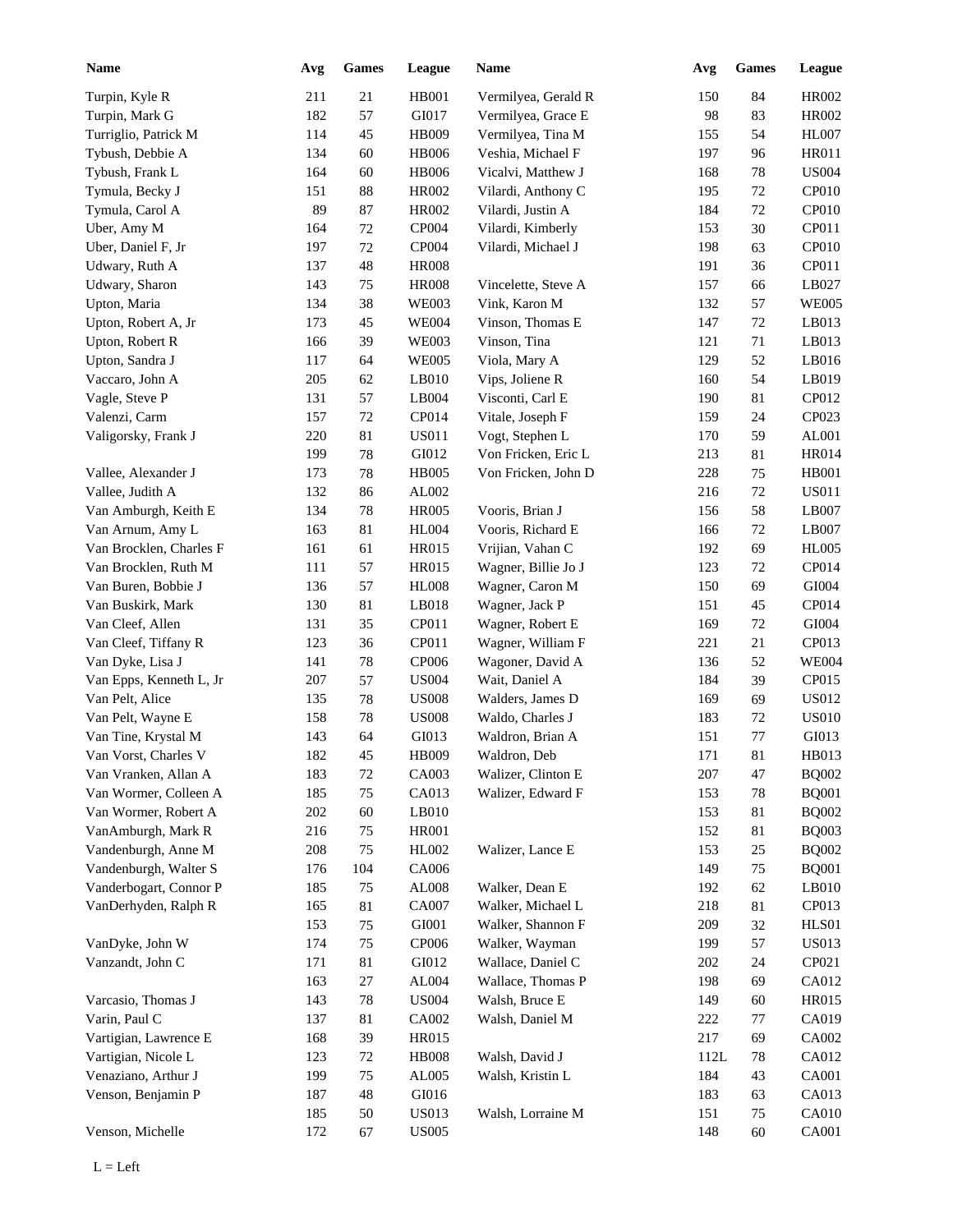| Name | Avg | Games | League | Name | Avg | Games | League |
|---|---|---|---|---|---|---|---|
| Turpin, Kyle R | 211 | 21 | HB001 | Vermilyea, Gerald R | 150 | 84 | HR002 |
| Turpin, Mark G | 182 | 57 | GI017 | Vermilyea, Grace E | 98 | 83 | HR002 |
| Turriglio, Patrick M | 114 | 45 | HB009 | Vermilyea, Tina M | 155 | 54 | HL007 |
| Tybush, Debbie A | 134 | 60 | HB006 | Veshia, Michael F | 197 | 96 | HR011 |
| Tybush, Frank L | 164 | 60 | HB006 | Vicalvi, Matthew J | 168 | 78 | US004 |
| Tymula, Becky J | 151 | 88 | HR002 | Vilardi, Anthony C | 195 | 72 | CP010 |
| Tymula, Carol A | 89 | 87 | HR002 | Vilardi, Justin A | 184 | 72 | CP010 |
| Uber, Amy M | 164 | 72 | CP004 | Vilardi, Kimberly | 153 | 30 | CP011 |
| Uber, Daniel F, Jr | 197 | 72 | CP004 | Vilardi, Michael J | 198 | 63 | CP010 |
| Udwary, Ruth A | 137 | 48 | HR008 | | 191 | 36 | CP011 |
| Udwary, Sharon | 143 | 75 | HR008 | Vincelette, Steve A | 157 | 66 | LB027 |
| Upton, Maria | 134 | 38 | WE003 | Vink, Karon M | 132 | 57 | WE005 |
| Upton, Robert A, Jr | 173 | 45 | WE004 | Vinson, Thomas E | 147 | 72 | LB013 |
| Upton, Robert R | 166 | 39 | WE003 | Vinson, Tina | 121 | 71 | LB013 |
| Upton, Sandra J | 117 | 64 | WE005 | Viola, Mary A | 129 | 52 | LB016 |
| Vaccaro, John A | 205 | 62 | LB010 | Vips, Joliene R | 160 | 54 | LB019 |
| Vagle, Steve P | 131 | 57 | LB004 | Visconti, Carl E | 190 | 81 | CP012 |
| Valenzi, Carm | 157 | 72 | CP014 | Vitale, Joseph F | 159 | 24 | CP023 |
| Valigorsky, Frank J | 220 | 81 | US011 | Vogt, Stephen L | 170 | 59 | AL001 |
| | 199 | 78 | GI012 | Von Fricken, Eric L | 213 | 81 | HR014 |
| Vallee, Alexander J | 173 | 78 | HB005 | Von Fricken, John D | 228 | 75 | HB001 |
| Vallee, Judith A | 132 | 86 | AL002 | | 216 | 72 | US011 |
| Van Amburgh, Keith E | 134 | 78 | HR005 | Vooris, Brian J | 156 | 58 | LB007 |
| Van Arnum, Amy L | 163 | 81 | HL004 | Vooris, Richard E | 166 | 72 | LB007 |
| Van Brocklen, Charles F | 161 | 61 | HR015 | Vrijian, Vahan C | 192 | 69 | HL005 |
| Van Brocklen, Ruth M | 111 | 57 | HR015 | Wagner, Billie Jo J | 123 | 72 | CP014 |
| Van Buren, Bobbie J | 136 | 57 | HL008 | Wagner, Caron M | 150 | 69 | GI004 |
| Van Buskirk, Mark | 130 | 81 | LB018 | Wagner, Jack P | 151 | 45 | CP014 |
| Van Cleef, Allen | 131 | 35 | CP011 | Wagner, Robert E | 169 | 72 | GI004 |
| Van Cleef, Tiffany R | 123 | 36 | CP011 | Wagner, William F | 221 | 21 | CP013 |
| Van Dyke, Lisa J | 141 | 78 | CP006 | Wagoner, David A | 136 | 52 | WE004 |
| Van Epps, Kenneth L, Jr | 207 | 57 | US004 | Wait, Daniel A | 184 | 39 | CP015 |
| Van Pelt, Alice | 135 | 78 | US008 | Walders, James D | 169 | 69 | US012 |
| Van Pelt, Wayne E | 158 | 78 | US008 | Waldo, Charles J | 183 | 72 | US010 |
| Van Tine, Krystal M | 143 | 64 | GI013 | Waldron, Brian A | 151 | 77 | GI013 |
| Van Vorst, Charles V | 182 | 45 | HB009 | Waldron, Deb | 171 | 81 | HB013 |
| Van Vranken, Allan A | 183 | 72 | CA003 | Walizer, Clinton E | 207 | 47 | BQ002 |
| Van Wormer, Colleen A | 185 | 75 | CA013 | Walizer, Edward F | 153 | 78 | BQ001 |
| Van Wormer, Robert A | 202 | 60 | LB010 | | 153 | 81 | BQ002 |
| VanAmburgh, Mark R | 216 | 75 | HR001 | | 152 | 81 | BQ003 |
| Vandenburgh, Anne M | 208 | 75 | HL002 | Walizer, Lance E | 153 | 25 | BQ002 |
| Vandenburgh, Walter S | 176 | 104 | CA006 | | 149 | 75 | BQ001 |
| Vanderbogart, Connor P | 185 | 75 | AL008 | Walker, Dean E | 192 | 62 | LB010 |
| VanDerhyden, Ralph R | 165 | 81 | CA007 | Walker, Michael L | 218 | 81 | CP013 |
| | 153 | 75 | GI001 | Walker, Shannon F | 209 | 32 | HLS01 |
| VanDyke, John W | 174 | 75 | CP006 | Walker, Wayman | 199 | 57 | US013 |
| Vanzandt, John C | 171 | 81 | GI012 | Wallace, Daniel C | 202 | 24 | CP021 |
| | 163 | 27 | AL004 | Wallace, Thomas P | 198 | 69 | CA012 |
| Varcasio, Thomas J | 143 | 78 | US004 | Walsh, Bruce E | 149 | 60 | HR015 |
| Varin, Paul C | 137 | 81 | CA002 | Walsh, Daniel M | 222 | 77 | CA019 |
| Vartigian, Lawrence E | 168 | 39 | HR015 | | 217 | 69 | CA002 |
| Vartigian, Nicole L | 123 | 72 | HB008 | Walsh, David J | 112L | 78 | CA012 |
| Venaziano, Arthur J | 199 | 75 | AL005 | Walsh, Kristin L | 184 | 43 | CA001 |
| Venson, Benjamin P | 187 | 48 | GI016 | | 183 | 63 | CA013 |
| | 185 | 50 | US013 | Walsh, Lorraine M | 151 | 75 | CA010 |
| Venson, Michelle | 172 | 67 | US005 | | 148 | 60 | CA001 |

L = Left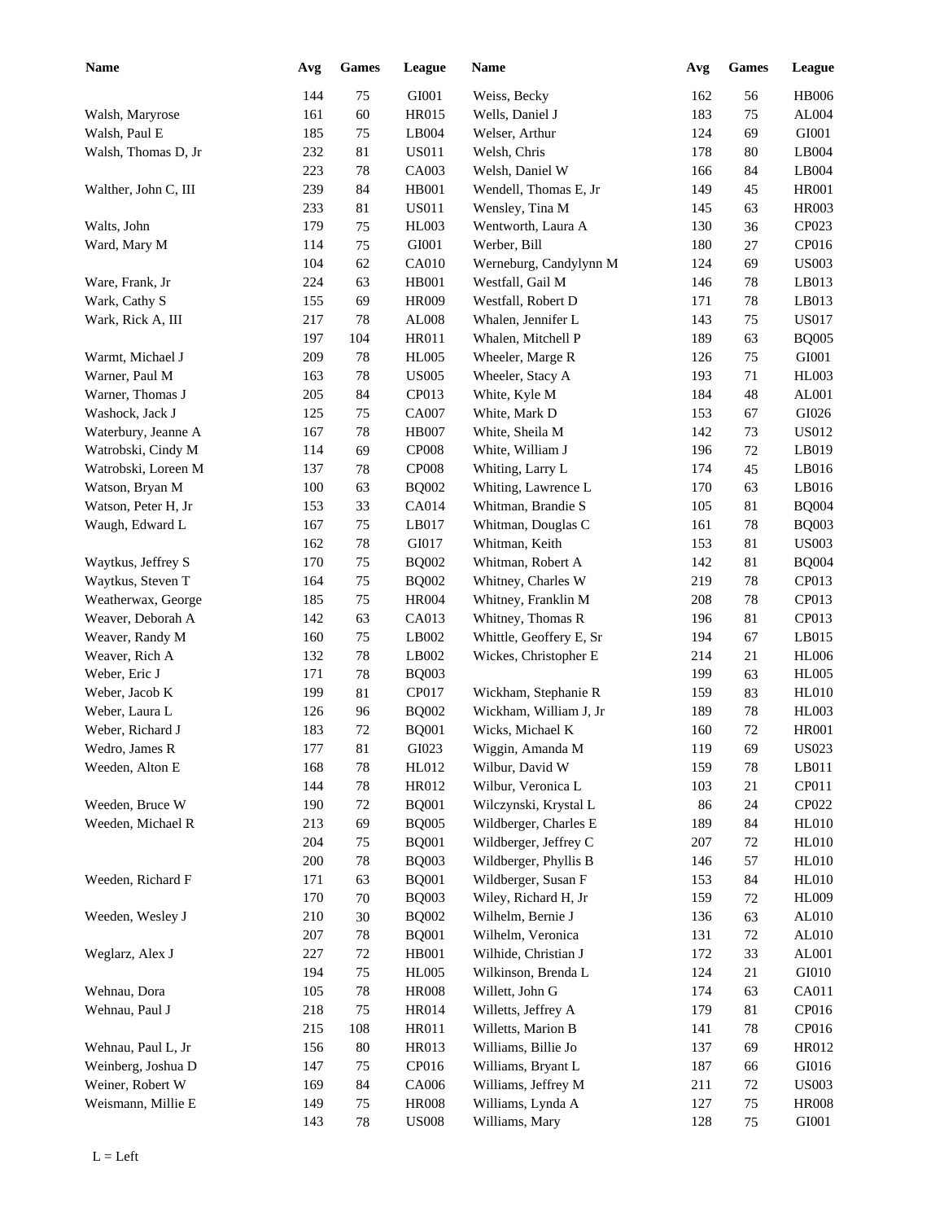| Name | Avg | Games | League | Name | Avg | Games | League |
|---|---|---|---|---|---|---|---|
| | 144 | 75 | GI001 | Weiss, Becky | 162 | 56 | HB006 |
| Walsh, Maryrose | 161 | 60 | HR015 | Wells, Daniel J | 183 | 75 | AL004 |
| Walsh, Paul E | 185 | 75 | LB004 | Welser, Arthur | 124 | 69 | GI001 |
| Walsh, Thomas D, Jr | 232 | 81 | US011 | Welsh, Chris | 178 | 80 | LB004 |
| | 223 | 78 | CA003 | Welsh, Daniel W | 166 | 84 | LB004 |
| Walther, John C, III | 239 | 84 | HB001 | Wendell, Thomas E, Jr | 149 | 45 | HR001 |
| | 233 | 81 | US011 | Wensley, Tina M | 145 | 63 | HR003 |
| Walts, John | 179 | 75 | HL003 | Wentworth, Laura A | 130 | 36 | CP023 |
| Ward, Mary M | 114 | 75 | GI001 | Werber, Bill | 180 | 27 | CP016 |
| | 104 | 62 | CA010 | Werneburg, Candylynn M | 124 | 69 | US003 |
| Ware, Frank, Jr | 224 | 63 | HB001 | Westfall, Gail M | 146 | 78 | LB013 |
| Wark, Cathy S | 155 | 69 | HR009 | Westfall, Robert D | 171 | 78 | LB013 |
| Wark, Rick A, III | 217 | 78 | AL008 | Whalen, Jennifer L | 143 | 75 | US017 |
| | 197 | 104 | HR011 | Whalen, Mitchell P | 189 | 63 | BQ005 |
| Warmt, Michael J | 209 | 78 | HL005 | Wheeler, Marge R | 126 | 75 | GI001 |
| Warner, Paul M | 163 | 78 | US005 | Wheeler, Stacy A | 193 | 71 | HL003 |
| Warner, Thomas J | 205 | 84 | CP013 | White, Kyle M | 184 | 48 | AL001 |
| Washock, Jack J | 125 | 75 | CA007 | White, Mark D | 153 | 67 | GI026 |
| Waterbury, Jeanne A | 167 | 78 | HB007 | White, Sheila M | 142 | 73 | US012 |
| Watrobski, Cindy M | 114 | 69 | CP008 | White, William J | 196 | 72 | LB019 |
| Watrobski, Loreen M | 137 | 78 | CP008 | Whiting, Larry L | 174 | 45 | LB016 |
| Watson, Bryan M | 100 | 63 | BQ002 | Whiting, Lawrence L | 170 | 63 | LB016 |
| Watson, Peter H, Jr | 153 | 33 | CA014 | Whitman, Brandie S | 105 | 81 | BQ004 |
| Waugh, Edward L | 167 | 75 | LB017 | Whitman, Douglas C | 161 | 78 | BQ003 |
| | 162 | 78 | GI017 | Whitman, Keith | 153 | 81 | US003 |
| Waytkus, Jeffrey S | 170 | 75 | BQ002 | Whitman, Robert A | 142 | 81 | BQ004 |
| Waytkus, Steven T | 164 | 75 | BQ002 | Whitney, Charles W | 219 | 78 | CP013 |
| Weatherwax, George | 185 | 75 | HR004 | Whitney, Franklin M | 208 | 78 | CP013 |
| Weaver, Deborah A | 142 | 63 | CA013 | Whitney, Thomas R | 196 | 81 | CP013 |
| Weaver, Randy M | 160 | 75 | LB002 | Whittle, Geoffrey E, Sr | 194 | 67 | LB015 |
| Weaver, Rich A | 132 | 78 | LB002 | Wickes, Christopher E | 214 | 21 | HL006 |
| Weber, Eric J | 171 | 78 | BQ003 | | 199 | 63 | HL005 |
| Weber, Jacob K | 199 | 81 | CP017 | Wickham, Stephanie R | 159 | 83 | HL010 |
| Weber, Laura L | 126 | 96 | BQ002 | Wickham, William J, Jr | 189 | 78 | HL003 |
| Weber, Richard J | 183 | 72 | BQ001 | Wicks, Michael K | 160 | 72 | HR001 |
| Wedro, James R | 177 | 81 | GI023 | Wiggin, Amanda M | 119 | 69 | US023 |
| Weeden, Alton E | 168 | 78 | HL012 | Wilbur, David W | 159 | 78 | LB011 |
| | 144 | 78 | HR012 | Wilbur, Veronica L | 103 | 21 | CP011 |
| Weeden, Bruce W | 190 | 72 | BQ001 | Wilczynski, Krystal L | 86 | 24 | CP022 |
| Weeden, Michael R | 213 | 69 | BQ005 | Wildberger, Charles E | 189 | 84 | HL010 |
| | 204 | 75 | BQ001 | Wildberger, Jeffrey C | 207 | 72 | HL010 |
| | 200 | 78 | BQ003 | Wildberger, Phyllis B | 146 | 57 | HL010 |
| Weeden, Richard F | 171 | 63 | BQ001 | Wildberger, Susan F | 153 | 84 | HL010 |
| | 170 | 70 | BQ003 | Wiley, Richard H, Jr | 159 | 72 | HL009 |
| Weeden, Wesley J | 210 | 30 | BQ002 | Wilhelm, Bernie J | 136 | 63 | AL010 |
| | 207 | 78 | BQ001 | Wilhelm, Veronica | 131 | 72 | AL010 |
| Weglarz, Alex J | 227 | 72 | HB001 | Wilhide, Christian J | 172 | 33 | AL001 |
| | 194 | 75 | HL005 | Wilkinson, Brenda L | 124 | 21 | GI010 |
| Wehnau, Dora | 105 | 78 | HR008 | Willett, John G | 174 | 63 | CA011 |
| Wehnau, Paul J | 218 | 75 | HR014 | Willetts, Jeffrey A | 179 | 81 | CP016 |
| | 215 | 108 | HR011 | Willetts, Marion B | 141 | 78 | CP016 |
| Wehnau, Paul L, Jr | 156 | 80 | HR013 | Williams, Billie Jo | 137 | 69 | HR012 |
| Weinberg, Joshua D | 147 | 75 | CP016 | Williams, Bryant L | 187 | 66 | GI016 |
| Weiner, Robert W | 169 | 84 | CA006 | Williams, Jeffrey M | 211 | 72 | US003 |
| Weismann, Millie E | 149 | 75 | HR008 | Williams, Lynda A | 127 | 75 | HR008 |
| | 143 | 78 | US008 | Williams, Mary | 128 | 75 | GI001 |

L = Left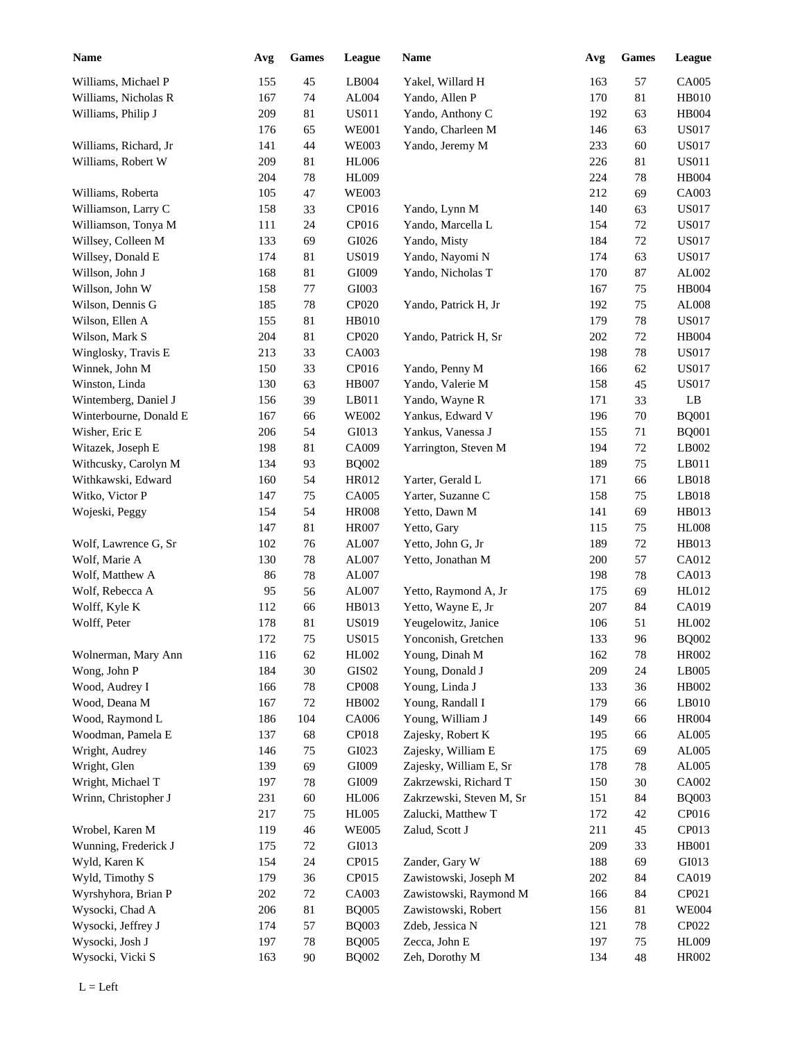| Name | Avg | Games | League | Name | Avg | Games | League |
|---|---|---|---|---|---|---|---|
| Williams, Michael P | 155 | 45 | LB004 | Yakel, Willard H | 163 | 57 | CA005 |
| Williams, Nicholas R | 167 | 74 | AL004 | Yando, Allen P | 170 | 81 | HB010 |
| Williams, Philip J | 209 | 81 | US011 | Yando, Anthony C | 192 | 63 | HB004 |
| | 176 | 65 | WE001 | Yando, Charleen M | 146 | 63 | US017 |
| Williams, Richard, Jr | 141 | 44 | WE003 | Yando, Jeremy M | 233 | 60 | US017 |
| Williams, Robert W | 209 | 81 | HL006 | | 226 | 81 | US011 |
| | 204 | 78 | HL009 | | 224 | 78 | HB004 |
| Williams, Roberta | 105 | 47 | WE003 | | 212 | 69 | CA003 |
| Williamson, Larry C | 158 | 33 | CP016 | Yando, Lynn M | 140 | 63 | US017 |
| Williamson, Tonya M | 111 | 24 | CP016 | Yando, Marcella L | 154 | 72 | US017 |
| Willsey, Colleen M | 133 | 69 | GI026 | Yando, Misty | 184 | 72 | US017 |
| Willsey, Donald E | 174 | 81 | US019 | Yando, Nayomi N | 174 | 63 | US017 |
| Willson, John J | 168 | 81 | GI009 | Yando, Nicholas T | 170 | 87 | AL002 |
| Willson, John W | 158 | 77 | GI003 | | 167 | 75 | HB004 |
| Wilson, Dennis G | 185 | 78 | CP020 | Yando, Patrick H, Jr | 192 | 75 | AL008 |
| Wilson, Ellen A | 155 | 81 | HB010 | | 179 | 78 | US017 |
| Wilson, Mark S | 204 | 81 | CP020 | Yando, Patrick H, Sr | 202 | 72 | HB004 |
| Winglosky, Travis E | 213 | 33 | CA003 | | 198 | 78 | US017 |
| Winnek, John M | 150 | 33 | CP016 | Yando, Penny M | 166 | 62 | US017 |
| Winston, Linda | 130 | 63 | HB007 | Yando, Valerie M | 158 | 45 | US017 |
| Wintemberg, Daniel J | 156 | 39 | LB011 | Yando, Wayne R | 171 | 33 | LB |
| Winterbourne, Donald E | 167 | 66 | WE002 | Yankus, Edward V | 196 | 70 | BQ001 |
| Wisher, Eric E | 206 | 54 | GI013 | Yankus, Vanessa J | 155 | 71 | BQ001 |
| Witazek, Joseph E | 198 | 81 | CA009 | Yarrington, Steven M | 194 | 72 | LB002 |
| Withcusky, Carolyn M | 134 | 93 | BQ002 | | 189 | 75 | LB011 |
| Withkawski, Edward | 160 | 54 | HR012 | Yarter, Gerald L | 171 | 66 | LB018 |
| Witko, Victor P | 147 | 75 | CA005 | Yarter, Suzanne C | 158 | 75 | LB018 |
| Wojeski, Peggy | 154 | 54 | HR008 | Yetto, Dawn M | 141 | 69 | HB013 |
| | 147 | 81 | HR007 | Yetto, Gary | 115 | 75 | HL008 |
| Wolf, Lawrence G, Sr | 102 | 76 | AL007 | Yetto, John G, Jr | 189 | 72 | HB013 |
| Wolf, Marie A | 130 | 78 | AL007 | Yetto, Jonathan M | 200 | 57 | CA012 |
| Wolf, Matthew A | 86 | 78 | AL007 | | 198 | 78 | CA013 |
| Wolf, Rebecca A | 95 | 56 | AL007 | Yetto, Raymond A, Jr | 175 | 69 | HL012 |
| Wolff, Kyle K | 112 | 66 | HB013 | Yetto, Wayne E, Jr | 207 | 84 | CA019 |
| Wolff, Peter | 178 | 81 | US019 | Yeugelowitz, Janice | 106 | 51 | HL002 |
| | 172 | 75 | US015 | Yonconish, Gretchen | 133 | 96 | BQ002 |
| Wolnerman, Mary Ann | 116 | 62 | HL002 | Young, Dinah M | 162 | 78 | HR002 |
| Wong, John P | 184 | 30 | GIS02 | Young, Donald J | 209 | 24 | LB005 |
| Wood, Audrey I | 166 | 78 | CP008 | Young, Linda J | 133 | 36 | HB002 |
| Wood, Deana M | 167 | 72 | HB002 | Young, Randall I | 179 | 66 | LB010 |
| Wood, Raymond L | 186 | 104 | CA006 | Young, William J | 149 | 66 | HR004 |
| Woodman, Pamela E | 137 | 68 | CP018 | Zajesky, Robert K | 195 | 66 | AL005 |
| Wright, Audrey | 146 | 75 | GI023 | Zajesky, William E | 175 | 69 | AL005 |
| Wright, Glen | 139 | 69 | GI009 | Zajesky, William E, Sr | 178 | 78 | AL005 |
| Wright, Michael T | 197 | 78 | GI009 | Zakrzewski, Richard T | 150 | 30 | CA002 |
| Wrinn, Christopher J | 231 | 60 | HL006 | Zakrzewski, Steven M, Sr | 151 | 84 | BQ003 |
| | 217 | 75 | HL005 | Zalucki, Matthew T | 172 | 42 | CP016 |
| Wrobel, Karen M | 119 | 46 | WE005 | Zalud, Scott J | 211 | 45 | CP013 |
| Wunning, Frederick J | 175 | 72 | GI013 | | 209 | 33 | HB001 |
| Wyld, Karen K | 154 | 24 | CP015 | Zander, Gary W | 188 | 69 | GI013 |
| Wyld, Timothy S | 179 | 36 | CP015 | Zawistowski, Joseph M | 202 | 84 | CA019 |
| Wyrshyhora, Brian P | 202 | 72 | CA003 | Zawistowski, Raymond M | 166 | 84 | CP021 |
| Wysocki, Chad A | 206 | 81 | BQ005 | Zawistowski, Robert | 156 | 81 | WE004 |
| Wysocki, Jeffrey J | 174 | 57 | BQ003 | Zdeb, Jessica N | 121 | 78 | CP022 |
| Wysocki, Josh J | 197 | 78 | BQ005 | Zecca, John E | 197 | 75 | HL009 |
| Wysocki, Vicki S | 163 | 90 | BQ002 | Zeh, Dorothy M | 134 | 48 | HR002 |

L = Left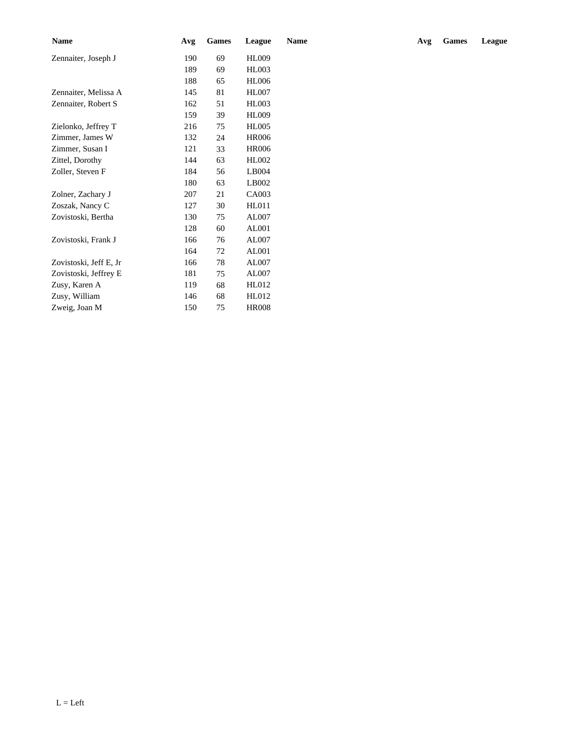| Name | Avg | Games | League | Name | Avg | Games | League |
|---|---|---|---|---|---|---|---|
| Zennaiter, Joseph J | 190 | 69 | HL009 | | | | |
| | 189 | 69 | HL003 | | | | |
| | 188 | 65 | HL006 | | | | |
| Zennaiter, Melissa A | 145 | 81 | HL007 | | | | |
| Zennaiter, Robert S | 162 | 51 | HL003 | | | | |
| | 159 | 39 | HL009 | | | | |
| Zielonko, Jeffrey T | 216 | 75 | HL005 | | | | |
| Zimmer, James W | 132 | 24 | HR006 | | | | |
| Zimmer, Susan I | 121 | 33 | HR006 | | | | |
| Zittel, Dorothy | 144 | 63 | HL002 | | | | |
| Zoller, Steven F | 184 | 56 | LB004 | | | | |
| | 180 | 63 | LB002 | | | | |
| Zolner, Zachary J | 207 | 21 | CA003 | | | | |
| Zoszak, Nancy C | 127 | 30 | HL011 | | | | |
| Zovistoski, Bertha | 130 | 75 | AL007 | | | | |
| | 128 | 60 | AL001 | | | | |
| Zovistoski, Frank J | 166 | 76 | AL007 | | | | |
| | 164 | 72 | AL001 | | | | |
| Zovistoski, Jeff E, Jr | 166 | 78 | AL007 | | | | |
| Zovistoski, Jeffrey E | 181 | 75 | AL007 | | | | |
| Zusy, Karen A | 119 | 68 | HL012 | | | | |
| Zusy, William | 146 | 68 | HL012 | | | | |
| Zweig, Joan M | 150 | 75 | HR008 | | | | |

L = Left